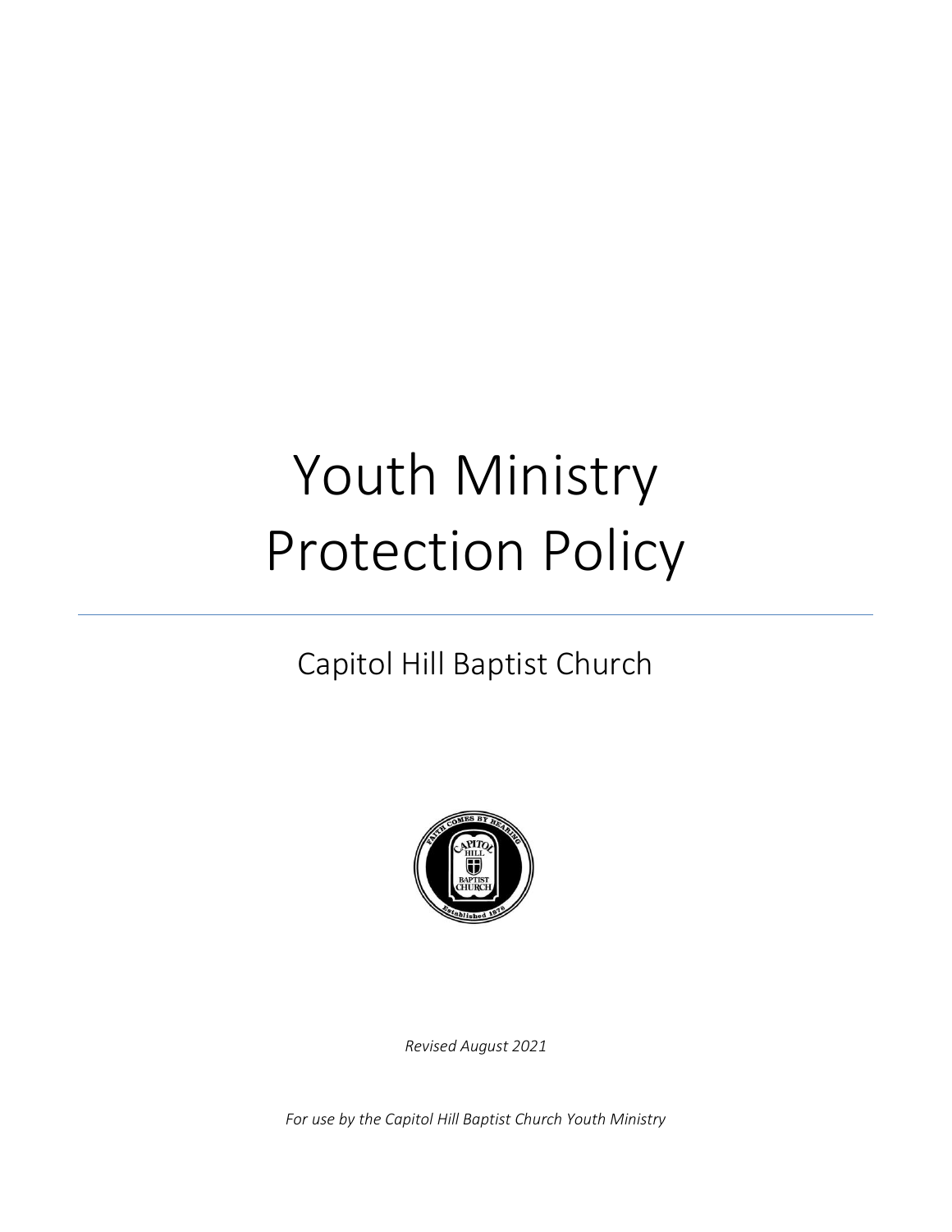# Youth Ministry Protection Policy

## Capitol Hill Baptist Church

*Revised August 2021*

*For use by the Capitol Hill Baptist Church Youth Ministry*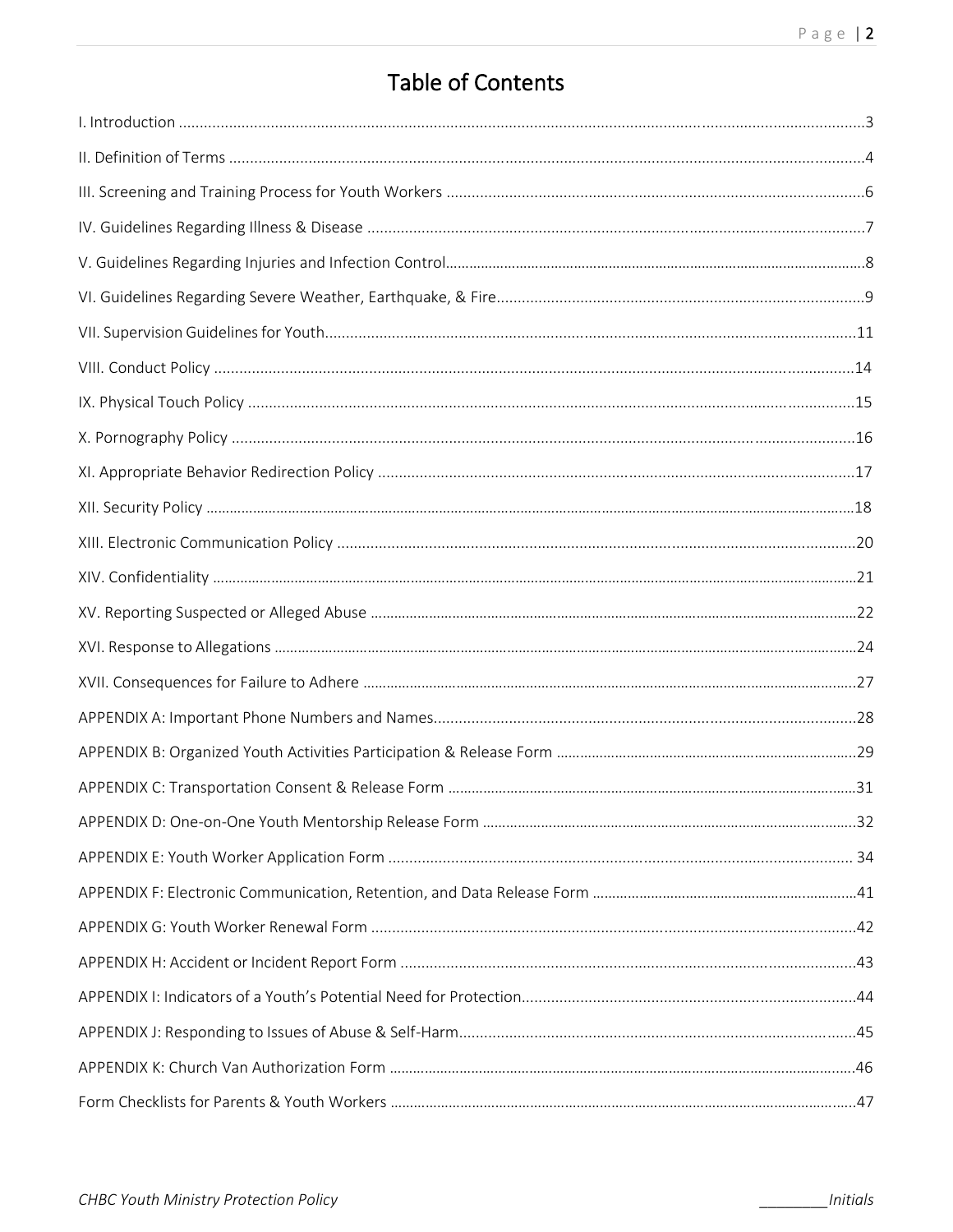# Table of Contents

I. Introduction ....................................................................................................................................................3

II. Definition of Terms ........................................................................................................................................4

III. Screening and Training Process for Youth Workers .....................................................................................6

IV. Guidelines Regarding Illness & Disease .......................................................................................................7

V. Guidelines Regarding Injuries and Infection Control.........................................................................................8

VI. Guidelines Regarding Severe Weather, Earthquake, & Fire.........................................................................9

VII. Supervision Guidelines for Youth..............................................................................................................11

VIII. Conduct Policy .........................................................................................................................................14

IX. Physical Touch Policy .................................................................................................................................15

X. Pornography Policy .....................................................................................................................................16

XI. Appropriate Behavior Redirection Policy ..................................................................................................17

XII. Security Policy ..........................................................................................................................................18

XIII. Electronic Communication Policy ............................................................................................................20

XIV. Confidentiality ..........................................................................................................................................21

XV. Reporting Suspected or Alleged Abuse .....................................................................................................22

XVI. Response to Allegations ..........................................................................................................................24

XVII. Consequences for Failure to Adhere .......................................................................................................27

APPENDIX A: Important Phone Numbers and Names.....................................................................................28

APPENDIX B: Organized Youth Activities Participation & Release Form ..........................................................29

APPENDIX C: Transportation Consent & Release Form ...................................................................................31

APPENDIX D: One-on-One Youth Mentorship Release Form ..........................................................................32

APPENDIX E: Youth Worker Application Form ............................................................................................... 34

APPENDIX F: Electronic Communication, Retention, and Data Release Form ..................................................41

APPENDIX G: Youth Worker Renewal Form .....................................................................................................42

APPENDIX H: Accident or Incident Report Form .............................................................................................43

APPENDIX I: Indicators of a Youth's Potential Need for Protection.................................................................44

APPENDIX J: Responding to Issues of Abuse & Self-Harm...............................................................................45

APPENDIX K: Church Van Authorization Form ................................................................................................46

Form Checklists for Parents & Youth Workers .................................................................................................47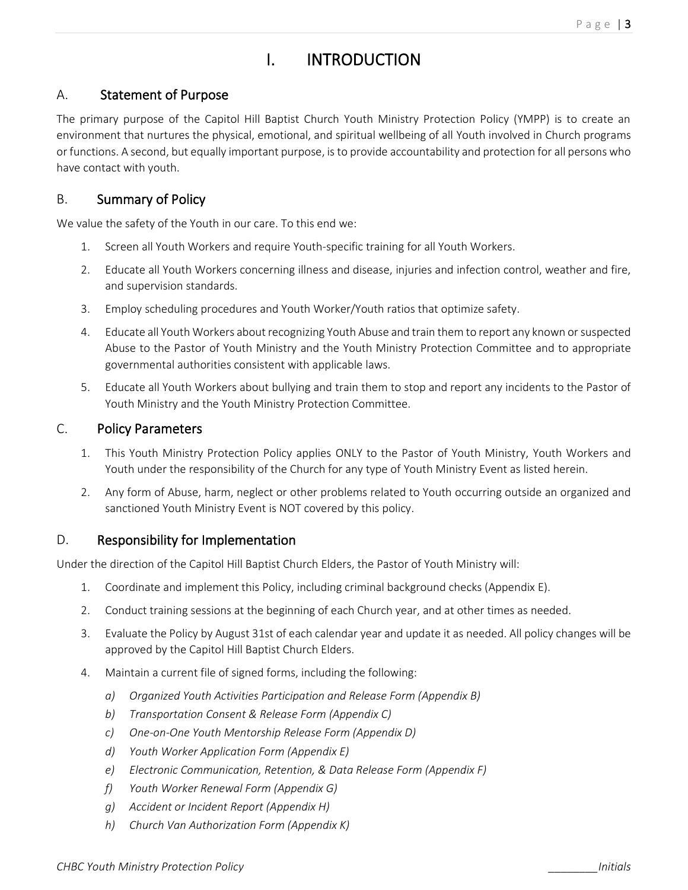# I. INTRODUCTION

## A. Statement of Purpose

The primary purpose of the Capitol Hill Baptist Church Youth Ministry Protection Policy (YMPP) is to create an environment that nurtures the physical, emotional, and spiritual wellbeing of all Youth involved in Church programs or functions. A second, but equally important purpose, is to provide accountability and protection for all persons who have contact with youth.

## B. Summary of Policy

We value the safety of the Youth in our care. To this end we:

1. Screen all Youth Workers and require Youth-specific training for all Youth Workers.
2. Educate all Youth Workers concerning illness and disease, injuries and infection control, weather and fire, and supervision standards.
3. Employ scheduling procedures and Youth Worker/Youth ratios that optimize safety.
4. Educate all Youth Workers about recognizing Youth Abuse and train them to report any known or suspected Abuse to the Pastor of Youth Ministry and the Youth Ministry Protection Committee and to appropriate governmental authorities consistent with applicable laws.
5. Educate all Youth Workers about bullying and train them to stop and report any incidents to the Pastor of Youth Ministry and the Youth Ministry Protection Committee.

## C. Policy Parameters

1. This Youth Ministry Protection Policy applies ONLY to the Pastor of Youth Ministry, Youth Workers and Youth under the responsibility of the Church for any type of Youth Ministry Event as listed herein.
2. Any form of Abuse, harm, neglect or other problems related to Youth occurring outside an organized and sanctioned Youth Ministry Event is NOT covered by this policy.

## D. Responsibility for Implementation

Under the direction of the Capitol Hill Baptist Church Elders, the Pastor of Youth Ministry will:

1. Coordinate and implement this Policy, including criminal background checks (Appendix E).
2. Conduct training sessions at the beginning of each Church year, and at other times as needed.
3. Evaluate the Policy by August 31st of each calendar year and update it as needed. All policy changes will be approved by the Capitol Hill Baptist Church Elders.
4. Maintain a current file of signed forms, including the following:
   a) *Organized Youth Activities Participation and Release Form (Appendix B)*
   b) *Transportation Consent & Release Form (Appendix C)*
   c) *One-on-One Youth Mentorship Release Form (Appendix D)*
   d) *Youth Worker Application Form (Appendix E)*
   e) *Electronic Communication, Retention, & Data Release Form (Appendix F)*
   f) *Youth Worker Renewal Form (Appendix G)*
   g) *Accident or Incident Report (Appendix H)*
   h) *Church Van Authorization Form (Appendix K)*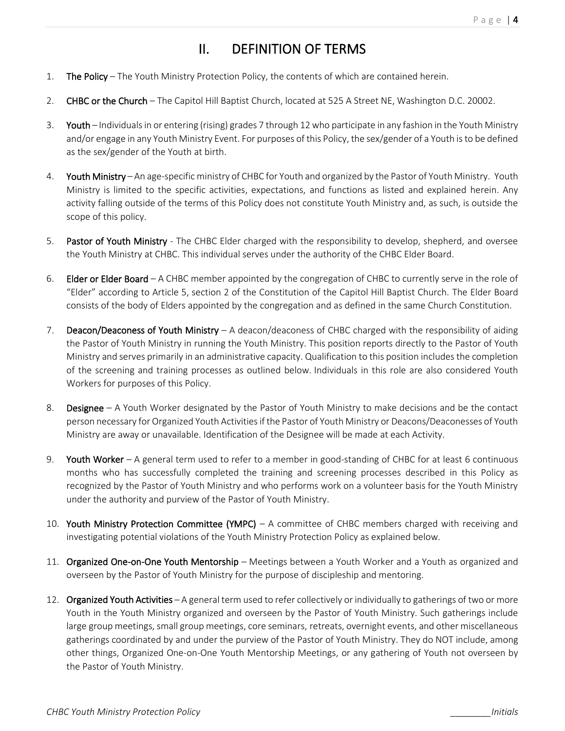## II. DEFINITION OF TERMS

1. **The Policy** – The Youth Ministry Protection Policy, the contents of which are contained herein.

2. **CHBC or the Church** – The Capitol Hill Baptist Church, located at 525 A Street NE, Washington D.C. 20002.

3. **Youth** – Individuals in or entering (rising) grades 7 through 12 who participate in any fashion in the Youth Ministry and/or engage in any Youth Ministry Event. For purposes of this Policy, the sex/gender of a Youth is to be defined as the sex/gender of the Youth at birth.

4. **Youth Ministry** – An age-specific ministry of CHBC for Youth and organized by the Pastor of Youth Ministry. Youth Ministry is limited to the specific activities, expectations, and functions as listed and explained herein. Any activity falling outside of the terms of this Policy does not constitute Youth Ministry and, as such, is outside the scope of this policy.

5. **Pastor of Youth Ministry** - The CHBC Elder charged with the responsibility to develop, shepherd, and oversee the Youth Ministry at CHBC. This individual serves under the authority of the CHBC Elder Board.

6. **Elder or Elder Board** – A CHBC member appointed by the congregation of CHBC to currently serve in the role of "Elder" according to Article 5, section 2 of the Constitution of the Capitol Hill Baptist Church. The Elder Board consists of the body of Elders appointed by the congregation and as defined in the same Church Constitution.

7. **Deacon/Deaconess of Youth Ministry** – A deacon/deaconess of CHBC charged with the responsibility of aiding the Pastor of Youth Ministry in running the Youth Ministry. This position reports directly to the Pastor of Youth Ministry and serves primarily in an administrative capacity. Qualification to this position includes the completion of the screening and training processes as outlined below. Individuals in this role are also considered Youth Workers for purposes of this Policy.

8. **Designee** – A Youth Worker designated by the Pastor of Youth Ministry to make decisions and be the contact person necessary for Organized Youth Activities if the Pastor of Youth Ministry or Deacons/Deaconesses of Youth Ministry are away or unavailable. Identification of the Designee will be made at each Activity.

9. **Youth Worker** – A general term used to refer to a member in good-standing of CHBC for at least 6 continuous months who has successfully completed the training and screening processes described in this Policy as recognized by the Pastor of Youth Ministry and who performs work on a volunteer basis for the Youth Ministry under the authority and purview of the Pastor of Youth Ministry.

10. **Youth Ministry Protection Committee (YMPC)** – A committee of CHBC members charged with receiving and investigating potential violations of the Youth Ministry Protection Policy as explained below.

11. **Organized One-on-One Youth Mentorship** – Meetings between a Youth Worker and a Youth as organized and overseen by the Pastor of Youth Ministry for the purpose of discipleship and mentoring.

12. **Organized Youth Activities** – A general term used to refer collectively or individually to gatherings of two or more Youth in the Youth Ministry organized and overseen by the Pastor of Youth Ministry. Such gatherings include large group meetings, small group meetings, core seminars, retreats, overnight events, and other miscellaneous gatherings coordinated by and under the purview of the Pastor of Youth Ministry. They do NOT include, among other things, Organized One-on-One Youth Mentorship Meetings, or any gathering of Youth not overseen by the Pastor of Youth Ministry.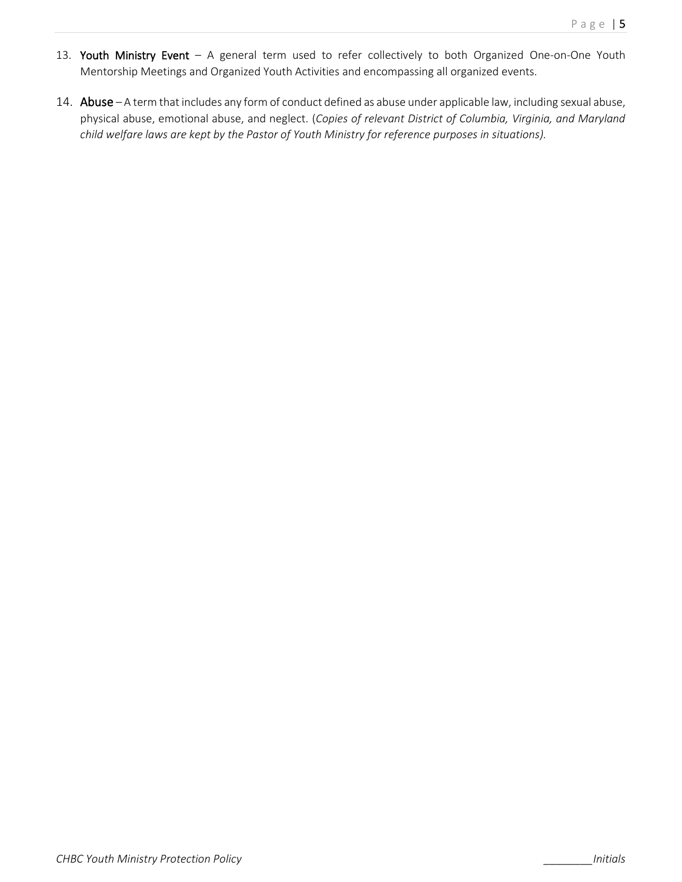13. **Youth Ministry Event** – A general term used to refer collectively to both Organized One-on-One Youth Mentorship Meetings and Organized Youth Activities and encompassing all organized events.

14. **Abuse** – A term that includes any form of conduct defined as abuse under applicable law, including sexual abuse, physical abuse, emotional abuse, and neglect. (*Copies of relevant District of Columbia, Virginia, and Maryland child welfare laws are kept by the Pastor of Youth Ministry for reference purposes in situations).*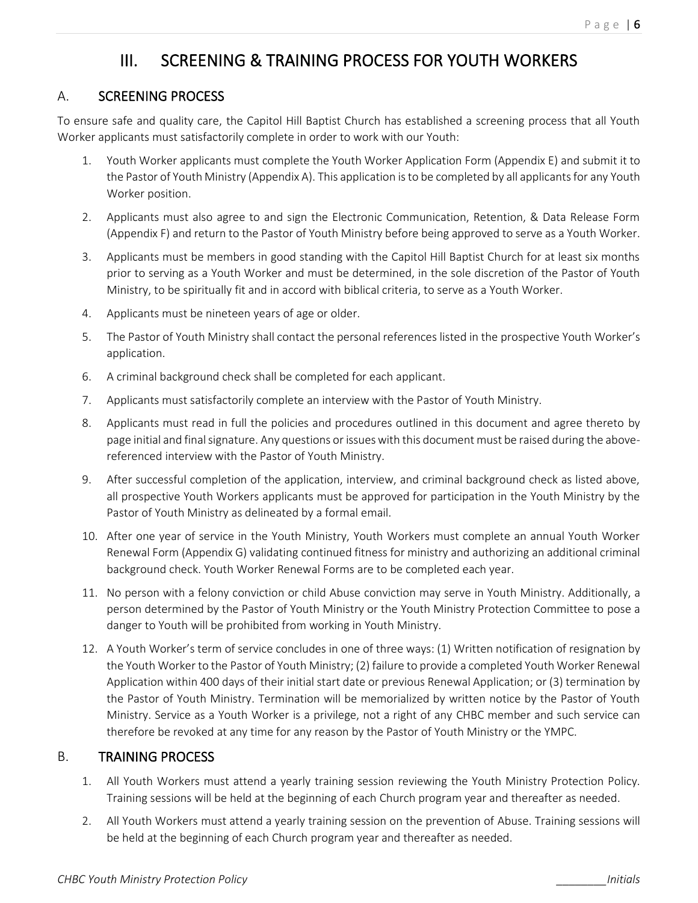# III. SCREENING & TRAINING PROCESS FOR YOUTH WORKERS

## A. SCREENING PROCESS

To ensure safe and quality care, the Capitol Hill Baptist Church has established a screening process that all Youth Worker applicants must satisfactorily complete in order to work with our Youth:

1. Youth Worker applicants must complete the Youth Worker Application Form (Appendix E) and submit it to the Pastor of Youth Ministry (Appendix A). This application is to be completed by all applicants for any Youth Worker position.
2. Applicants must also agree to and sign the Electronic Communication, Retention, & Data Release Form (Appendix F) and return to the Pastor of Youth Ministry before being approved to serve as a Youth Worker.
3. Applicants must be members in good standing with the Capitol Hill Baptist Church for at least six months prior to serving as a Youth Worker and must be determined, in the sole discretion of the Pastor of Youth Ministry, to be spiritually fit and in accord with biblical criteria, to serve as a Youth Worker.
4. Applicants must be nineteen years of age or older.
5. The Pastor of Youth Ministry shall contact the personal references listed in the prospective Youth Worker's application.
6. A criminal background check shall be completed for each applicant.
7. Applicants must satisfactorily complete an interview with the Pastor of Youth Ministry.
8. Applicants must read in full the policies and procedures outlined in this document and agree thereto by page initial and final signature. Any questions or issues with this document must be raised during the above-referenced interview with the Pastor of Youth Ministry.
9. After successful completion of the application, interview, and criminal background check as listed above, all prospective Youth Workers applicants must be approved for participation in the Youth Ministry by the Pastor of Youth Ministry as delineated by a formal email.
10. After one year of service in the Youth Ministry, Youth Workers must complete an annual Youth Worker Renewal Form (Appendix G) validating continued fitness for ministry and authorizing an additional criminal background check. Youth Worker Renewal Forms are to be completed each year.
11. No person with a felony conviction or child Abuse conviction may serve in Youth Ministry. Additionally, a person determined by the Pastor of Youth Ministry or the Youth Ministry Protection Committee to pose a danger to Youth will be prohibited from working in Youth Ministry.
12. A Youth Worker's term of service concludes in one of three ways: (1) Written notification of resignation by the Youth Worker to the Pastor of Youth Ministry; (2) failure to provide a completed Youth Worker Renewal Application within 400 days of their initial start date or previous Renewal Application; or (3) termination by the Pastor of Youth Ministry. Termination will be memorialized by written notice by the Pastor of Youth Ministry. Service as a Youth Worker is a privilege, not a right of any CHBC member and such service can therefore be revoked at any time for any reason by the Pastor of Youth Ministry or the YMPC.

## B. TRAINING PROCESS

1. All Youth Workers must attend a yearly training session reviewing the Youth Ministry Protection Policy. Training sessions will be held at the beginning of each Church program year and thereafter as needed.
2. All Youth Workers must attend a yearly training session on the prevention of Abuse. Training sessions will be held at the beginning of each Church program year and thereafter as needed.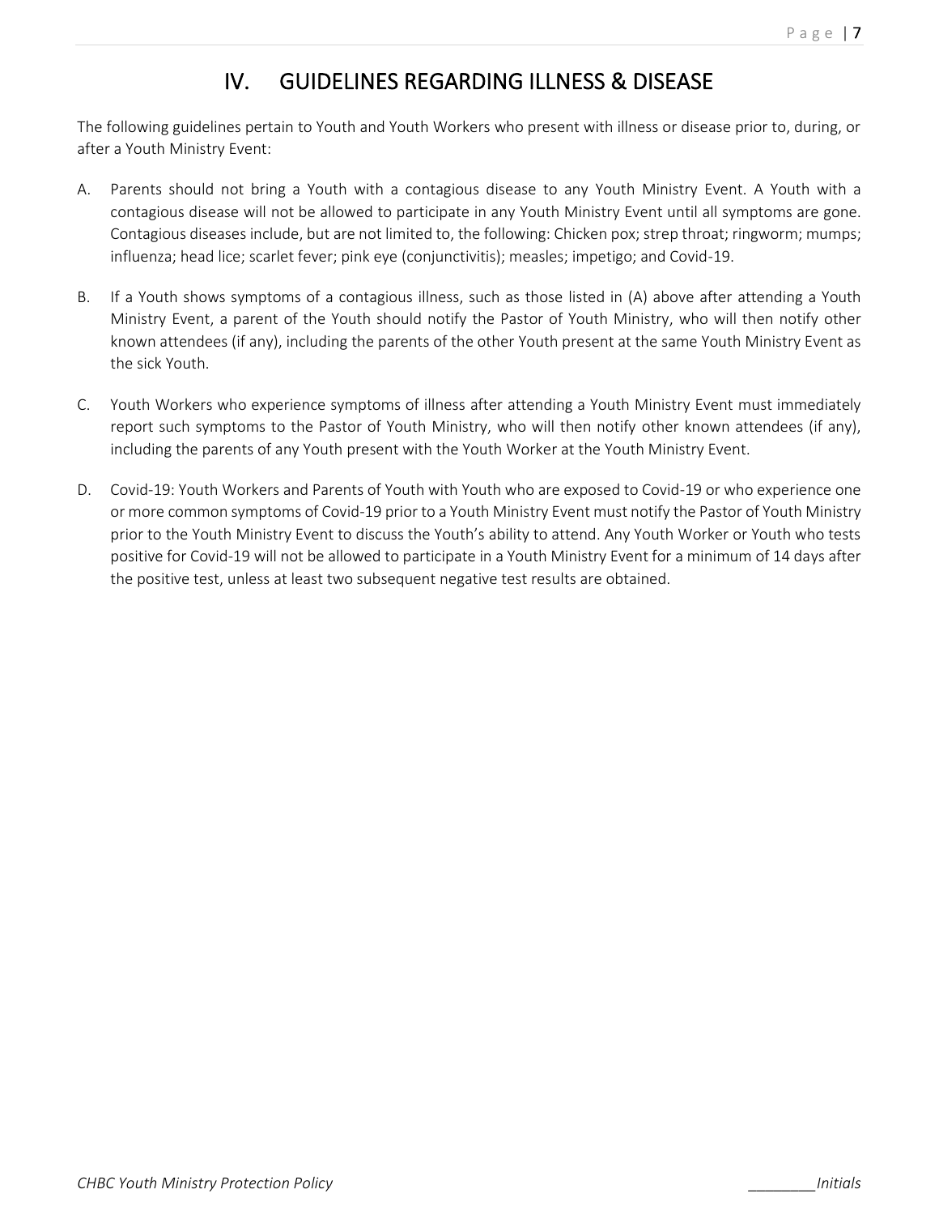# IV. GUIDELINES REGARDING ILLNESS & DISEASE

The following guidelines pertain to Youth and Youth Workers who present with illness or disease prior to, during, or after a Youth Ministry Event:

A. Parents should not bring a Youth with a contagious disease to any Youth Ministry Event. A Youth with a contagious disease will not be allowed to participate in any Youth Ministry Event until all symptoms are gone. Contagious diseases include, but are not limited to, the following: Chicken pox; strep throat; ringworm; mumps; influenza; head lice; scarlet fever; pink eye (conjunctivitis); measles; impetigo; and Covid-19.

B. If a Youth shows symptoms of a contagious illness, such as those listed in (A) above after attending a Youth Ministry Event, a parent of the Youth should notify the Pastor of Youth Ministry, who will then notify other known attendees (if any), including the parents of the other Youth present at the same Youth Ministry Event as the sick Youth.

C. Youth Workers who experience symptoms of illness after attending a Youth Ministry Event must immediately report such symptoms to the Pastor of Youth Ministry, who will then notify other known attendees (if any), including the parents of any Youth present with the Youth Worker at the Youth Ministry Event.

D. Covid-19: Youth Workers and Parents of Youth with Youth who are exposed to Covid-19 or who experience one or more common symptoms of Covid-19 prior to a Youth Ministry Event must notify the Pastor of Youth Ministry prior to the Youth Ministry Event to discuss the Youth's ability to attend. Any Youth Worker or Youth who tests positive for Covid-19 will not be allowed to participate in a Youth Ministry Event for a minimum of 14 days after the positive test, unless at least two subsequent negative test results are obtained.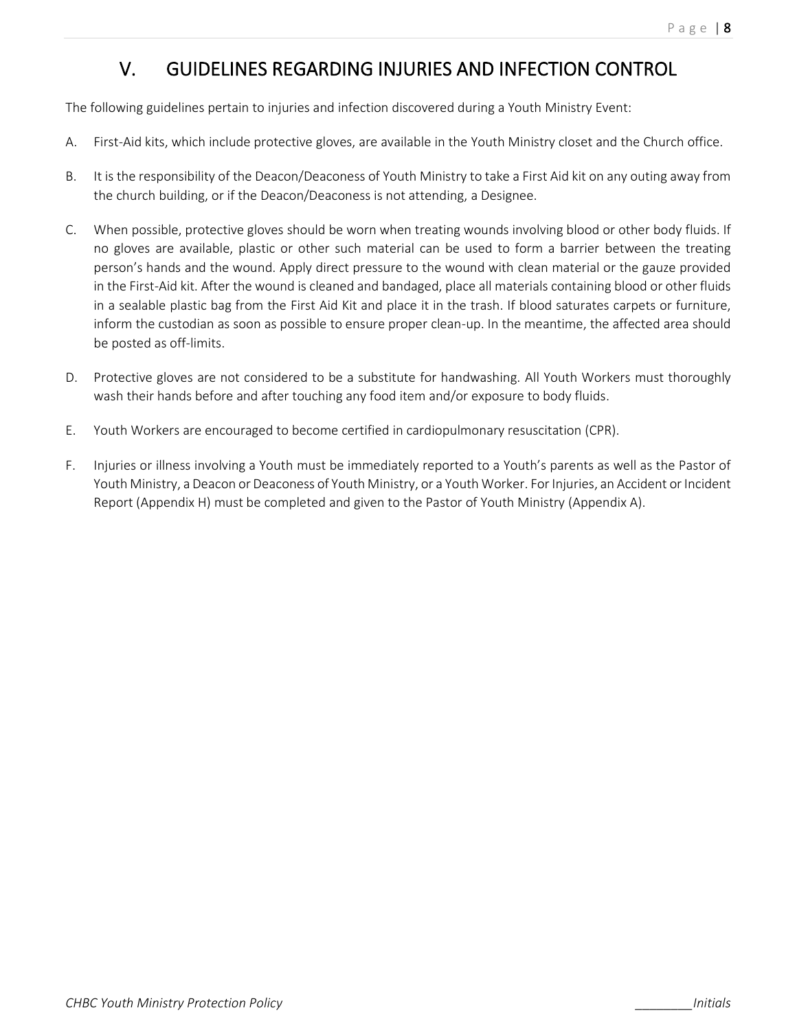# V. GUIDELINES REGARDING INJURIES AND INFECTION CONTROL

The following guidelines pertain to injuries and infection discovered during a Youth Ministry Event:

A. First-Aid kits, which include protective gloves, are available in the Youth Ministry closet and the Church office.

B. It is the responsibility of the Deacon/Deaconess of Youth Ministry to take a First Aid kit on any outing away from the church building, or if the Deacon/Deaconess is not attending, a Designee.

C. When possible, protective gloves should be worn when treating wounds involving blood or other body fluids. If no gloves are available, plastic or other such material can be used to form a barrier between the treating person's hands and the wound. Apply direct pressure to the wound with clean material or the gauze provided in the First-Aid kit. After the wound is cleaned and bandaged, place all materials containing blood or other fluids in a sealable plastic bag from the First Aid Kit and place it in the trash. If blood saturates carpets or furniture, inform the custodian as soon as possible to ensure proper clean-up. In the meantime, the affected area should be posted as off-limits.

D. Protective gloves are not considered to be a substitute for handwashing. All Youth Workers must thoroughly wash their hands before and after touching any food item and/or exposure to body fluids.

E. Youth Workers are encouraged to become certified in cardiopulmonary resuscitation (CPR).

F. Injuries or illness involving a Youth must be immediately reported to a Youth's parents as well as the Pastor of Youth Ministry, a Deacon or Deaconess of Youth Ministry, or a Youth Worker. For Injuries, an Accident or Incident Report (Appendix H) must be completed and given to the Pastor of Youth Ministry (Appendix A).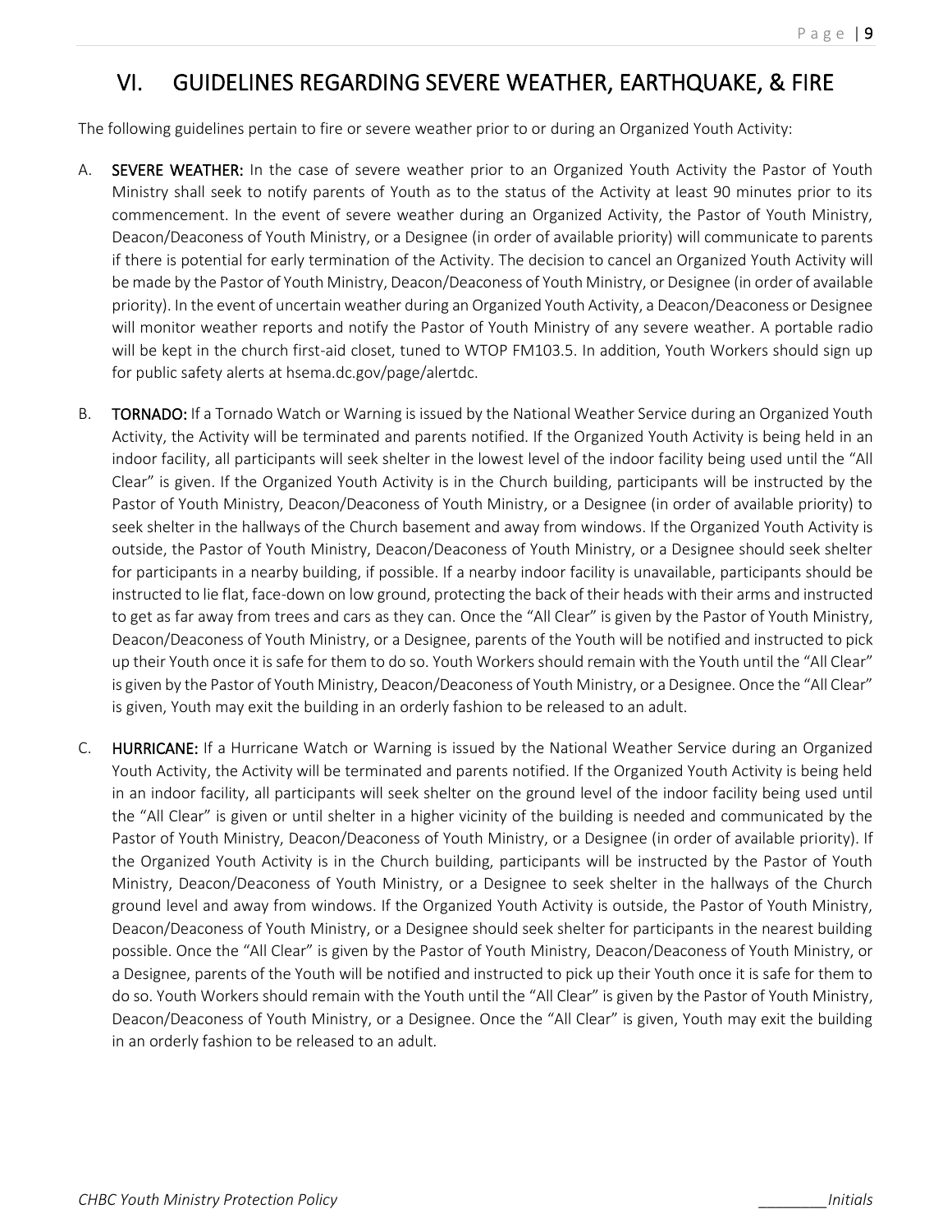## VI. GUIDELINES REGARDING SEVERE WEATHER, EARTHQUAKE, & FIRE

The following guidelines pertain to fire or severe weather prior to or during an Organized Youth Activity:

A. **SEVERE WEATHER:** In the case of severe weather prior to an Organized Youth Activity the Pastor of Youth Ministry shall seek to notify parents of Youth as to the status of the Activity at least 90 minutes prior to its commencement. In the event of severe weather during an Organized Activity, the Pastor of Youth Ministry, Deacon/Deaconess of Youth Ministry, or a Designee (in order of available priority) will communicate to parents if there is potential for early termination of the Activity. The decision to cancel an Organized Youth Activity will be made by the Pastor of Youth Ministry, Deacon/Deaconess of Youth Ministry, or Designee (in order of available priority). In the event of uncertain weather during an Organized Youth Activity, a Deacon/Deaconess or Designee will monitor weather reports and notify the Pastor of Youth Ministry of any severe weather. A portable radio will be kept in the church first-aid closet, tuned to WTOP FM103.5. In addition, Youth Workers should sign up for public safety alerts at hsema.dc.gov/page/alertdc.

B. **TORNADO:** If a Tornado Watch or Warning is issued by the National Weather Service during an Organized Youth Activity, the Activity will be terminated and parents notified. If the Organized Youth Activity is being held in an indoor facility, all participants will seek shelter in the lowest level of the indoor facility being used until the "All Clear" is given. If the Organized Youth Activity is in the Church building, participants will be instructed by the Pastor of Youth Ministry, Deacon/Deaconess of Youth Ministry, or a Designee (in order of available priority) to seek shelter in the hallways of the Church basement and away from windows. If the Organized Youth Activity is outside, the Pastor of Youth Ministry, Deacon/Deaconess of Youth Ministry, or a Designee should seek shelter for participants in a nearby building, if possible. If a nearby indoor facility is unavailable, participants should be instructed to lie flat, face-down on low ground, protecting the back of their heads with their arms and instructed to get as far away from trees and cars as they can. Once the "All Clear" is given by the Pastor of Youth Ministry, Deacon/Deaconess of Youth Ministry, or a Designee, parents of the Youth will be notified and instructed to pick up their Youth once it is safe for them to do so. Youth Workers should remain with the Youth until the "All Clear" is given by the Pastor of Youth Ministry, Deacon/Deaconess of Youth Ministry, or a Designee. Once the "All Clear" is given, Youth may exit the building in an orderly fashion to be released to an adult.

C. **HURRICANE:** If a Hurricane Watch or Warning is issued by the National Weather Service during an Organized Youth Activity, the Activity will be terminated and parents notified. If the Organized Youth Activity is being held in an indoor facility, all participants will seek shelter on the ground level of the indoor facility being used until the "All Clear" is given or until shelter in a higher vicinity of the building is needed and communicated by the Pastor of Youth Ministry, Deacon/Deaconess of Youth Ministry, or a Designee (in order of available priority). If the Organized Youth Activity is in the Church building, participants will be instructed by the Pastor of Youth Ministry, Deacon/Deaconess of Youth Ministry, or a Designee to seek shelter in the hallways of the Church ground level and away from windows. If the Organized Youth Activity is outside, the Pastor of Youth Ministry, Deacon/Deaconess of Youth Ministry, or a Designee should seek shelter for participants in the nearest building possible. Once the "All Clear" is given by the Pastor of Youth Ministry, Deacon/Deaconess of Youth Ministry, or a Designee, parents of the Youth will be notified and instructed to pick up their Youth once it is safe for them to do so. Youth Workers should remain with the Youth until the "All Clear" is given by the Pastor of Youth Ministry, Deacon/Deaconess of Youth Ministry, or a Designee. Once the "All Clear" is given, Youth may exit the building in an orderly fashion to be released to an adult.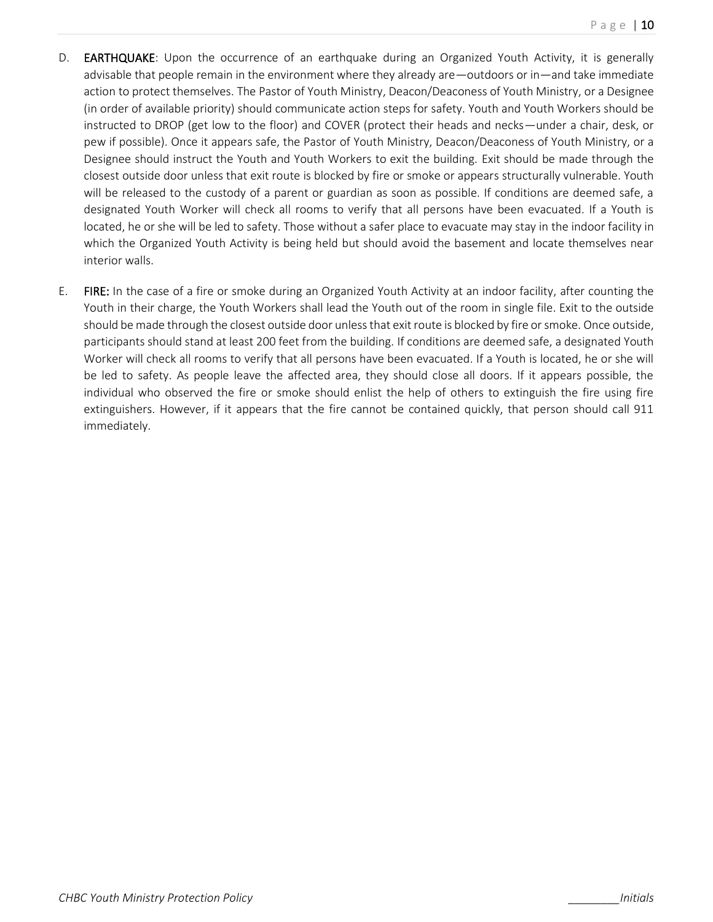D. **EARTHQUAKE**: Upon the occurrence of an earthquake during an Organized Youth Activity, it is generally advisable that people remain in the environment where they already are—outdoors or in—and take immediate action to protect themselves. The Pastor of Youth Ministry, Deacon/Deaconess of Youth Ministry, or a Designee (in order of available priority) should communicate action steps for safety. Youth and Youth Workers should be instructed to DROP (get low to the floor) and COVER (protect their heads and necks—under a chair, desk, or pew if possible). Once it appears safe, the Pastor of Youth Ministry, Deacon/Deaconess of Youth Ministry, or a Designee should instruct the Youth and Youth Workers to exit the building. Exit should be made through the closest outside door unless that exit route is blocked by fire or smoke or appears structurally vulnerable. Youth will be released to the custody of a parent or guardian as soon as possible. If conditions are deemed safe, a designated Youth Worker will check all rooms to verify that all persons have been evacuated. If a Youth is located, he or she will be led to safety. Those without a safer place to evacuate may stay in the indoor facility in which the Organized Youth Activity is being held but should avoid the basement and locate themselves near interior walls.

E. **FIRE:** In the case of a fire or smoke during an Organized Youth Activity at an indoor facility, after counting the Youth in their charge, the Youth Workers shall lead the Youth out of the room in single file. Exit to the outside should be made through the closest outside door unless that exit route is blocked by fire or smoke. Once outside, participants should stand at least 200 feet from the building. If conditions are deemed safe, a designated Youth Worker will check all rooms to verify that all persons have been evacuated. If a Youth is located, he or she will be led to safety. As people leave the affected area, they should close all doors. If it appears possible, the individual who observed the fire or smoke should enlist the help of others to extinguish the fire using fire extinguishers. However, if it appears that the fire cannot be contained quickly, that person should call 911 immediately.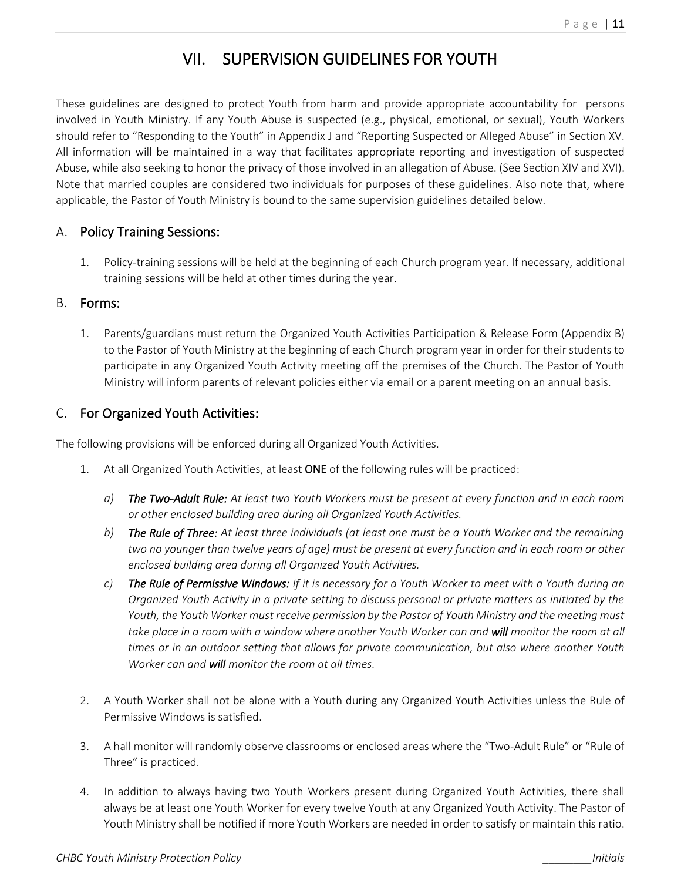# VII. SUPERVISION GUIDELINES FOR YOUTH

These guidelines are designed to protect Youth from harm and provide appropriate accountability for persons involved in Youth Ministry. If any Youth Abuse is suspected (e.g., physical, emotional, or sexual), Youth Workers should refer to "Responding to the Youth" in Appendix J and "Reporting Suspected or Alleged Abuse" in Section XV. All information will be maintained in a way that facilitates appropriate reporting and investigation of suspected Abuse, while also seeking to honor the privacy of those involved in an allegation of Abuse. (See Section XIV and XVI). Note that married couples are considered two individuals for purposes of these guidelines. Also note that, where applicable, the Pastor of Youth Ministry is bound to the same supervision guidelines detailed below.

## A. Policy Training Sessions:

1. Policy-training sessions will be held at the beginning of each Church program year. If necessary, additional training sessions will be held at other times during the year.

## B. Forms:

1. Parents/guardians must return the Organized Youth Activities Participation & Release Form (Appendix B) to the Pastor of Youth Ministry at the beginning of each Church program year in order for their students to participate in any Organized Youth Activity meeting off the premises of the Church. The Pastor of Youth Ministry will inform parents of relevant policies either via email or a parent meeting on an annual basis.

## C. For Organized Youth Activities:

The following provisions will be enforced during all Organized Youth Activities.

1. At all Organized Youth Activities, at least **ONE** of the following rules will be practiced:

   a) ***The Two-Adult Rule:*** *At least two Youth Workers must be present at every function and in each room or other enclosed building area during all Organized Youth Activities.*

   b) ***The Rule of Three:*** *At least three individuals (at least one must be a Youth Worker and the remaining two no younger than twelve years of age) must be present at every function and in each room or other enclosed building area during all Organized Youth Activities.*

   c) ***The Rule of Permissive Windows:*** *If it is necessary for a Youth Worker to meet with a Youth during an Organized Youth Activity in a private setting to discuss personal or private matters as initiated by the Youth, the Youth Worker must receive permission by the Pastor of Youth Ministry and the meeting must take place in a room with a window where another Youth Worker can and* ***will*** *monitor the room at all times or in an outdoor setting that allows for private communication, but also where another Youth Worker can and* ***will*** *monitor the room at all times.*

2. A Youth Worker shall not be alone with a Youth during any Organized Youth Activities unless the Rule of Permissive Windows is satisfied.

3. A hall monitor will randomly observe classrooms or enclosed areas where the "Two-Adult Rule" or "Rule of Three" is practiced.

4. In addition to always having two Youth Workers present during Organized Youth Activities, there shall always be at least one Youth Worker for every twelve Youth at any Organized Youth Activity. The Pastor of Youth Ministry shall be notified if more Youth Workers are needed in order to satisfy or maintain this ratio.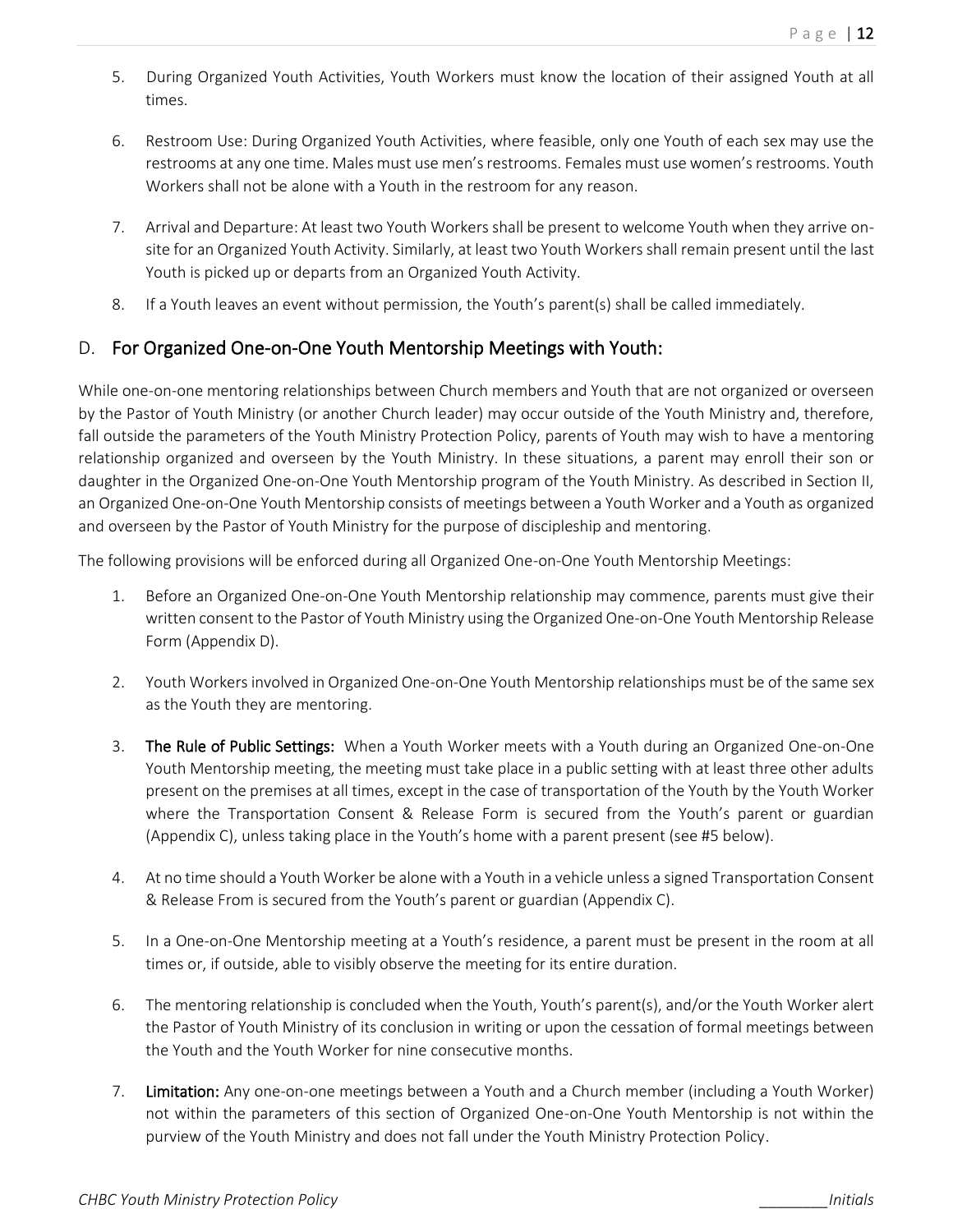5. During Organized Youth Activities, Youth Workers must know the location of their assigned Youth at all times.

6. Restroom Use: During Organized Youth Activities, where feasible, only one Youth of each sex may use the restrooms at any one time. Males must use men's restrooms. Females must use women's restrooms. Youth Workers shall not be alone with a Youth in the restroom for any reason.

7. Arrival and Departure: At least two Youth Workers shall be present to welcome Youth when they arrive on-site for an Organized Youth Activity. Similarly, at least two Youth Workers shall remain present until the last Youth is picked up or departs from an Organized Youth Activity.

8. If a Youth leaves an event without permission, the Youth's parent(s) shall be called immediately.

## D. For Organized One-on-One Youth Mentorship Meetings with Youth:

While one-on-one mentoring relationships between Church members and Youth that are not organized or overseen by the Pastor of Youth Ministry (or another Church leader) may occur outside of the Youth Ministry and, therefore, fall outside the parameters of the Youth Ministry Protection Policy, parents of Youth may wish to have a mentoring relationship organized and overseen by the Youth Ministry. In these situations, a parent may enroll their son or daughter in the Organized One-on-One Youth Mentorship program of the Youth Ministry. As described in Section II, an Organized One-on-One Youth Mentorship consists of meetings between a Youth Worker and a Youth as organized and overseen by the Pastor of Youth Ministry for the purpose of discipleship and mentoring.

The following provisions will be enforced during all Organized One-on-One Youth Mentorship Meetings:

1. Before an Organized One-on-One Youth Mentorship relationship may commence, parents must give their written consent to the Pastor of Youth Ministry using the Organized One-on-One Youth Mentorship Release Form (Appendix D).

2. Youth Workers involved in Organized One-on-One Youth Mentorship relationships must be of the same sex as the Youth they are mentoring.

3. **The Rule of Public Settings:** When a Youth Worker meets with a Youth during an Organized One-on-One Youth Mentorship meeting, the meeting must take place in a public setting with at least three other adults present on the premises at all times, except in the case of transportation of the Youth by the Youth Worker where the Transportation Consent & Release Form is secured from the Youth's parent or guardian (Appendix C), unless taking place in the Youth's home with a parent present (see #5 below).

4. At no time should a Youth Worker be alone with a Youth in a vehicle unless a signed Transportation Consent & Release From is secured from the Youth's parent or guardian (Appendix C).

5. In a One-on-One Mentorship meeting at a Youth's residence, a parent must be present in the room at all times or, if outside, able to visibly observe the meeting for its entire duration.

6. The mentoring relationship is concluded when the Youth, Youth's parent(s), and/or the Youth Worker alert the Pastor of Youth Ministry of its conclusion in writing or upon the cessation of formal meetings between the Youth and the Youth Worker for nine consecutive months.

7. **Limitation:** Any one-on-one meetings between a Youth and a Church member (including a Youth Worker) not within the parameters of this section of Organized One-on-One Youth Mentorship is not within the purview of the Youth Ministry and does not fall under the Youth Ministry Protection Policy.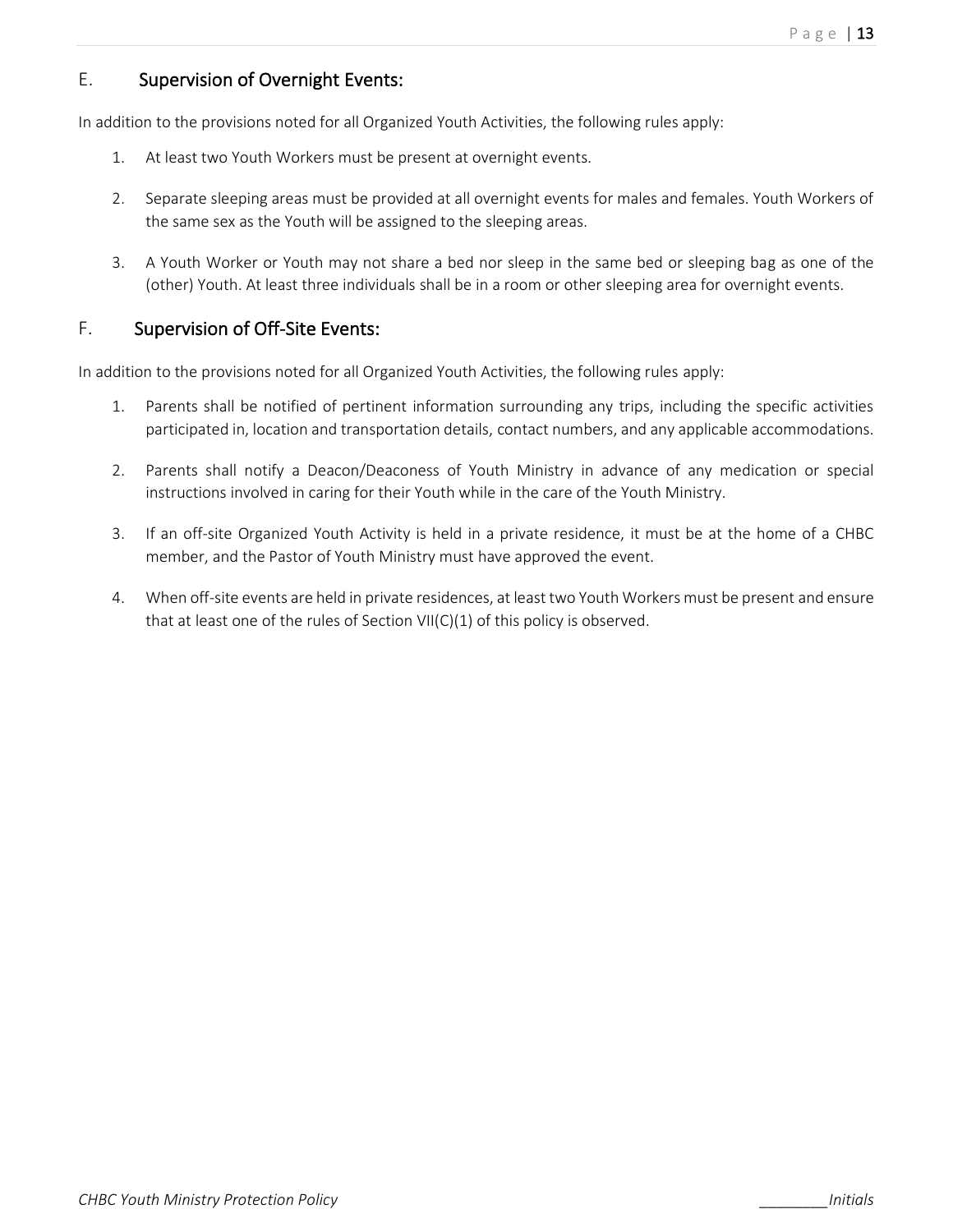## E. Supervision of Overnight Events:

In addition to the provisions noted for all Organized Youth Activities, the following rules apply:

1. At least two Youth Workers must be present at overnight events.
2. Separate sleeping areas must be provided at all overnight events for males and females. Youth Workers of the same sex as the Youth will be assigned to the sleeping areas.
3. A Youth Worker or Youth may not share a bed nor sleep in the same bed or sleeping bag as one of the (other) Youth. At least three individuals shall be in a room or other sleeping area for overnight events.

## F. Supervision of Off-Site Events:

In addition to the provisions noted for all Organized Youth Activities, the following rules apply:

1. Parents shall be notified of pertinent information surrounding any trips, including the specific activities participated in, location and transportation details, contact numbers, and any applicable accommodations.
2. Parents shall notify a Deacon/Deaconess of Youth Ministry in advance of any medication or special instructions involved in caring for their Youth while in the care of the Youth Ministry.
3. If an off-site Organized Youth Activity is held in a private residence, it must be at the home of a CHBC member, and the Pastor of Youth Ministry must have approved the event.
4. When off-site events are held in private residences, at least two Youth Workers must be present and ensure that at least one of the rules of Section VII(C)(1) of this policy is observed.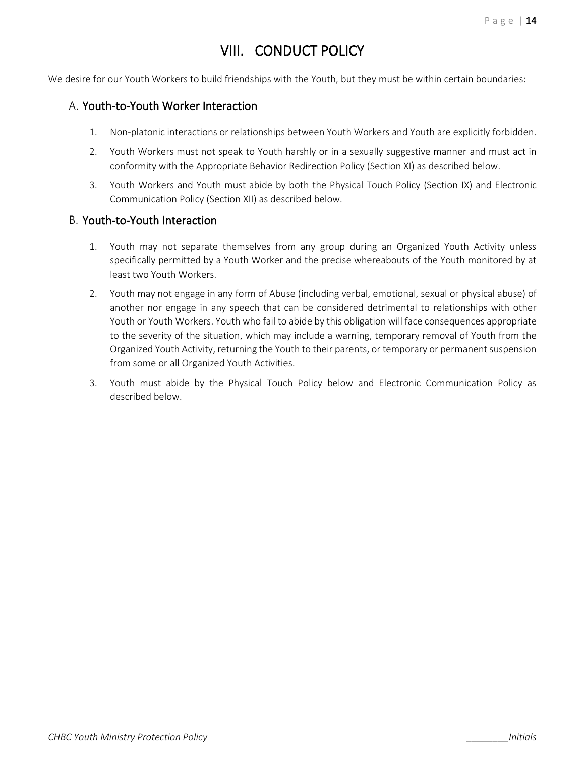# VIII. CONDUCT POLICY

We desire for our Youth Workers to build friendships with the Youth, but they must be within certain boundaries:

## A. Youth-to-Youth Worker Interaction

1. Non-platonic interactions or relationships between Youth Workers and Youth are explicitly forbidden.
2. Youth Workers must not speak to Youth harshly or in a sexually suggestive manner and must act in conformity with the Appropriate Behavior Redirection Policy (Section XI) as described below.
3. Youth Workers and Youth must abide by both the Physical Touch Policy (Section IX) and Electronic Communication Policy (Section XII) as described below.

## B. Youth-to-Youth Interaction

1. Youth may not separate themselves from any group during an Organized Youth Activity unless specifically permitted by a Youth Worker and the precise whereabouts of the Youth monitored by at least two Youth Workers.
2. Youth may not engage in any form of Abuse (including verbal, emotional, sexual or physical abuse) of another nor engage in any speech that can be considered detrimental to relationships with other Youth or Youth Workers. Youth who fail to abide by this obligation will face consequences appropriate to the severity of the situation, which may include a warning, temporary removal of Youth from the Organized Youth Activity, returning the Youth to their parents, or temporary or permanent suspension from some or all Organized Youth Activities.
3. Youth must abide by the Physical Touch Policy below and Electronic Communication Policy as described below.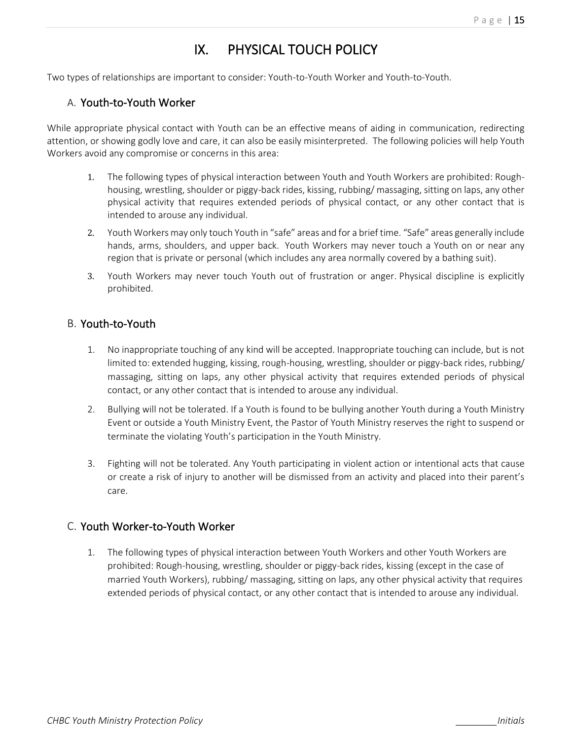# IX. PHYSICAL TOUCH POLICY

Two types of relationships are important to consider: Youth-to-Youth Worker and Youth-to-Youth.

## A. Youth-to-Youth Worker

While appropriate physical contact with Youth can be an effective means of aiding in communication, redirecting attention, or showing godly love and care, it can also be easily misinterpreted. The following policies will help Youth Workers avoid any compromise or concerns in this area:

1. The following types of physical interaction between Youth and Youth Workers are prohibited: Rough-housing, wrestling, shoulder or piggy-back rides, kissing, rubbing/ massaging, sitting on laps, any other physical activity that requires extended periods of physical contact, or any other contact that is intended to arouse any individual.
2. Youth Workers may only touch Youth in "safe" areas and for a brief time. "Safe" areas generally include hands, arms, shoulders, and upper back. Youth Workers may never touch a Youth on or near any region that is private or personal (which includes any area normally covered by a bathing suit).
3. Youth Workers may never touch Youth out of frustration or anger. Physical discipline is explicitly prohibited.

## B. Youth-to-Youth

1. No inappropriate touching of any kind will be accepted. Inappropriate touching can include, but is not limited to: extended hugging, kissing, rough-housing, wrestling, shoulder or piggy-back rides, rubbing/ massaging, sitting on laps, any other physical activity that requires extended periods of physical contact, or any other contact that is intended to arouse any individual.
2. Bullying will not be tolerated. If a Youth is found to be bullying another Youth during a Youth Ministry Event or outside a Youth Ministry Event, the Pastor of Youth Ministry reserves the right to suspend or terminate the violating Youth's participation in the Youth Ministry.
3. Fighting will not be tolerated. Any Youth participating in violent action or intentional acts that cause or create a risk of injury to another will be dismissed from an activity and placed into their parent's care.

## C. Youth Worker-to-Youth Worker

1. The following types of physical interaction between Youth Workers and other Youth Workers are prohibited: Rough-housing, wrestling, shoulder or piggy-back rides, kissing (except in the case of married Youth Workers), rubbing/ massaging, sitting on laps, any other physical activity that requires extended periods of physical contact, or any other contact that is intended to arouse any individual.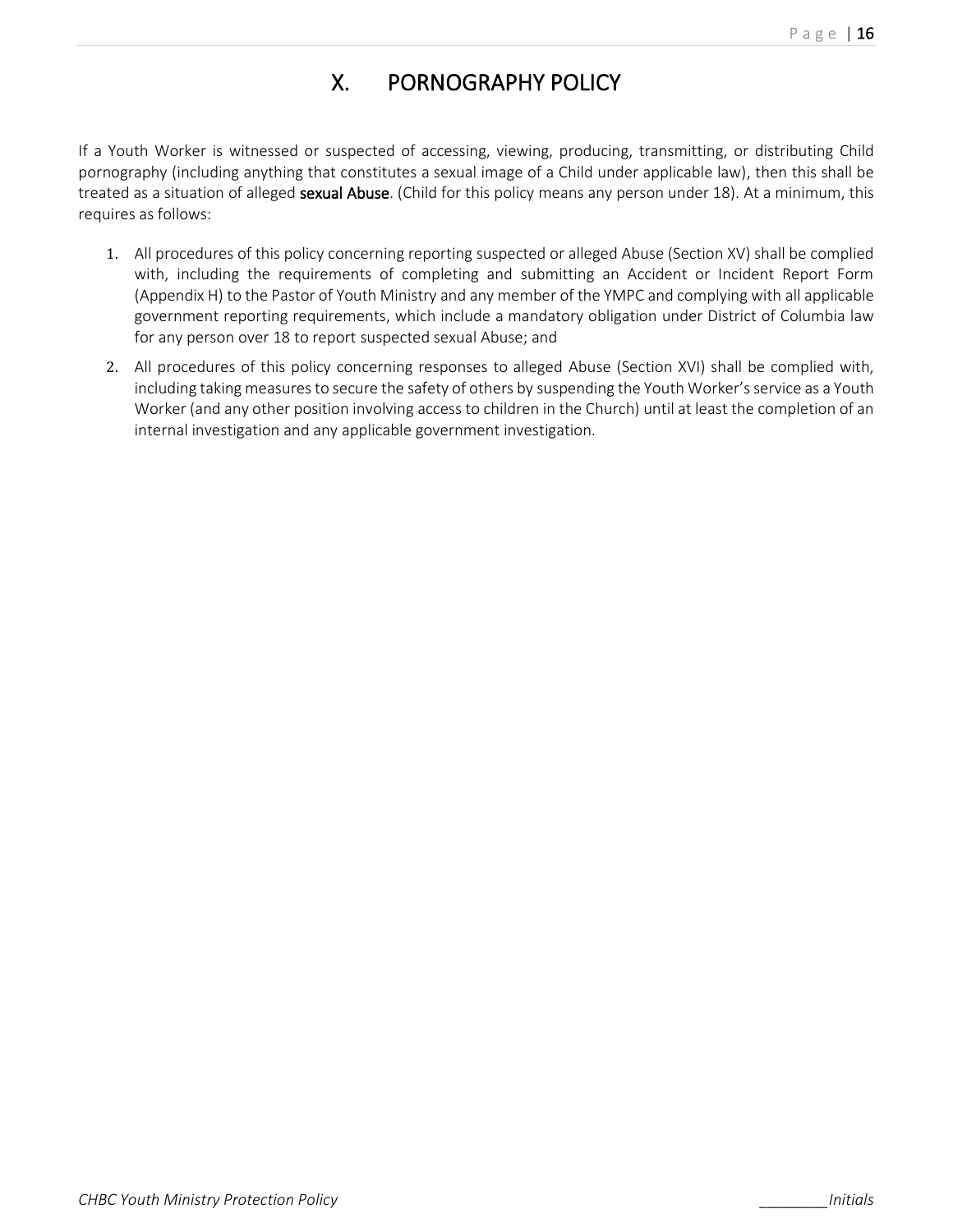# X. PORNOGRAPHY POLICY

If a Youth Worker is witnessed or suspected of accessing, viewing, producing, transmitting, or distributing Child pornography (including anything that constitutes a sexual image of a Child under applicable law), then this shall be treated as a situation of alleged **sexual Abuse**. (Child for this policy means any person under 18). At a minimum, this requires as follows:

1. All procedures of this policy concerning reporting suspected or alleged Abuse (Section XV) shall be complied with, including the requirements of completing and submitting an Accident or Incident Report Form (Appendix H) to the Pastor of Youth Ministry and any member of the YMPC and complying with all applicable government reporting requirements, which include a mandatory obligation under District of Columbia law for any person over 18 to report suspected sexual Abuse; and
2. All procedures of this policy concerning responses to alleged Abuse (Section XVI) shall be complied with, including taking measures to secure the safety of others by suspending the Youth Worker's service as a Youth Worker (and any other position involving access to children in the Church) until at least the completion of an internal investigation and any applicable government investigation.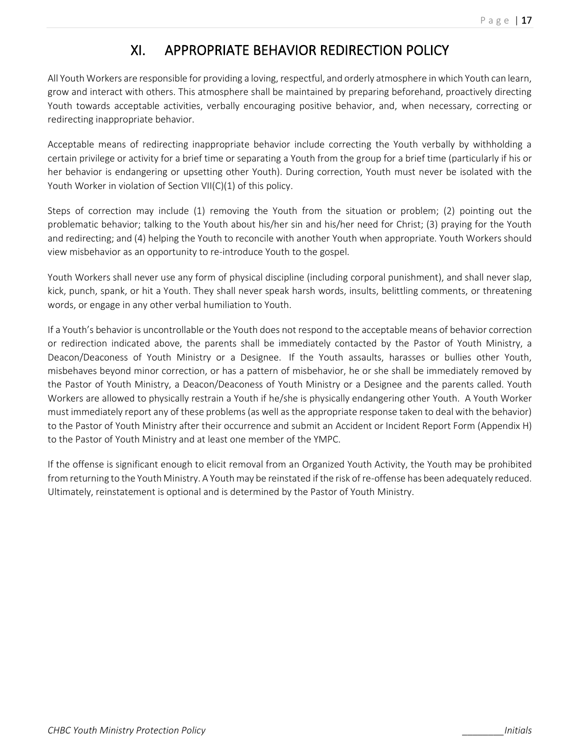# XI. APPROPRIATE BEHAVIOR REDIRECTION POLICY

All Youth Workers are responsible for providing a loving, respectful, and orderly atmosphere in which Youth can learn, grow and interact with others. This atmosphere shall be maintained by preparing beforehand, proactively directing Youth towards acceptable activities, verbally encouraging positive behavior, and, when necessary, correcting or redirecting inappropriate behavior.

Acceptable means of redirecting inappropriate behavior include correcting the Youth verbally by withholding a certain privilege or activity for a brief time or separating a Youth from the group for a brief time (particularly if his or her behavior is endangering or upsetting other Youth). During correction, Youth must never be isolated with the Youth Worker in violation of Section VII(C)(1) of this policy.

Steps of correction may include (1) removing the Youth from the situation or problem; (2) pointing out the problematic behavior; talking to the Youth about his/her sin and his/her need for Christ; (3) praying for the Youth and redirecting; and (4) helping the Youth to reconcile with another Youth when appropriate. Youth Workers should view misbehavior as an opportunity to re-introduce Youth to the gospel.

Youth Workers shall never use any form of physical discipline (including corporal punishment), and shall never slap, kick, punch, spank, or hit a Youth. They shall never speak harsh words, insults, belittling comments, or threatening words, or engage in any other verbal humiliation to Youth.

If a Youth's behavior is uncontrollable or the Youth does not respond to the acceptable means of behavior correction or redirection indicated above, the parents shall be immediately contacted by the Pastor of Youth Ministry, a Deacon/Deaconess of Youth Ministry or a Designee. If the Youth assaults, harasses or bullies other Youth, misbehaves beyond minor correction, or has a pattern of misbehavior, he or she shall be immediately removed by the Pastor of Youth Ministry, a Deacon/Deaconess of Youth Ministry or a Designee and the parents called. Youth Workers are allowed to physically restrain a Youth if he/she is physically endangering other Youth. A Youth Worker must immediately report any of these problems (as well as the appropriate response taken to deal with the behavior) to the Pastor of Youth Ministry after their occurrence and submit an Accident or Incident Report Form (Appendix H) to the Pastor of Youth Ministry and at least one member of the YMPC.

If the offense is significant enough to elicit removal from an Organized Youth Activity, the Youth may be prohibited from returning to the Youth Ministry. A Youth may be reinstated if the risk of re-offense has been adequately reduced. Ultimately, reinstatement is optional and is determined by the Pastor of Youth Ministry.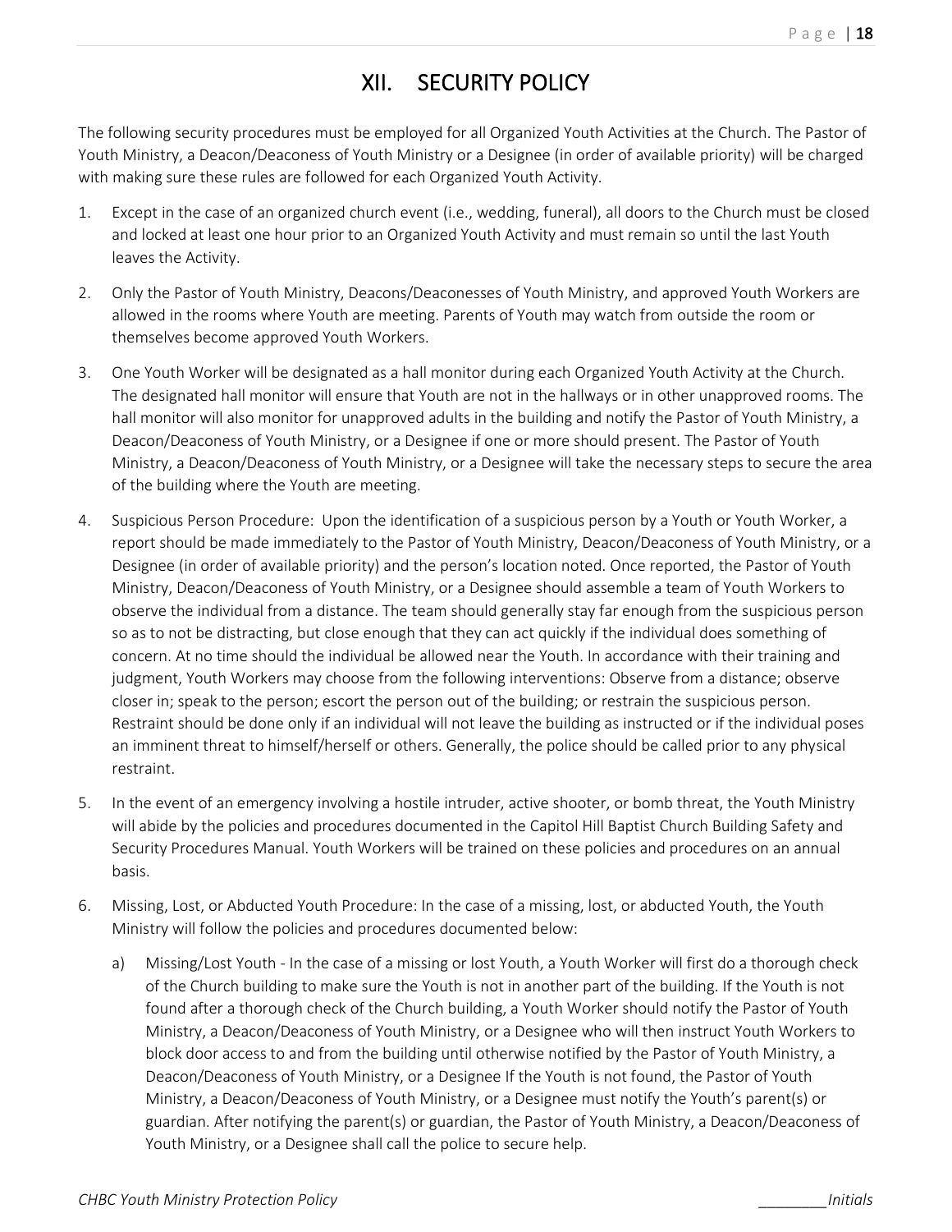# XII. SECURITY POLICY

The following security procedures must be employed for all Organized Youth Activities at the Church. The Pastor of Youth Ministry, a Deacon/Deaconess of Youth Ministry or a Designee (in order of available priority) will be charged with making sure these rules are followed for each Organized Youth Activity.

1. Except in the case of an organized church event (i.e., wedding, funeral), all doors to the Church must be closed and locked at least one hour prior to an Organized Youth Activity and must remain so until the last Youth leaves the Activity.
2. Only the Pastor of Youth Ministry, Deacons/Deaconesses of Youth Ministry, and approved Youth Workers are allowed in the rooms where Youth are meeting. Parents of Youth may watch from outside the room or themselves become approved Youth Workers.
3. One Youth Worker will be designated as a hall monitor during each Organized Youth Activity at the Church. The designated hall monitor will ensure that Youth are not in the hallways or in other unapproved rooms. The hall monitor will also monitor for unapproved adults in the building and notify the Pastor of Youth Ministry, a Deacon/Deaconess of Youth Ministry, or a Designee if one or more should present. The Pastor of Youth Ministry, a Deacon/Deaconess of Youth Ministry, or a Designee will take the necessary steps to secure the area of the building where the Youth are meeting.
4. Suspicious Person Procedure: Upon the identification of a suspicious person by a Youth or Youth Worker, a report should be made immediately to the Pastor of Youth Ministry, Deacon/Deaconess of Youth Ministry, or a Designee (in order of available priority) and the person's location noted. Once reported, the Pastor of Youth Ministry, Deacon/Deaconess of Youth Ministry, or a Designee should assemble a team of Youth Workers to observe the individual from a distance. The team should generally stay far enough from the suspicious person so as to not be distracting, but close enough that they can act quickly if the individual does something of concern. At no time should the individual be allowed near the Youth. In accordance with their training and judgment, Youth Workers may choose from the following interventions: Observe from a distance; observe closer in; speak to the person; escort the person out of the building; or restrain the suspicious person. Restraint should be done only if an individual will not leave the building as instructed or if the individual poses an imminent threat to himself/herself or others. Generally, the police should be called prior to any physical restraint.
5. In the event of an emergency involving a hostile intruder, active shooter, or bomb threat, the Youth Ministry will abide by the policies and procedures documented in the Capitol Hill Baptist Church Building Safety and Security Procedures Manual. Youth Workers will be trained on these policies and procedures on an annual basis.
6. Missing, Lost, or Abducted Youth Procedure: In the case of a missing, lost, or abducted Youth, the Youth Ministry will follow the policies and procedures documented below:
   a) Missing/Lost Youth - In the case of a missing or lost Youth, a Youth Worker will first do a thorough check of the Church building to make sure the Youth is not in another part of the building. If the Youth is not found after a thorough check of the Church building, a Youth Worker should notify the Pastor of Youth Ministry, a Deacon/Deaconess of Youth Ministry, or a Designee who will then instruct Youth Workers to block door access to and from the building until otherwise notified by the Pastor of Youth Ministry, a Deacon/Deaconess of Youth Ministry, or a Designee If the Youth is not found, the Pastor of Youth Ministry, a Deacon/Deaconess of Youth Ministry, or a Designee must notify the Youth's parent(s) or guardian. After notifying the parent(s) or guardian, the Pastor of Youth Ministry, a Deacon/Deaconess of Youth Ministry, or a Designee shall call the police to secure help.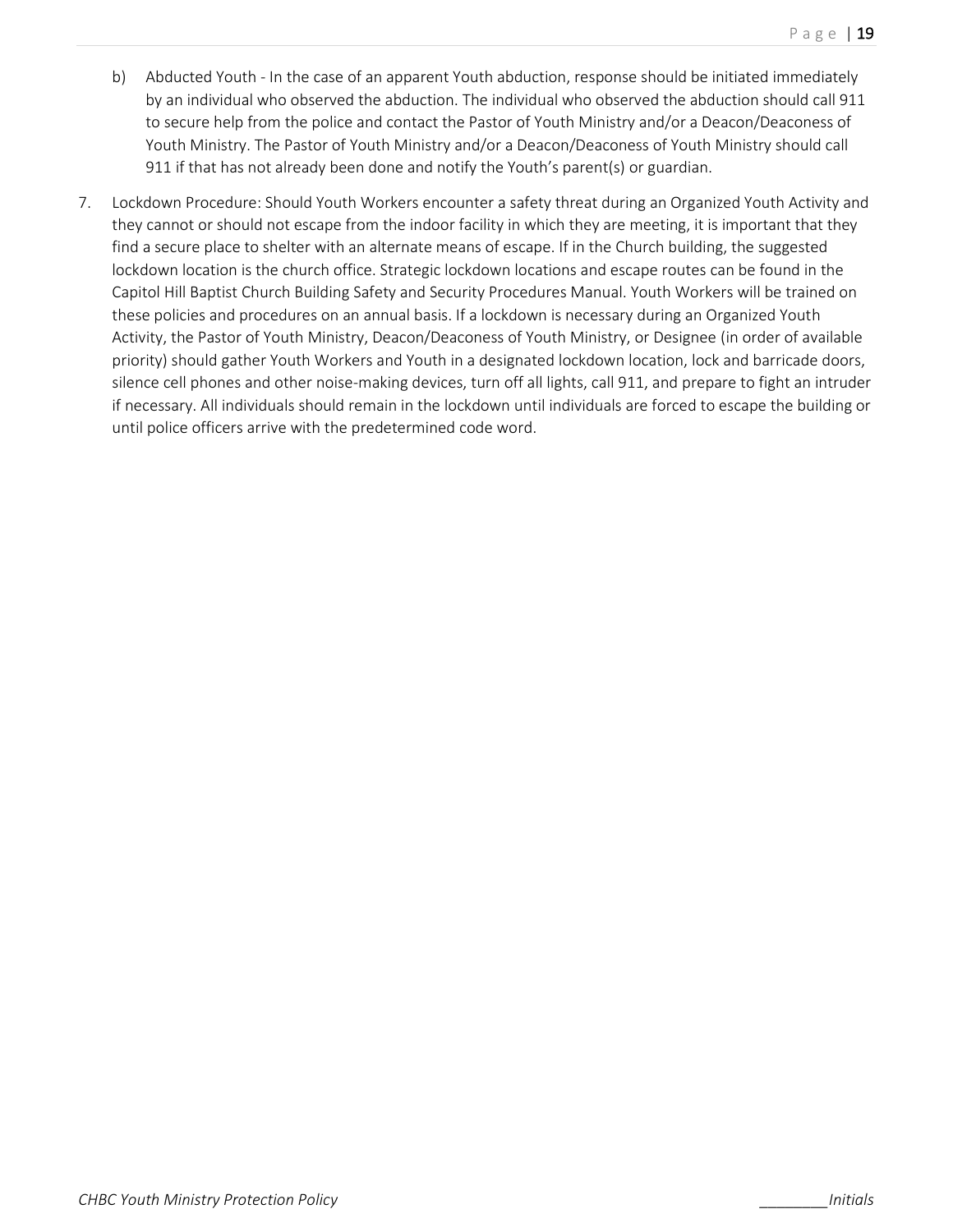b) Abducted Youth - In the case of an apparent Youth abduction, response should be initiated immediately by an individual who observed the abduction. The individual who observed the abduction should call 911 to secure help from the police and contact the Pastor of Youth Ministry and/or a Deacon/Deaconess of Youth Ministry. The Pastor of Youth Ministry and/or a Deacon/Deaconess of Youth Ministry should call 911 if that has not already been done and notify the Youth's parent(s) or guardian.

7. Lockdown Procedure: Should Youth Workers encounter a safety threat during an Organized Youth Activity and they cannot or should not escape from the indoor facility in which they are meeting, it is important that they find a secure place to shelter with an alternate means of escape. If in the Church building, the suggested lockdown location is the church office. Strategic lockdown locations and escape routes can be found in the Capitol Hill Baptist Church Building Safety and Security Procedures Manual. Youth Workers will be trained on these policies and procedures on an annual basis. If a lockdown is necessary during an Organized Youth Activity, the Pastor of Youth Ministry, Deacon/Deaconess of Youth Ministry, or Designee (in order of available priority) should gather Youth Workers and Youth in a designated lockdown location, lock and barricade doors, silence cell phones and other noise-making devices, turn off all lights, call 911, and prepare to fight an intruder if necessary. All individuals should remain in the lockdown until individuals are forced to escape the building or until police officers arrive with the predetermined code word.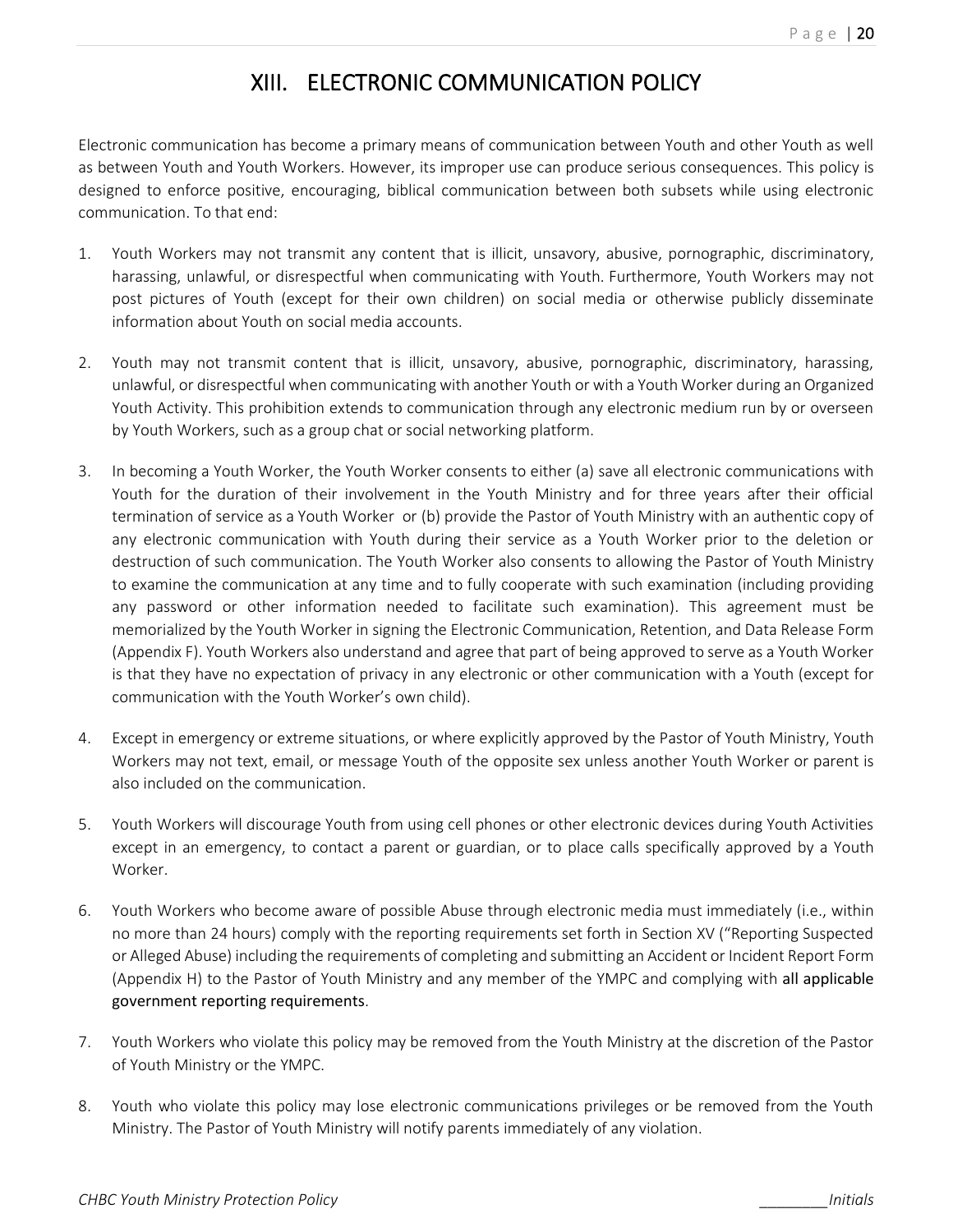# XIII. ELECTRONIC COMMUNICATION POLICY

Electronic communication has become a primary means of communication between Youth and other Youth as well as between Youth and Youth Workers. However, its improper use can produce serious consequences. This policy is designed to enforce positive, encouraging, biblical communication between both subsets while using electronic communication. To that end:

1. Youth Workers may not transmit any content that is illicit, unsavory, abusive, pornographic, discriminatory, harassing, unlawful, or disrespectful when communicating with Youth. Furthermore, Youth Workers may not post pictures of Youth (except for their own children) on social media or otherwise publicly disseminate information about Youth on social media accounts.

2. Youth may not transmit content that is illicit, unsavory, abusive, pornographic, discriminatory, harassing, unlawful, or disrespectful when communicating with another Youth or with a Youth Worker during an Organized Youth Activity. This prohibition extends to communication through any electronic medium run by or overseen by Youth Workers, such as a group chat or social networking platform.

3. In becoming a Youth Worker, the Youth Worker consents to either (a) save all electronic communications with Youth for the duration of their involvement in the Youth Ministry and for three years after their official termination of service as a Youth Worker or (b) provide the Pastor of Youth Ministry with an authentic copy of any electronic communication with Youth during their service as a Youth Worker prior to the deletion or destruction of such communication. The Youth Worker also consents to allowing the Pastor of Youth Ministry to examine the communication at any time and to fully cooperate with such examination (including providing any password or other information needed to facilitate such examination). This agreement must be memorialized by the Youth Worker in signing the Electronic Communication, Retention, and Data Release Form (Appendix F). Youth Workers also understand and agree that part of being approved to serve as a Youth Worker is that they have no expectation of privacy in any electronic or other communication with a Youth (except for communication with the Youth Worker's own child).

4. Except in emergency or extreme situations, or where explicitly approved by the Pastor of Youth Ministry, Youth Workers may not text, email, or message Youth of the opposite sex unless another Youth Worker or parent is also included on the communication.

5. Youth Workers will discourage Youth from using cell phones or other electronic devices during Youth Activities except in an emergency, to contact a parent or guardian, or to place calls specifically approved by a Youth Worker.

6. Youth Workers who become aware of possible Abuse through electronic media must immediately (i.e., within no more than 24 hours) comply with the reporting requirements set forth in Section XV ("Reporting Suspected or Alleged Abuse) including the requirements of completing and submitting an Accident or Incident Report Form (Appendix H) to the Pastor of Youth Ministry and any member of the YMPC and complying with all applicable government reporting requirements.

7. Youth Workers who violate this policy may be removed from the Youth Ministry at the discretion of the Pastor of Youth Ministry or the YMPC.

8. Youth who violate this policy may lose electronic communications privileges or be removed from the Youth Ministry. The Pastor of Youth Ministry will notify parents immediately of any violation.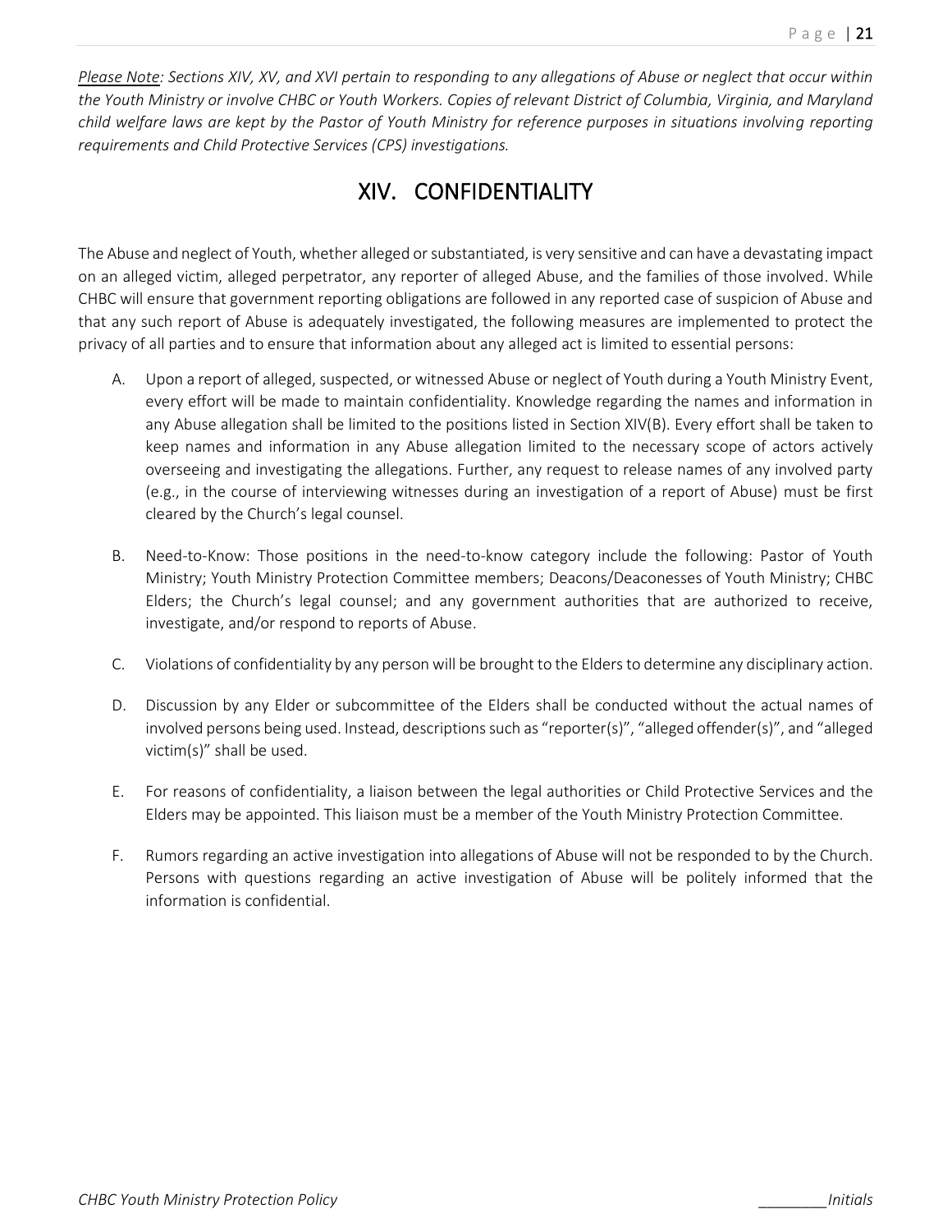*<u>Please Note</u>: Sections XIV, XV, and XVI pertain to responding to any allegations of Abuse or neglect that occur within the Youth Ministry or involve CHBC or Youth Workers. Copies of relevant District of Columbia, Virginia, and Maryland child welfare laws are kept by the Pastor of Youth Ministry for reference purposes in situations involving reporting requirements and Child Protective Services (CPS) investigations.*

# XIV. CONFIDENTIALITY

The Abuse and neglect of Youth, whether alleged or substantiated, is very sensitive and can have a devastating impact on an alleged victim, alleged perpetrator, any reporter of alleged Abuse, and the families of those involved. While CHBC will ensure that government reporting obligations are followed in any reported case of suspicion of Abuse and that any such report of Abuse is adequately investigated, the following measures are implemented to protect the privacy of all parties and to ensure that information about any alleged act is limited to essential persons:

A. Upon a report of alleged, suspected, or witnessed Abuse or neglect of Youth during a Youth Ministry Event, every effort will be made to maintain confidentiality. Knowledge regarding the names and information in any Abuse allegation shall be limited to the positions listed in Section XIV(B). Every effort shall be taken to keep names and information in any Abuse allegation limited to the necessary scope of actors actively overseeing and investigating the allegations. Further, any request to release names of any involved party (e.g., in the course of interviewing witnesses during an investigation of a report of Abuse) must be first cleared by the Church's legal counsel.

B. Need-to-Know: Those positions in the need-to-know category include the following: Pastor of Youth Ministry; Youth Ministry Protection Committee members; Deacons/Deaconesses of Youth Ministry; CHBC Elders; the Church's legal counsel; and any government authorities that are authorized to receive, investigate, and/or respond to reports of Abuse.

C. Violations of confidentiality by any person will be brought to the Elders to determine any disciplinary action.

D. Discussion by any Elder or subcommittee of the Elders shall be conducted without the actual names of involved persons being used. Instead, descriptions such as "reporter(s)", "alleged offender(s)", and "alleged victim(s)" shall be used.

E. For reasons of confidentiality, a liaison between the legal authorities or Child Protective Services and the Elders may be appointed. This liaison must be a member of the Youth Ministry Protection Committee.

F. Rumors regarding an active investigation into allegations of Abuse will not be responded to by the Church. Persons with questions regarding an active investigation of Abuse will be politely informed that the information is confidential.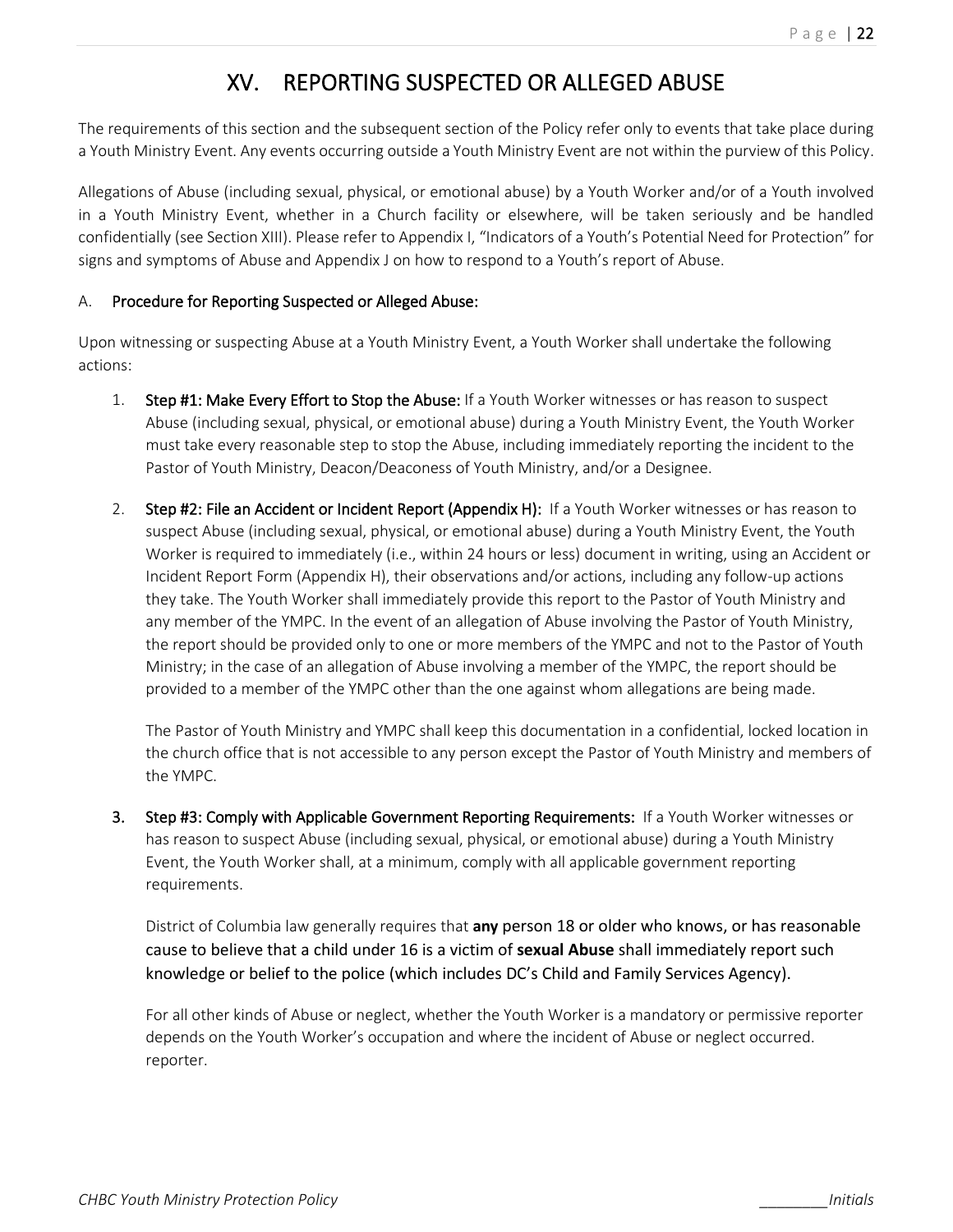# XV. REPORTING SUSPECTED OR ALLEGED ABUSE

The requirements of this section and the subsequent section of the Policy refer only to events that take place during a Youth Ministry Event. Any events occurring outside a Youth Ministry Event are not within the purview of this Policy.

Allegations of Abuse (including sexual, physical, or emotional abuse) by a Youth Worker and/or of a Youth involved in a Youth Ministry Event, whether in a Church facility or elsewhere, will be taken seriously and be handled confidentially (see Section XIII). Please refer to Appendix I, "Indicators of a Youth's Potential Need for Protection" for signs and symptoms of Abuse and Appendix J on how to respond to a Youth's report of Abuse.

A. **Procedure for Reporting Suspected or Alleged Abuse:**

Upon witnessing or suspecting Abuse at a Youth Ministry Event, a Youth Worker shall undertake the following actions:

1. **Step #1: Make Every Effort to Stop the Abuse:** If a Youth Worker witnesses or has reason to suspect Abuse (including sexual, physical, or emotional abuse) during a Youth Ministry Event, the Youth Worker must take every reasonable step to stop the Abuse, including immediately reporting the incident to the Pastor of Youth Ministry, Deacon/Deaconess of Youth Ministry, and/or a Designee.

2. **Step #2: File an Accident or Incident Report (Appendix H):** If a Youth Worker witnesses or has reason to suspect Abuse (including sexual, physical, or emotional abuse) during a Youth Ministry Event, the Youth Worker is required to immediately (i.e., within 24 hours or less) document in writing, using an Accident or Incident Report Form (Appendix H), their observations and/or actions, including any follow-up actions they take. The Youth Worker shall immediately provide this report to the Pastor of Youth Ministry and any member of the YMPC. In the event of an allegation of Abuse involving the Pastor of Youth Ministry, the report should be provided only to one or more members of the YMPC and not to the Pastor of Youth Ministry; in the case of an allegation of Abuse involving a member of the YMPC, the report should be provided to a member of the YMPC other than the one against whom allegations are being made.

   The Pastor of Youth Ministry and YMPC shall keep this documentation in a confidential, locked location in the church office that is not accessible to any person except the Pastor of Youth Ministry and members of the YMPC.

3. **Step #3: Comply with Applicable Government Reporting Requirements:** If a Youth Worker witnesses or has reason to suspect Abuse (including sexual, physical, or emotional abuse) during a Youth Ministry Event, the Youth Worker shall, at a minimum, comply with all applicable government reporting requirements.

   District of Columbia law generally requires that **any** person 18 or older who knows, or has reasonable cause to believe that a child under 16 is a victim of **sexual Abuse** shall immediately report such knowledge or belief to the police (which includes DC's Child and Family Services Agency).

   For all other kinds of Abuse or neglect, whether the Youth Worker is a mandatory or permissive reporter depends on the Youth Worker's occupation and where the incident of Abuse or neglect occurred. reporter.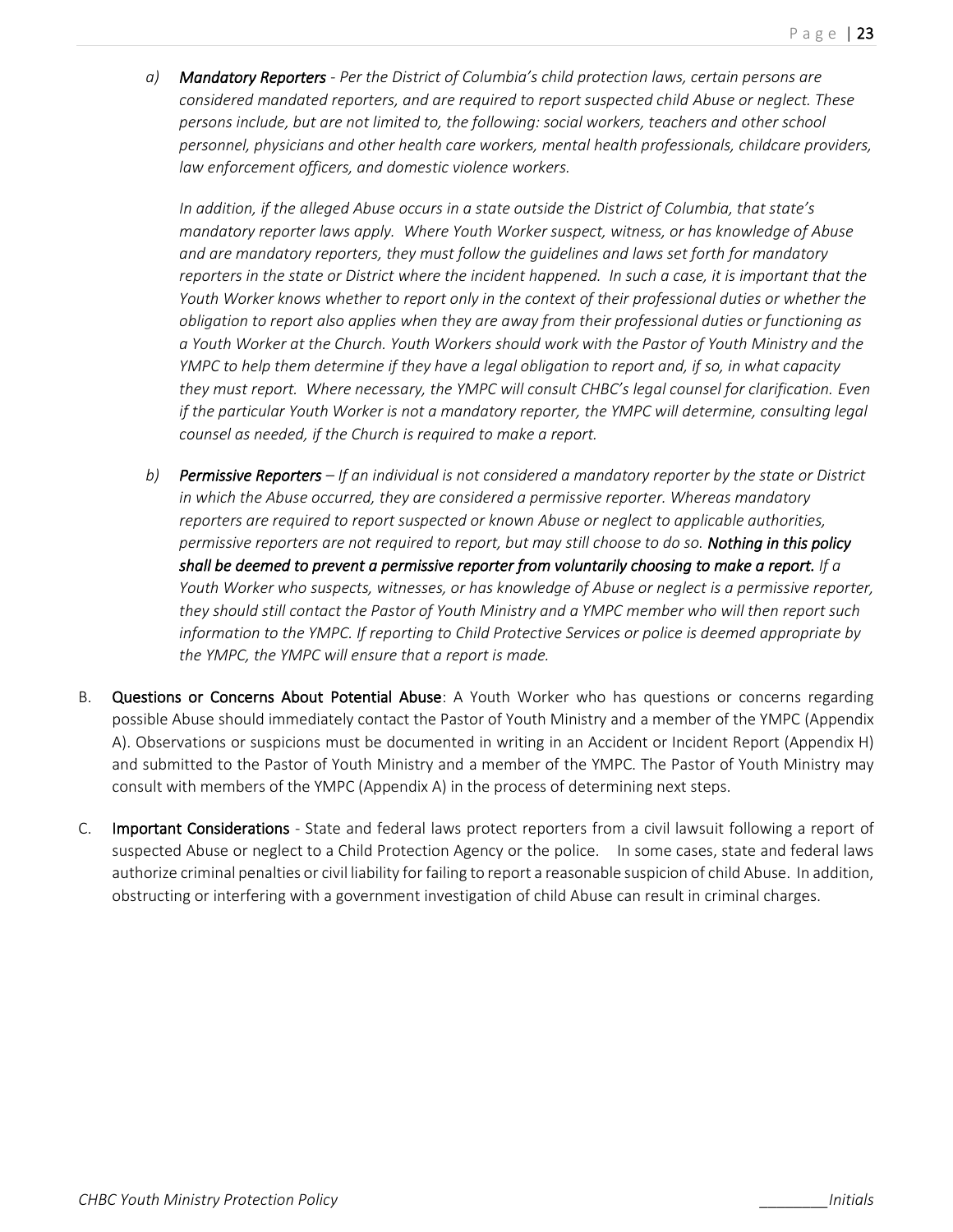a) ***Mandatory Reporters*** *- Per the District of Columbia's child protection laws, certain persons are considered mandated reporters, and are required to report suspected child Abuse or neglect. These persons include, but are not limited to, the following: social workers, teachers and other school personnel, physicians and other health care workers, mental health professionals, childcare providers, law enforcement officers, and domestic violence workers.*

   *In addition, if the alleged Abuse occurs in a state outside the District of Columbia, that state's mandatory reporter laws apply. Where Youth Worker suspect, witness, or has knowledge of Abuse and are mandatory reporters, they must follow the guidelines and laws set forth for mandatory reporters in the state or District where the incident happened. In such a case, it is important that the Youth Worker knows whether to report only in the context of their professional duties or whether the obligation to report also applies when they are away from their professional duties or functioning as a Youth Worker at the Church. Youth Workers should work with the Pastor of Youth Ministry and the YMPC to help them determine if they have a legal obligation to report and, if so, in what capacity they must report. Where necessary, the YMPC will consult CHBC's legal counsel for clarification. Even if the particular Youth Worker is not a mandatory reporter, the YMPC will determine, consulting legal counsel as needed, if the Church is required to make a report.*

b) ***Permissive Reporters*** *– If an individual is not considered a mandatory reporter by the state or District in which the Abuse occurred, they are considered a permissive reporter. Whereas mandatory reporters are required to report suspected or known Abuse or neglect to applicable authorities, permissive reporters are not required to report, but may still choose to do so.* ***Nothing in this policy shall be deemed to prevent a permissive reporter from voluntarily choosing to make a report.*** *If a Youth Worker who suspects, witnesses, or has knowledge of Abuse or neglect is a permissive reporter, they should still contact the Pastor of Youth Ministry and a YMPC member who will then report such information to the YMPC. If reporting to Child Protective Services or police is deemed appropriate by the YMPC, the YMPC will ensure that a report is made.*

B. **Questions or Concerns About Potential Abuse**: A Youth Worker who has questions or concerns regarding possible Abuse should immediately contact the Pastor of Youth Ministry and a member of the YMPC (Appendix A). Observations or suspicions must be documented in writing in an Accident or Incident Report (Appendix H) and submitted to the Pastor of Youth Ministry and a member of the YMPC. The Pastor of Youth Ministry may consult with members of the YMPC (Appendix A) in the process of determining next steps.

C. **Important Considerations** - State and federal laws protect reporters from a civil lawsuit following a report of suspected Abuse or neglect to a Child Protection Agency or the police. In some cases, state and federal laws authorize criminal penalties or civil liability for failing to report a reasonable suspicion of child Abuse. In addition, obstructing or interfering with a government investigation of child Abuse can result in criminal charges.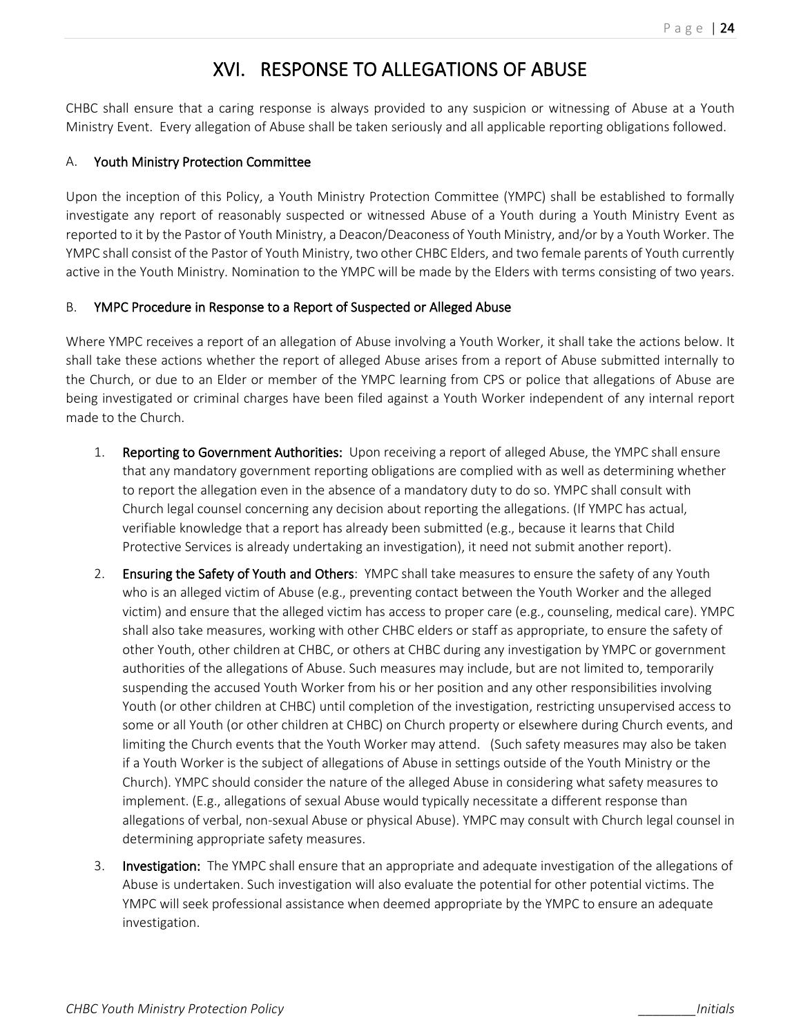# XVI. RESPONSE TO ALLEGATIONS OF ABUSE

CHBC shall ensure that a caring response is always provided to any suspicion or witnessing of Abuse at a Youth Ministry Event. Every allegation of Abuse shall be taken seriously and all applicable reporting obligations followed.

## A. Youth Ministry Protection Committee

Upon the inception of this Policy, a Youth Ministry Protection Committee (YMPC) shall be established to formally investigate any report of reasonably suspected or witnessed Abuse of a Youth during a Youth Ministry Event as reported to it by the Pastor of Youth Ministry, a Deacon/Deaconess of Youth Ministry, and/or by a Youth Worker. The YMPC shall consist of the Pastor of Youth Ministry, two other CHBC Elders, and two female parents of Youth currently active in the Youth Ministry. Nomination to the YMPC will be made by the Elders with terms consisting of two years.

## B. YMPC Procedure in Response to a Report of Suspected or Alleged Abuse

Where YMPC receives a report of an allegation of Abuse involving a Youth Worker, it shall take the actions below. It shall take these actions whether the report of alleged Abuse arises from a report of Abuse submitted internally to the Church, or due to an Elder or member of the YMPC learning from CPS or police that allegations of Abuse are being investigated or criminal charges have been filed against a Youth Worker independent of any internal report made to the Church.

1. **Reporting to Government Authorities:** Upon receiving a report of alleged Abuse, the YMPC shall ensure that any mandatory government reporting obligations are complied with as well as determining whether to report the allegation even in the absence of a mandatory duty to do so. YMPC shall consult with Church legal counsel concerning any decision about reporting the allegations. (If YMPC has actual, verifiable knowledge that a report has already been submitted (e.g., because it learns that Child Protective Services is already undertaking an investigation), it need not submit another report).
2. **Ensuring the Safety of Youth and Others**: YMPC shall take measures to ensure the safety of any Youth who is an alleged victim of Abuse (e.g., preventing contact between the Youth Worker and the alleged victim) and ensure that the alleged victim has access to proper care (e.g., counseling, medical care). YMPC shall also take measures, working with other CHBC elders or staff as appropriate, to ensure the safety of other Youth, other children at CHBC, or others at CHBC during any investigation by YMPC or government authorities of the allegations of Abuse. Such measures may include, but are not limited to, temporarily suspending the accused Youth Worker from his or her position and any other responsibilities involving Youth (or other children at CHBC) until completion of the investigation, restricting unsupervised access to some or all Youth (or other children at CHBC) on Church property or elsewhere during Church events, and limiting the Church events that the Youth Worker may attend. (Such safety measures may also be taken if a Youth Worker is the subject of allegations of Abuse in settings outside of the Youth Ministry or the Church). YMPC should consider the nature of the alleged Abuse in considering what safety measures to implement. (E.g., allegations of sexual Abuse would typically necessitate a different response than allegations of verbal, non-sexual Abuse or physical Abuse). YMPC may consult with Church legal counsel in determining appropriate safety measures.
3. **Investigation:** The YMPC shall ensure that an appropriate and adequate investigation of the allegations of Abuse is undertaken. Such investigation will also evaluate the potential for other potential victims. The YMPC will seek professional assistance when deemed appropriate by the YMPC to ensure an adequate investigation.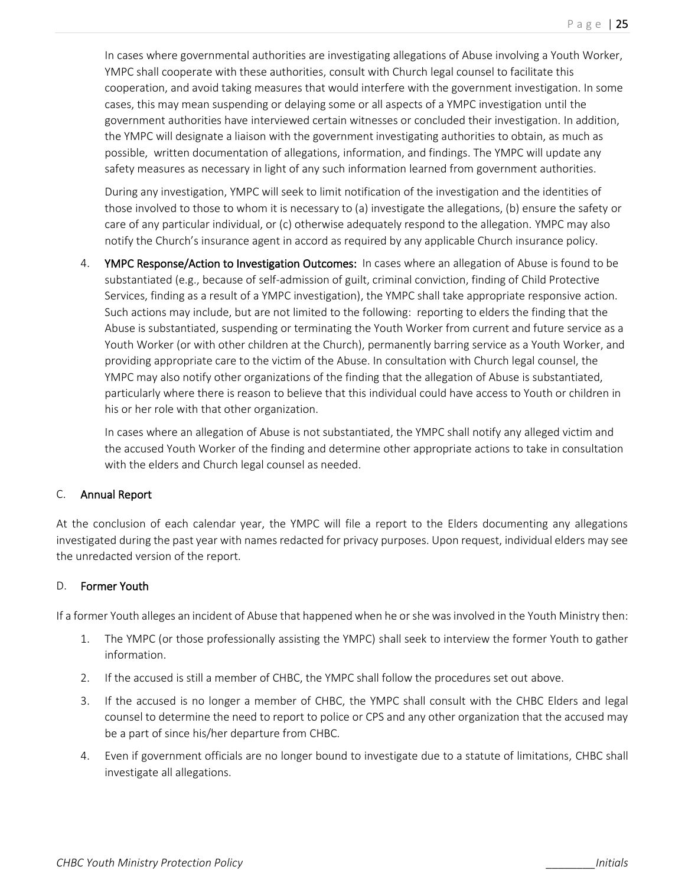In cases where governmental authorities are investigating allegations of Abuse involving a Youth Worker, YMPC shall cooperate with these authorities, consult with Church legal counsel to facilitate this cooperation, and avoid taking measures that would interfere with the government investigation. In some cases, this may mean suspending or delaying some or all aspects of a YMPC investigation until the government authorities have interviewed certain witnesses or concluded their investigation. In addition, the YMPC will designate a liaison with the government investigating authorities to obtain, as much as possible, written documentation of allegations, information, and findings. The YMPC will update any safety measures as necessary in light of any such information learned from government authorities.

During any investigation, YMPC will seek to limit notification of the investigation and the identities of those involved to those to whom it is necessary to (a) investigate the allegations, (b) ensure the safety or care of any particular individual, or (c) otherwise adequately respond to the allegation. YMPC may also notify the Church's insurance agent in accord as required by any applicable Church insurance policy.

4. **YMPC Response/Action to Investigation Outcomes:** In cases where an allegation of Abuse is found to be substantiated (e.g., because of self-admission of guilt, criminal conviction, finding of Child Protective Services, finding as a result of a YMPC investigation), the YMPC shall take appropriate responsive action. Such actions may include, but are not limited to the following: reporting to elders the finding that the Abuse is substantiated, suspending or terminating the Youth Worker from current and future service as a Youth Worker (or with other children at the Church), permanently barring service as a Youth Worker, and providing appropriate care to the victim of the Abuse. In consultation with Church legal counsel, the YMPC may also notify other organizations of the finding that the allegation of Abuse is substantiated, particularly where there is reason to believe that this individual could have access to Youth or children in his or her role with that other organization.

   In cases where an allegation of Abuse is not substantiated, the YMPC shall notify any alleged victim and the accused Youth Worker of the finding and determine other appropriate actions to take in consultation with the elders and Church legal counsel as needed.

## C. Annual Report

At the conclusion of each calendar year, the YMPC will file a report to the Elders documenting any allegations investigated during the past year with names redacted for privacy purposes. Upon request, individual elders may see the unredacted version of the report.

## D. Former Youth

If a former Youth alleges an incident of Abuse that happened when he or she was involved in the Youth Ministry then:

1. The YMPC (or those professionally assisting the YMPC) shall seek to interview the former Youth to gather information.
2. If the accused is still a member of CHBC, the YMPC shall follow the procedures set out above.
3. If the accused is no longer a member of CHBC, the YMPC shall consult with the CHBC Elders and legal counsel to determine the need to report to police or CPS and any other organization that the accused may be a part of since his/her departure from CHBC.
4. Even if government officials are no longer bound to investigate due to a statute of limitations, CHBC shall investigate all allegations.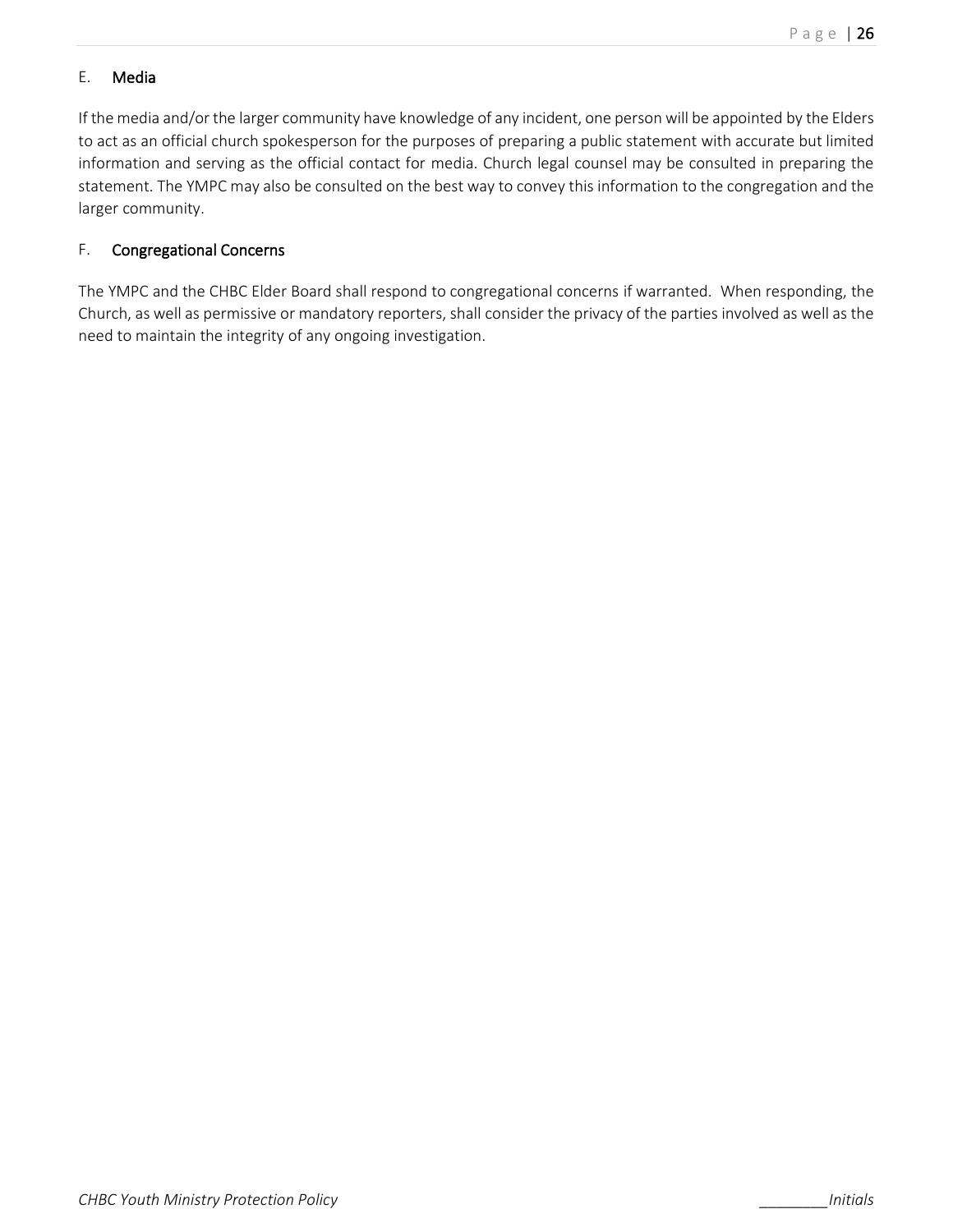### E. Media

If the media and/or the larger community have knowledge of any incident, one person will be appointed by the Elders to act as an official church spokesperson for the purposes of preparing a public statement with accurate but limited information and serving as the official contact for media. Church legal counsel may be consulted in preparing the statement. The YMPC may also be consulted on the best way to convey this information to the congregation and the larger community.

### F. Congregational Concerns

The YMPC and the CHBC Elder Board shall respond to congregational concerns if warranted. When responding, the Church, as well as permissive or mandatory reporters, shall consider the privacy of the parties involved as well as the need to maintain the integrity of any ongoing investigation.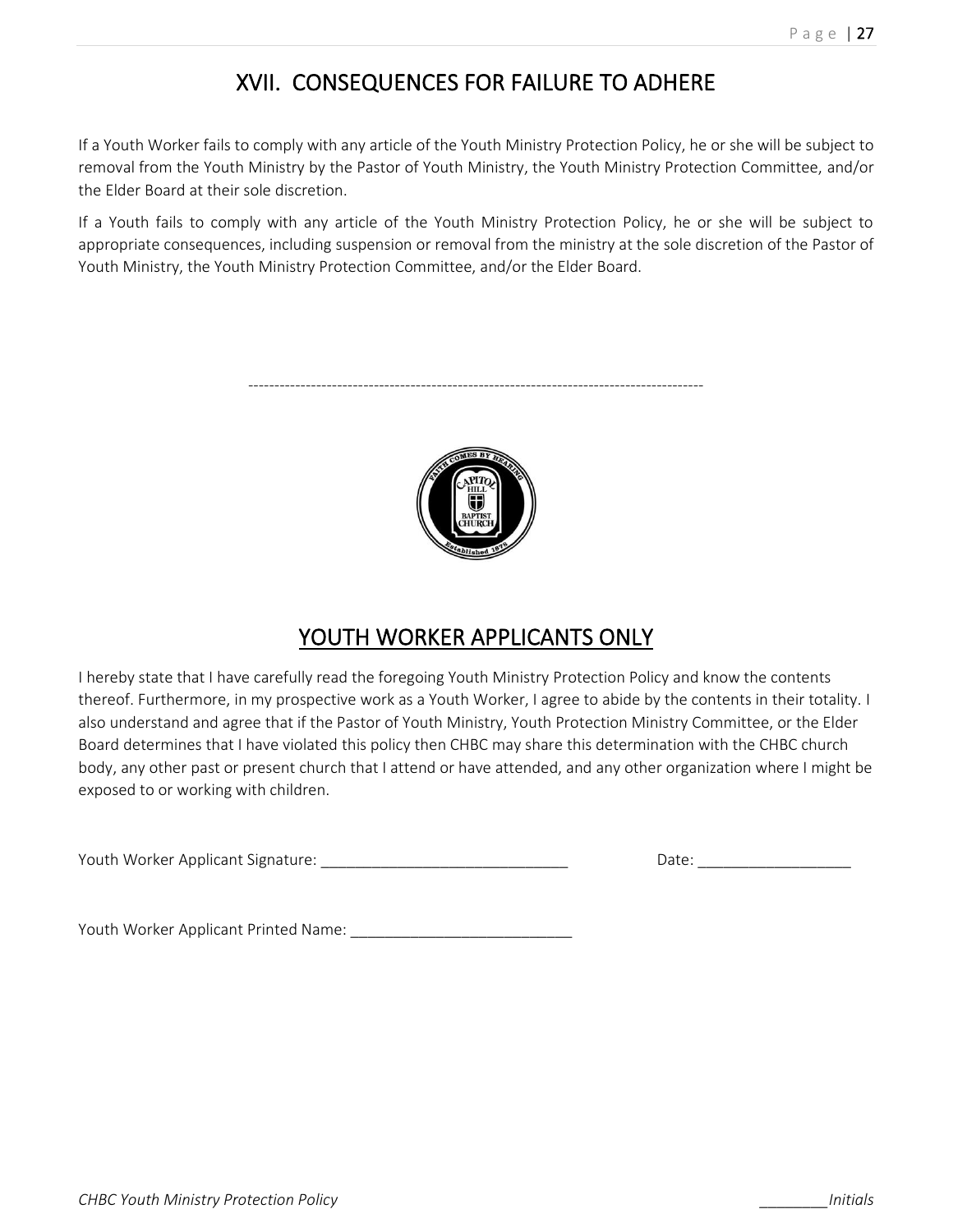# XVII. CONSEQUENCES FOR FAILURE TO ADHERE

If a Youth Worker fails to comply with any article of the Youth Ministry Protection Policy, he or she will be subject to removal from the Youth Ministry by the Pastor of Youth Ministry, the Youth Ministry Protection Committee, and/or the Elder Board at their sole discretion.

If a Youth fails to comply with any article of the Youth Ministry Protection Policy, he or she will be subject to appropriate consequences, including suspension or removal from the ministry at the sole discretion of the Pastor of Youth Ministry, the Youth Ministry Protection Committee, and/or the Elder Board.

---

## YOUTH WORKER APPLICANTS ONLY

I hereby state that I have carefully read the foregoing Youth Ministry Protection Policy and know the contents thereof. Furthermore, in my prospective work as a Youth Worker, I agree to abide by the contents in their totality. I also understand and agree that if the Pastor of Youth Ministry, Youth Protection Ministry Committee, or the Elder Board determines that I have violated this policy then CHBC may share this determination with the CHBC church body, any other past or present church that I attend or have attended, and any other organization where I might be exposed to or working with children.

Youth Worker Applicant Signature: ______________________________ Date: __________________

Youth Worker Applicant Printed Name: __________________________

*CHBC Youth Ministry Protection Policy* ________*Initials*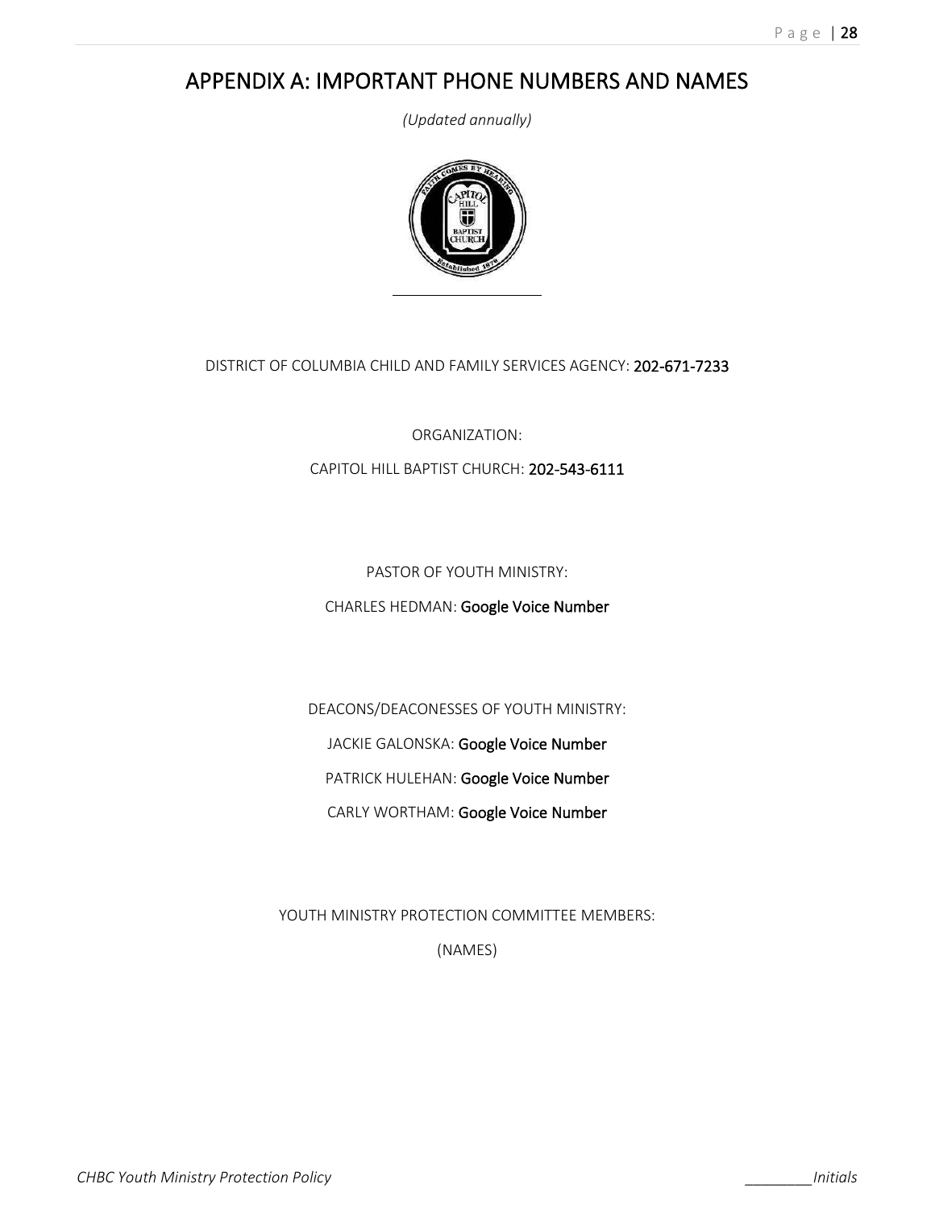# APPENDIX A: IMPORTANT PHONE NUMBERS AND NAMES

*(Updated annually)*

DISTRICT OF COLUMBIA CHILD AND FAMILY SERVICES AGENCY: **202-671-7233**

ORGANIZATION:

CAPITOL HILL BAPTIST CHURCH: **202-543-6111**

PASTOR OF YOUTH MINISTRY:

CHARLES HEDMAN: **Google Voice Number**

DEACONS/DEACONESSES OF YOUTH MINISTRY:

JACKIE GALONSKA: **Google Voice Number**

PATRICK HULEHAN: **Google Voice Number**

CARLY WORTHAM: **Google Voice Number**

YOUTH MINISTRY PROTECTION COMMITTEE MEMBERS:

(NAMES)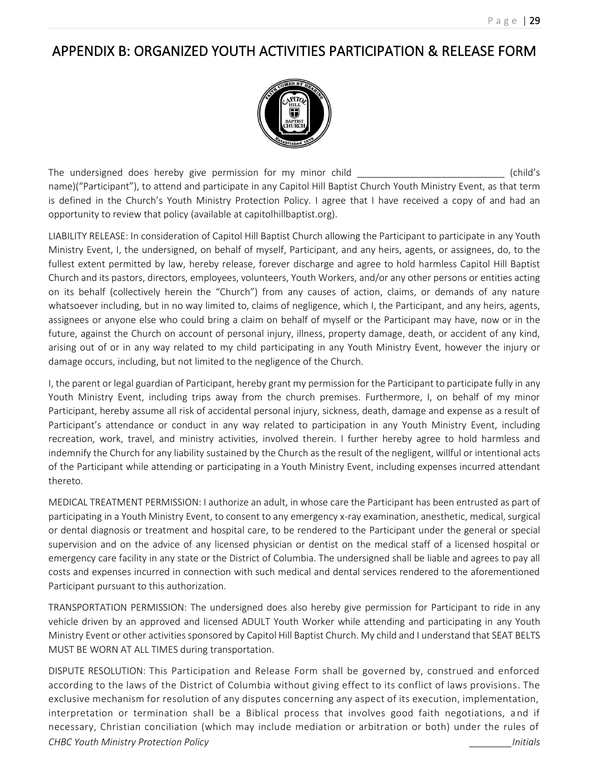# APPENDIX B: ORGANIZED YOUTH ACTIVITIES PARTICIPATION & RELEASE FORM

The undersigned does hereby give permission for my minor child ____________________________ (child's name)("Participant"), to attend and participate in any Capitol Hill Baptist Church Youth Ministry Event, as that term is defined in the Church's Youth Ministry Protection Policy. I agree that I have received a copy of and had an opportunity to review that policy (available at capitolhillbaptist.org).

LIABILITY RELEASE: In consideration of Capitol Hill Baptist Church allowing the Participant to participate in any Youth Ministry Event, I, the undersigned, on behalf of myself, Participant, and any heirs, agents, or assignees, do, to the fullest extent permitted by law, hereby release, forever discharge and agree to hold harmless Capitol Hill Baptist Church and its pastors, directors, employees, volunteers, Youth Workers, and/or any other persons or entities acting on its behalf (collectively herein the "Church") from any causes of action, claims, or demands of any nature whatsoever including, but in no way limited to, claims of negligence, which I, the Participant, and any heirs, agents, assignees or anyone else who could bring a claim on behalf of myself or the Participant may have, now or in the future, against the Church on account of personal injury, illness, property damage, death, or accident of any kind, arising out of or in any way related to my child participating in any Youth Ministry Event, however the injury or damage occurs, including, but not limited to the negligence of the Church.

I, the parent or legal guardian of Participant, hereby grant my permission for the Participant to participate fully in any Youth Ministry Event, including trips away from the church premises. Furthermore, I, on behalf of my minor Participant, hereby assume all risk of accidental personal injury, sickness, death, damage and expense as a result of Participant's attendance or conduct in any way related to participation in any Youth Ministry Event, including recreation, work, travel, and ministry activities, involved therein. I further hereby agree to hold harmless and indemnify the Church for any liability sustained by the Church as the result of the negligent, willful or intentional acts of the Participant while attending or participating in a Youth Ministry Event, including expenses incurred attendant thereto.

MEDICAL TREATMENT PERMISSION: I authorize an adult, in whose care the Participant has been entrusted as part of participating in a Youth Ministry Event, to consent to any emergency x-ray examination, anesthetic, medical, surgical or dental diagnosis or treatment and hospital care, to be rendered to the Participant under the general or special supervision and on the advice of any licensed physician or dentist on the medical staff of a licensed hospital or emergency care facility in any state or the District of Columbia. The undersigned shall be liable and agrees to pay all costs and expenses incurred in connection with such medical and dental services rendered to the aforementioned Participant pursuant to this authorization.

TRANSPORTATION PERMISSION: The undersigned does also hereby give permission for Participant to ride in any vehicle driven by an approved and licensed ADULT Youth Worker while attending and participating in any Youth Ministry Event or other activities sponsored by Capitol Hill Baptist Church. My child and I understand that SEAT BELTS MUST BE WORN AT ALL TIMES during transportation.

DISPUTE RESOLUTION: This Participation and Release Form shall be governed by, construed and enforced according to the laws of the District of Columbia without giving effect to its conflict of laws provisions. The exclusive mechanism for resolution of any disputes concerning any aspect of its execution, implementation, interpretation or termination shall be a Biblical process that involves good faith negotiations, and if necessary, Christian conciliation (which may include mediation or arbitration or both) under the rules of

________*Initials*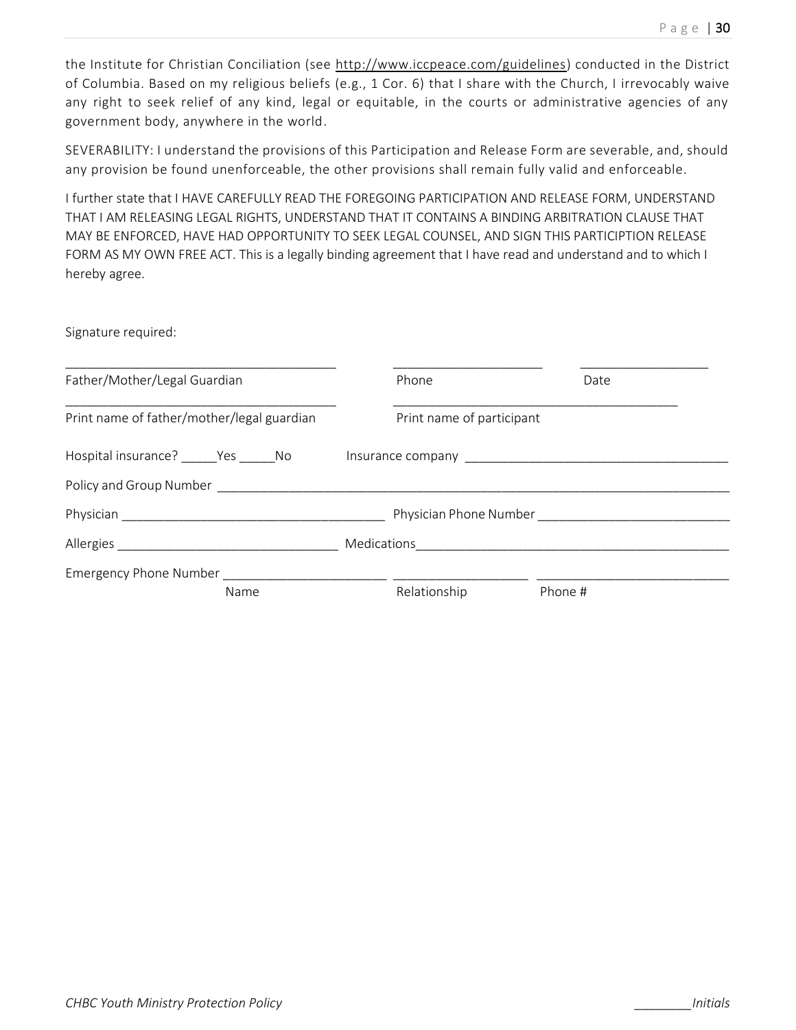the Institute for Christian Conciliation (see http://www.iccpeace.com/guidelines) conducted in the District of Columbia. Based on my religious beliefs (e.g., 1 Cor. 6) that I share with the Church, I irrevocably waive any right to seek relief of any kind, legal or equitable, in the courts or administrative agencies of any government body, anywhere in the world.

SEVERABILITY: I understand the provisions of this Participation and Release Form are severable, and, should any provision be found unenforceable, the other provisions shall remain fully valid and enforceable.

I further state that I HAVE CAREFULLY READ THE FOREGOING PARTICIPATION AND RELEASE FORM, UNDERSTAND THAT I AM RELEASING LEGAL RIGHTS, UNDERSTAND THAT IT CONTAINS A BINDING ARBITRATION CLAUSE THAT MAY BE ENFORCED, HAVE HAD OPPORTUNITY TO SEEK LEGAL COUNSEL, AND SIGN THIS PARTICIPTION RELEASE FORM AS MY OWN FREE ACT. This is a legally binding agreement that I have read and understand and to which I hereby agree.

Signature required:

_____________________________________ ____________________ _________________

Father/Mother/Legal Guardian Phone Date

_____________________________________ _____________________________________

Print name of father/mother/legal guardian Print name of participant

Hospital insurance? _____Yes _____No Insurance company ___________________________________

Policy and Group Number _________________________________________________________________

Physician ____________________________________ Physician Phone Number _________________________

Allergies ______________________________ Medications___________________________________________

Emergency Phone Number ______________________ __________________ __________________________

Name Relationship Phone #

CHBC Youth Ministry Protection Policy ________Initials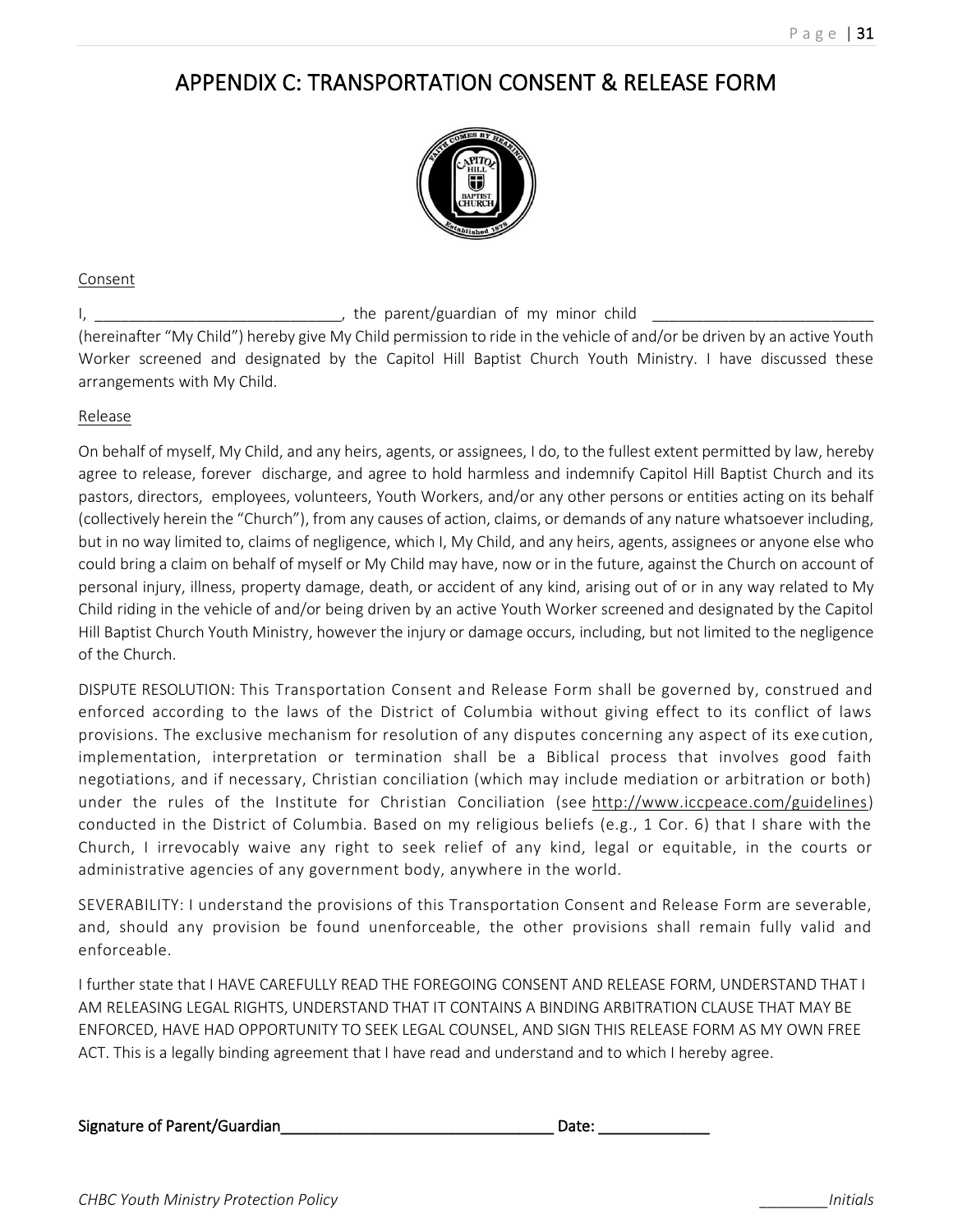# APPENDIX C: TRANSPORTATION CONSENT & RELEASE FORM

Consent

I, _____________________________, the parent/guardian of my minor child _________________________ (hereinafter "My Child") hereby give My Child permission to ride in the vehicle of and/or be driven by an active Youth Worker screened and designated by the Capitol Hill Baptist Church Youth Ministry. I have discussed these arrangements with My Child.

Release

On behalf of myself, My Child, and any heirs, agents, or assignees, I do, to the fullest extent permitted by law, hereby agree to release, forever discharge, and agree to hold harmless and indemnify Capitol Hill Baptist Church and its pastors, directors, employees, volunteers, Youth Workers, and/or any other persons or entities acting on its behalf (collectively herein the "Church"), from any causes of action, claims, or demands of any nature whatsoever including, but in no way limited to, claims of negligence, which I, My Child, and any heirs, agents, assignees or anyone else who could bring a claim on behalf of myself or My Child may have, now or in the future, against the Church on account of personal injury, illness, property damage, death, or accident of any kind, arising out of or in any way related to My Child riding in the vehicle of and/or being driven by an active Youth Worker screened and designated by the Capitol Hill Baptist Church Youth Ministry, however the injury or damage occurs, including, but not limited to the negligence of the Church.

DISPUTE RESOLUTION: This Transportation Consent and Release Form shall be governed by, construed and enforced according to the laws of the District of Columbia without giving effect to its conflict of laws provisions. The exclusive mechanism for resolution of any disputes concerning any aspect of its execution, implementation, interpretation or termination shall be a Biblical process that involves good faith negotiations, and if necessary, Christian conciliation (which may include mediation or arbitration or both) under the rules of the Institute for Christian Conciliation (see http://www.iccpeace.com/guidelines) conducted in the District of Columbia. Based on my religious beliefs (e.g., 1 Cor. 6) that I share with the Church, I irrevocably waive any right to seek relief of any kind, legal or equitable, in the courts or administrative agencies of any government body, anywhere in the world.

SEVERABILITY: I understand the provisions of this Transportation Consent and Release Form are severable, and, should any provision be found unenforceable, the other provisions shall remain fully valid and enforceable.

I further state that I HAVE CAREFULLY READ THE FOREGOING CONSENT AND RELEASE FORM, UNDERSTAND THAT I AM RELEASING LEGAL RIGHTS, UNDERSTAND THAT IT CONTAINS A BINDING ARBITRATION CLAUSE THAT MAY BE ENFORCED, HAVE HAD OPPORTUNITY TO SEEK LEGAL COUNSEL, AND SIGN THIS RELEASE FORM AS MY OWN FREE ACT. This is a legally binding agreement that I have read and understand and to which I hereby agree.

**Signature of Parent/Guardian**_________________________________ **Date:** _____________

________*Initials*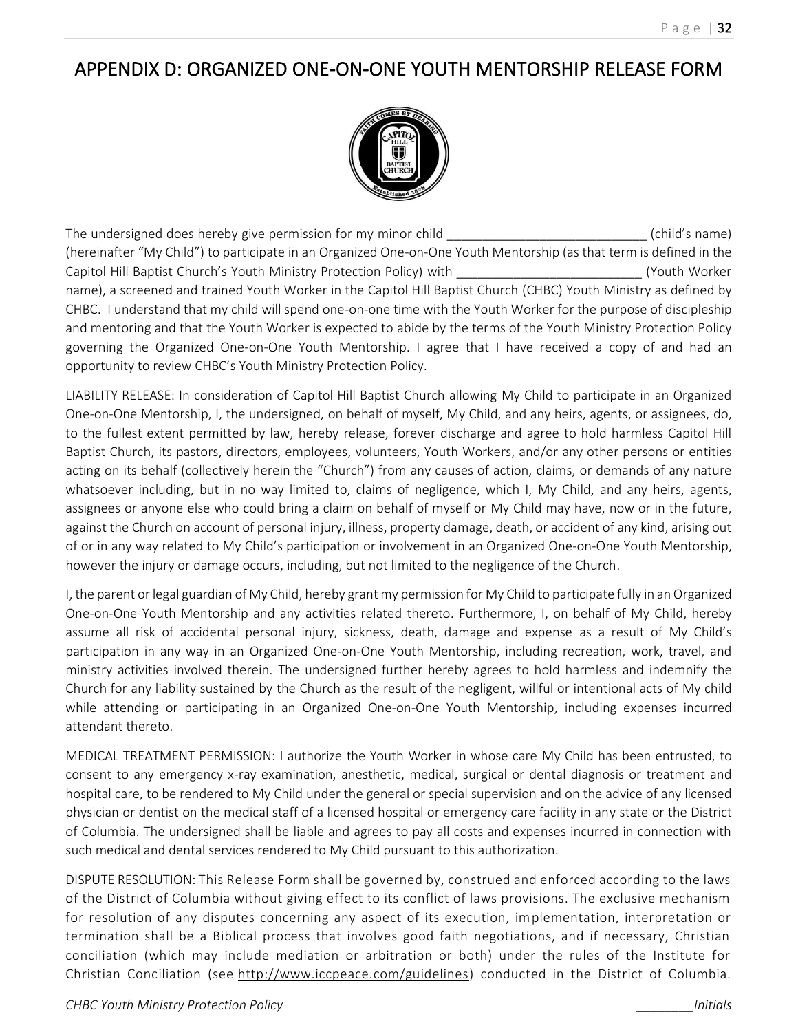# APPENDIX D: ORGANIZED ONE-ON-ONE YOUTH MENTORSHIP RELEASE FORM

The undersigned does hereby give permission for my minor child ____________________________ (child's name) (hereinafter "My Child") to participate in an Organized One-on-One Youth Mentorship (as that term is defined in the Capitol Hill Baptist Church's Youth Ministry Protection Policy) with _________________________ (Youth Worker name), a screened and trained Youth Worker in the Capitol Hill Baptist Church (CHBC) Youth Ministry as defined by CHBC. I understand that my child will spend one-on-one time with the Youth Worker for the purpose of discipleship and mentoring and that the Youth Worker is expected to abide by the terms of the Youth Ministry Protection Policy governing the Organized One-on-One Youth Mentorship. I agree that I have received a copy of and had an opportunity to review CHBC's Youth Ministry Protection Policy.

LIABILITY RELEASE: In consideration of Capitol Hill Baptist Church allowing My Child to participate in an Organized One-on-One Mentorship, I, the undersigned, on behalf of myself, My Child, and any heirs, agents, or assignees, do, to the fullest extent permitted by law, hereby release, forever discharge and agree to hold harmless Capitol Hill Baptist Church, its pastors, directors, employees, volunteers, Youth Workers, and/or any other persons or entities acting on its behalf (collectively herein the "Church") from any causes of action, claims, or demands of any nature whatsoever including, but in no way limited to, claims of negligence, which I, My Child, and any heirs, agents, assignees or anyone else who could bring a claim on behalf of myself or My Child may have, now or in the future, against the Church on account of personal injury, illness, property damage, death, or accident of any kind, arising out of or in any way related to My Child's participation or involvement in an Organized One-on-One Youth Mentorship, however the injury or damage occurs, including, but not limited to the negligence of the Church.

I, the parent or legal guardian of My Child, hereby grant my permission for My Child to participate fully in an Organized One-on-One Youth Mentorship and any activities related thereto. Furthermore, I, on behalf of My Child, hereby assume all risk of accidental personal injury, sickness, death, damage and expense as a result of My Child's participation in any way in an Organized One-on-One Youth Mentorship, including recreation, work, travel, and ministry activities involved therein. The undersigned further hereby agrees to hold harmless and indemnify the Church for any liability sustained by the Church as the result of the negligent, willful or intentional acts of My child while attending or participating in an Organized One-on-One Youth Mentorship, including expenses incurred attendant thereto.

MEDICAL TREATMENT PERMISSION: I authorize the Youth Worker in whose care My Child has been entrusted, to consent to any emergency x-ray examination, anesthetic, medical, surgical or dental diagnosis or treatment and hospital care, to be rendered to My Child under the general or special supervision and on the advice of any licensed physician or dentist on the medical staff of a licensed hospital or emergency care facility in any state or the District of Columbia. The undersigned shall be liable and agrees to pay all costs and expenses incurred in connection with such medical and dental services rendered to My Child pursuant to this authorization.

DISPUTE RESOLUTION: This Release Form shall be governed by, construed and enforced according to the laws of the District of Columbia without giving effect to its conflict of laws provisions. The exclusive mechanism for resolution of any disputes concerning any aspect of its execution, implementation, interpretation or termination shall be a Biblical process that involves good faith negotiations, and if necessary, Christian conciliation (which may include mediation or arbitration or both) under the rules of the Institute for Christian Conciliation (see http://www.iccpeace.com/guidelines) conducted in the District of Columbia.

_________*Initials*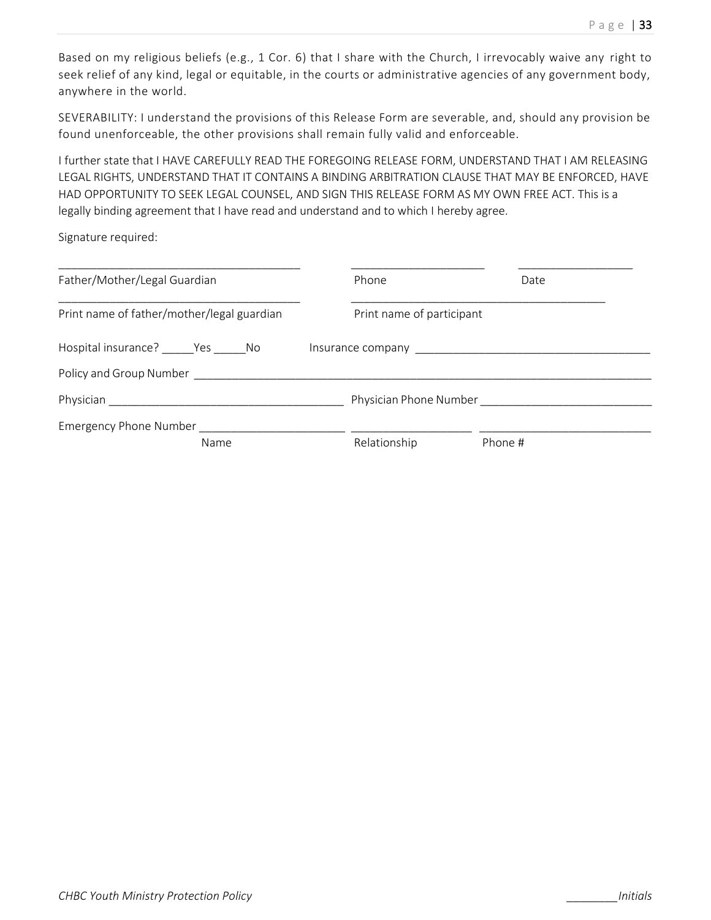Based on my religious beliefs (e.g., 1 Cor. 6) that I share with the Church, I irrevocably waive any right to seek relief of any kind, legal or equitable, in the courts or administrative agencies of any government body, anywhere in the world.

SEVERABILITY: I understand the provisions of this Release Form are severable, and, should any provision be found unenforceable, the other provisions shall remain fully valid and enforceable.

I further state that I HAVE CAREFULLY READ THE FOREGOING RELEASE FORM, UNDERSTAND THAT I AM RELEASING LEGAL RIGHTS, UNDERSTAND THAT IT CONTAINS A BINDING ARBITRATION CLAUSE THAT MAY BE ENFORCED, HAVE HAD OPPORTUNITY TO SEEK LEGAL COUNSEL, AND SIGN THIS RELEASE FORM AS MY OWN FREE ACT. This is a legally binding agreement that I have read and understand and to which I hereby agree.

Signature required:

_____________________________________ _____________________ __________________

Father/Mother/Legal Guardian Phone Date

_____________________________________ ________________________________________

Print name of father/mother/legal guardian Print name of participant

Hospital insurance? _____Yes _____No Insurance company ____________________________________

Policy and Group Number ___________________________________________________________________

Physician ____________________________________ Physician Phone Number __________________________

Emergency Phone Number ______________________ __________________ ___________________________

Name Relationship Phone #

_________Initials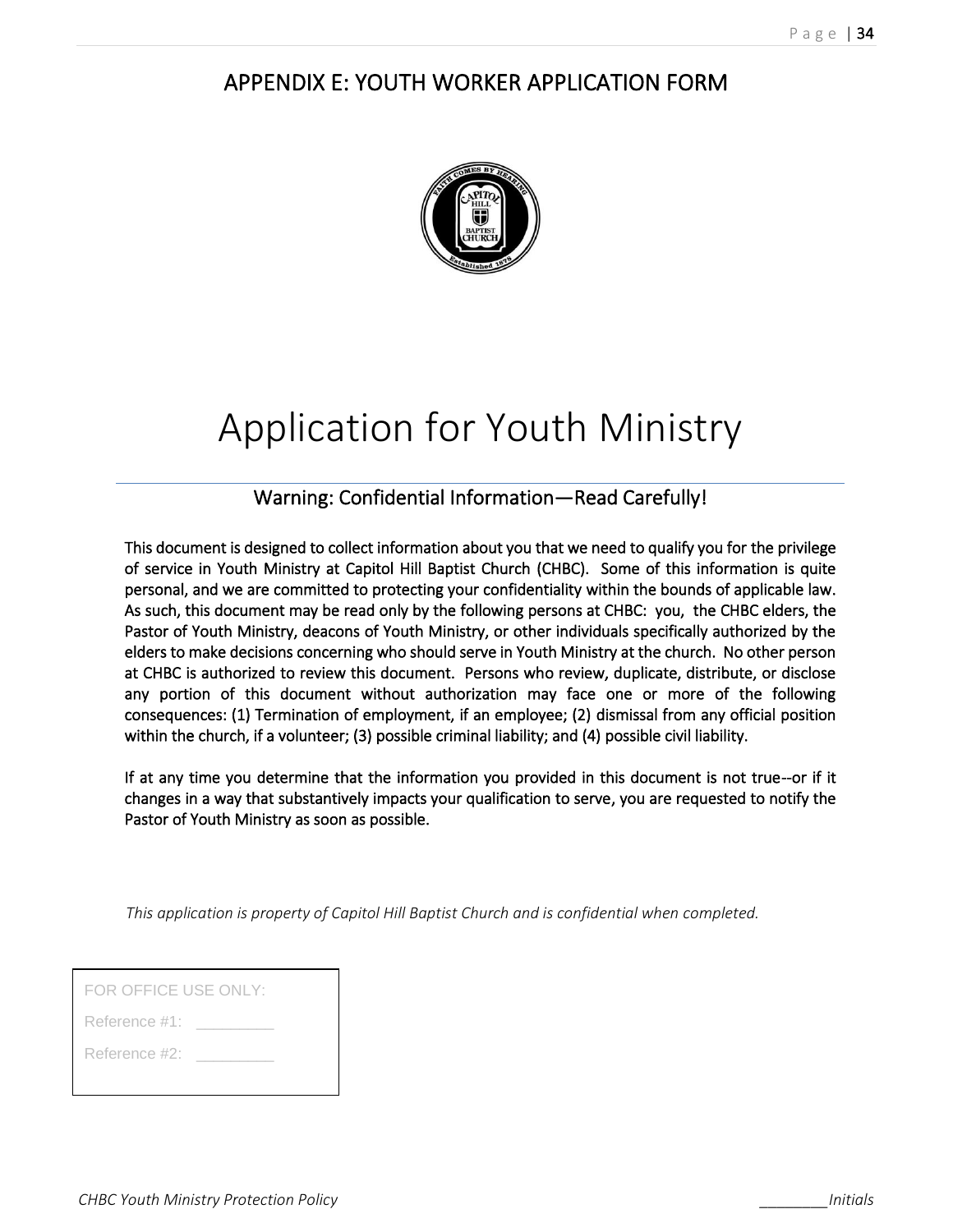# APPENDIX E: YOUTH WORKER APPLICATION FORM

# Application for Youth Ministry

## Warning: Confidential Information—Read Carefully!

This document is designed to collect information about you that we need to qualify you for the privilege of service in Youth Ministry at Capitol Hill Baptist Church (CHBC). Some of this information is quite personal, and we are committed to protecting your confidentiality within the bounds of applicable law. As such, this document may be read only by the following persons at CHBC: you, the CHBC elders, the Pastor of Youth Ministry, deacons of Youth Ministry, or other individuals specifically authorized by the elders to make decisions concerning who should serve in Youth Ministry at the church. No other person at CHBC is authorized to review this document. Persons who review, duplicate, distribute, or disclose any portion of this document without authorization may face one or more of the following consequences: (1) Termination of employment, if an employee; (2) dismissal from any official position within the church, if a volunteer; (3) possible criminal liability; and (4) possible civil liability.

If at any time you determine that the information you provided in this document is not true--or if it changes in a way that substantively impacts your qualification to serve, you are requested to notify the Pastor of Youth Ministry as soon as possible.

*This application is property of Capitol Hill Baptist Church and is confidential when completed.*

FOR OFFICE USE ONLY:

Reference #1: _________

Reference #2: _________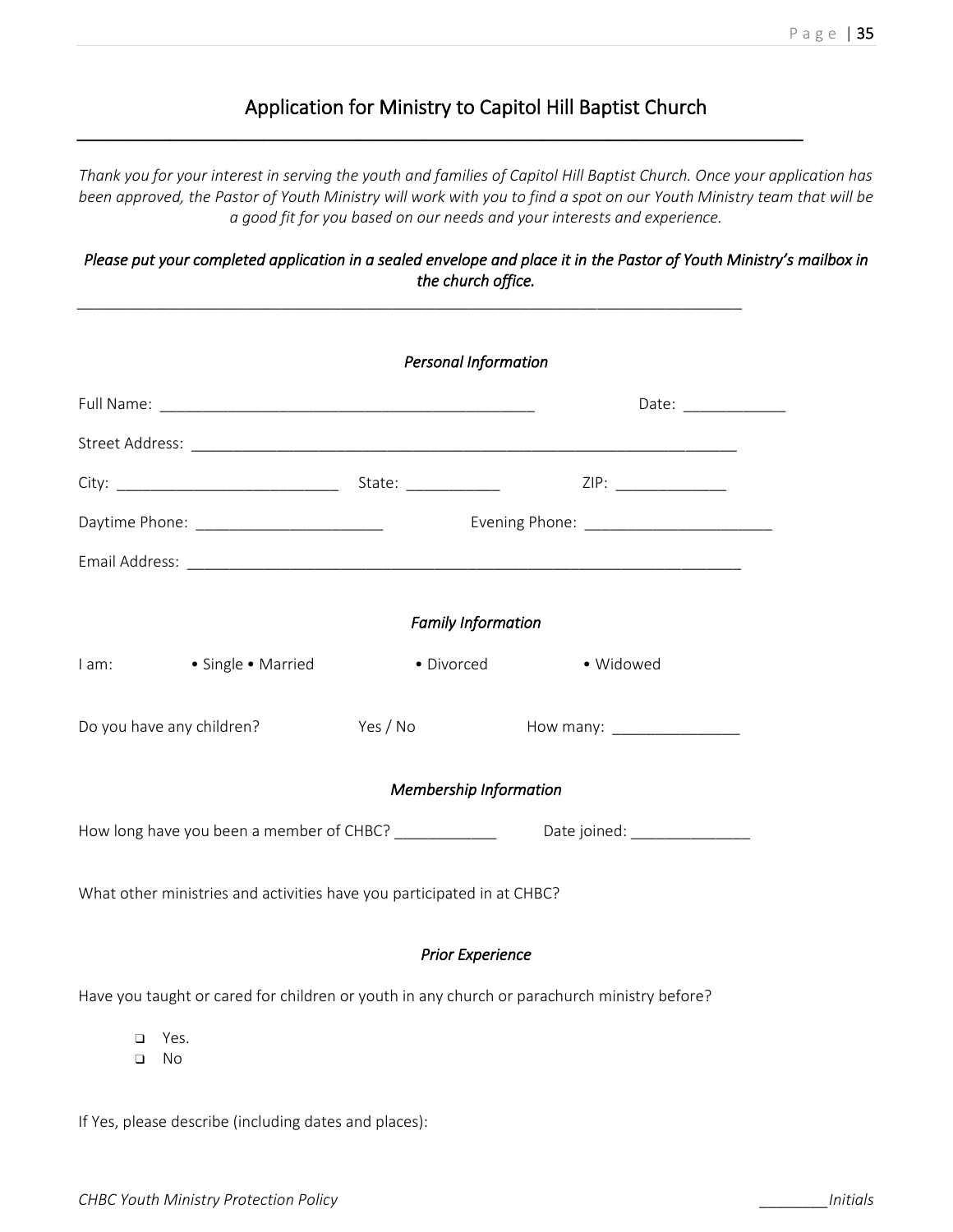# Application for Ministry to Capitol Hill Baptist Church

*Thank you for your interest in serving the youth and families of Capitol Hill Baptist Church. Once your application has been approved, the Pastor of Youth Ministry will work with you to find a spot on our Youth Ministry team that will be a good fit for you based on our needs and your interests and experience.*

***Please put your completed application in a sealed envelope and place it in the Pastor of Youth Ministry's mailbox in the church office.***

*Personal Information*

Full Name: ______________________________________________ Date: ____________

Street Address: ________________________________________________________________

City: __________________________ State: ___________ ZIP: _____________

Daytime Phone: ______________________ Evening Phone: ______________________

Email Address: _________________________________________________________________

*Family Information*

I am: • Single • Married • Divorced • Widowed

Do you have any children? Yes / No How many: _______________

*Membership Information*

How long have you been a member of CHBC? ____________ Date joined: ______________

What other ministries and activities have you participated in at CHBC?

*Prior Experience*

Have you taught or cared for children or youth in any church or parachurch ministry before?

- ❑ Yes.
- ❑ No

If Yes, please describe (including dates and places):

________Initials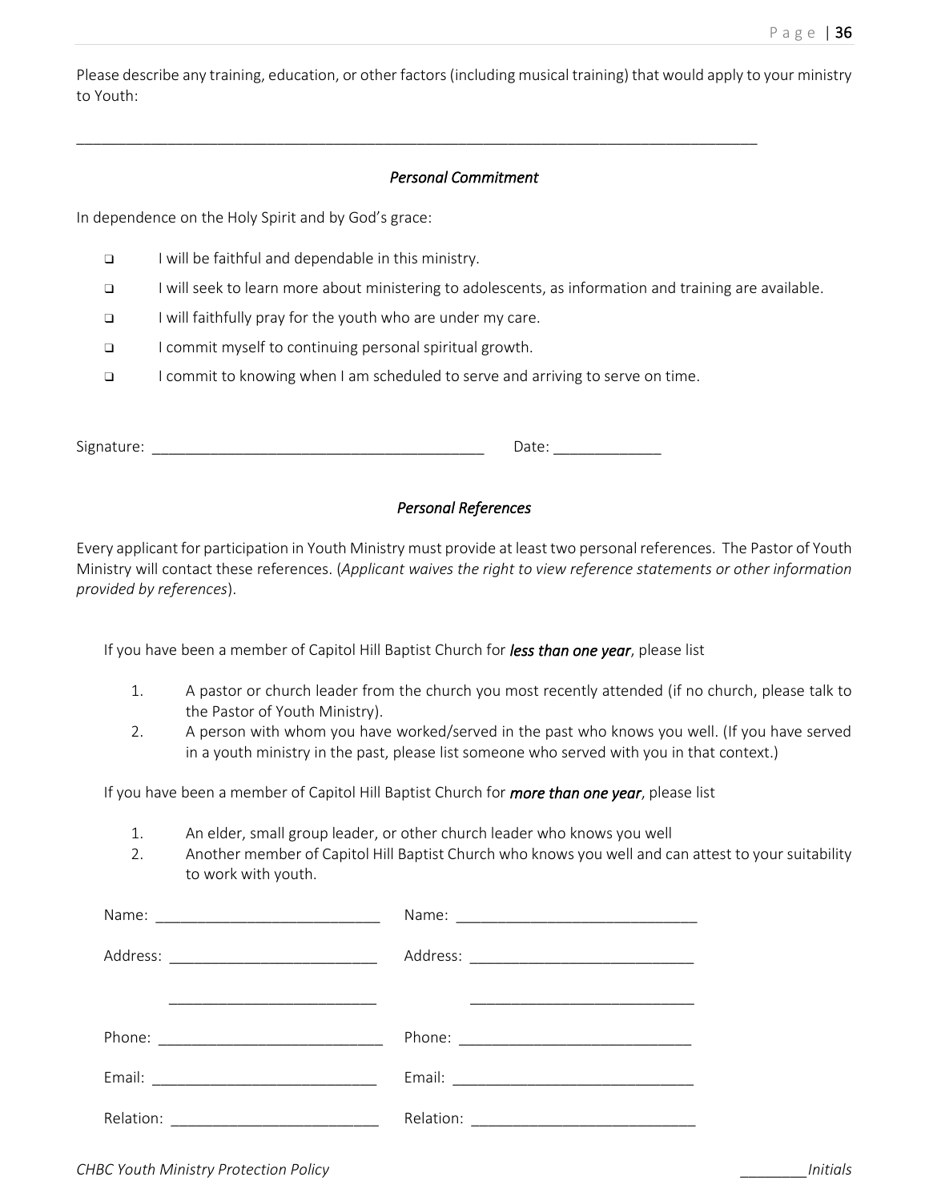Please describe any training, education, or other factors (including musical training) that would apply to your ministry to Youth:

_______________________________________________________________________________________

### *Personal Commitment*

In dependence on the Holy Spirit and by God's grace:

- ❑ I will be faithful and dependable in this ministry.
- ❑ I will seek to learn more about ministering to adolescents, as information and training are available.
- ❑ I will faithfully pray for the youth who are under my care.
- ❑ I commit myself to continuing personal spiritual growth.
- ❑ I commit to knowing when I am scheduled to serve and arriving to serve on time.

Signature: ________________________________________ Date: _____________

### *Personal References*

Every applicant for participation in Youth Ministry must provide at least two personal references. The Pastor of Youth Ministry will contact these references. (*Applicant waives the right to view reference statements or other information provided by references*).

If you have been a member of Capitol Hill Baptist Church for ***less than one year***, please list

1. A pastor or church leader from the church you most recently attended (if no church, please talk to the Pastor of Youth Ministry).
2. A person with whom you have worked/served in the past who knows you well. (If you have served in a youth ministry in the past, please list someone who served with you in that context.)

If you have been a member of Capitol Hill Baptist Church for ***more than one year***, please list

1. An elder, small group leader, or other church leader who knows you well
2. Another member of Capitol Hill Baptist Church who knows you well and can attest to your suitability to work with youth.

Name: ___________________________ Name: _____________________________

Address: _________________________ Address: ___________________________

_________________________ ___________________________

Phone: ___________________________ Phone: ____________________________

Email: ___________________________ Email: _____________________________

Relation: _________________________ Relation: ___________________________

________*Initials*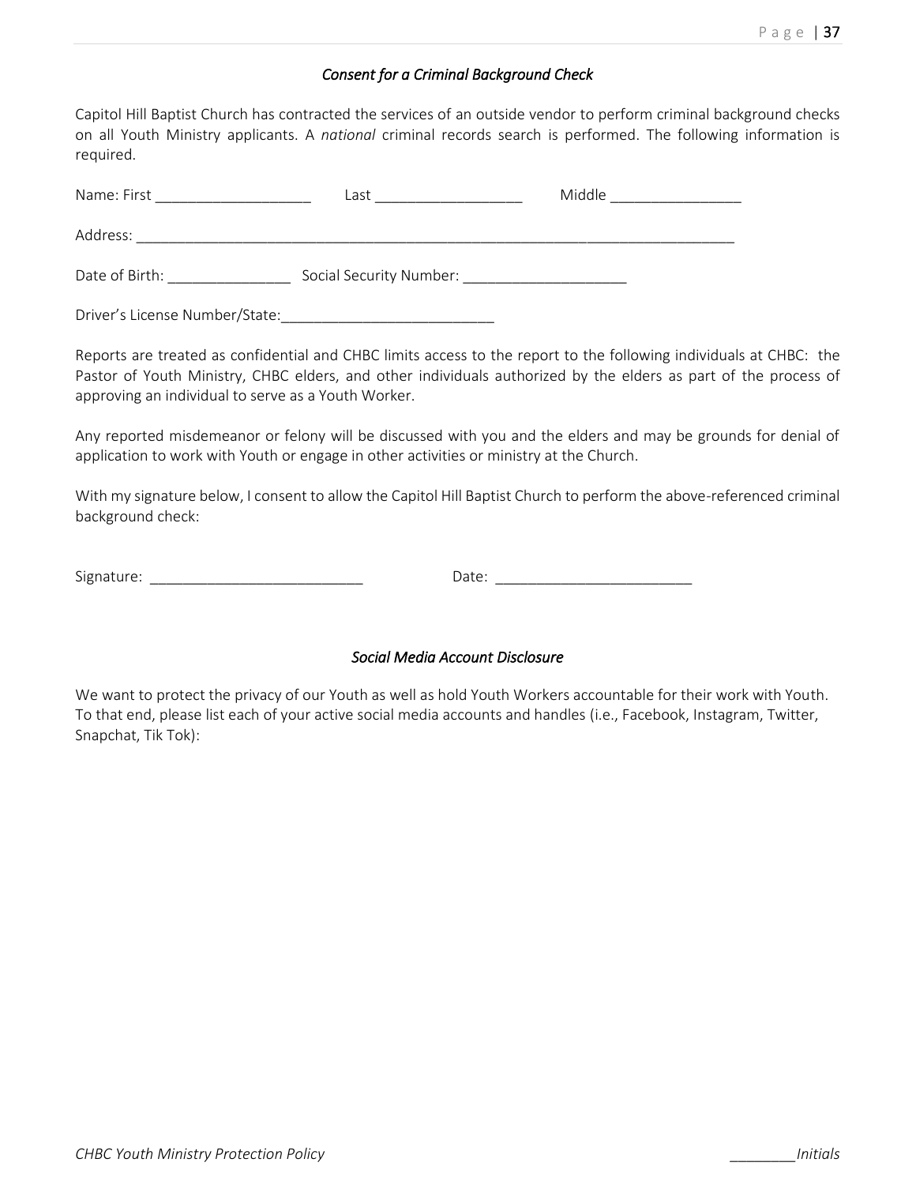*Consent for a Criminal Background Check*

Capitol Hill Baptist Church has contracted the services of an outside vendor to perform criminal background checks on all Youth Ministry applicants. A *national* criminal records search is performed. The following information is required.

Name: First ___________________ Last __________________ Middle ________________

Address: ____________________________________________________________________________

Date of Birth: _______________ Social Security Number: ____________________

Driver's License Number/State:__________________________

Reports are treated as confidential and CHBC limits access to the report to the following individuals at CHBC: the Pastor of Youth Ministry, CHBC elders, and other individuals authorized by the elders as part of the process of approving an individual to serve as a Youth Worker.

Any reported misdemeanor or felony will be discussed with you and the elders and may be grounds for denial of application to work with Youth or engage in other activities or ministry at the Church.

With my signature below, I consent to allow the Capitol Hill Baptist Church to perform the above-referenced criminal background check:

Signature: __________________________ Date: ________________________

*Social Media Account Disclosure*

We want to protect the privacy of our Youth as well as hold Youth Workers accountable for their work with Youth. To that end, please list each of your active social media accounts and handles (i.e., Facebook, Instagram, Twitter, Snapchat, Tik Tok):

*CHBC Youth Ministry Protection Policy* ________*Initials*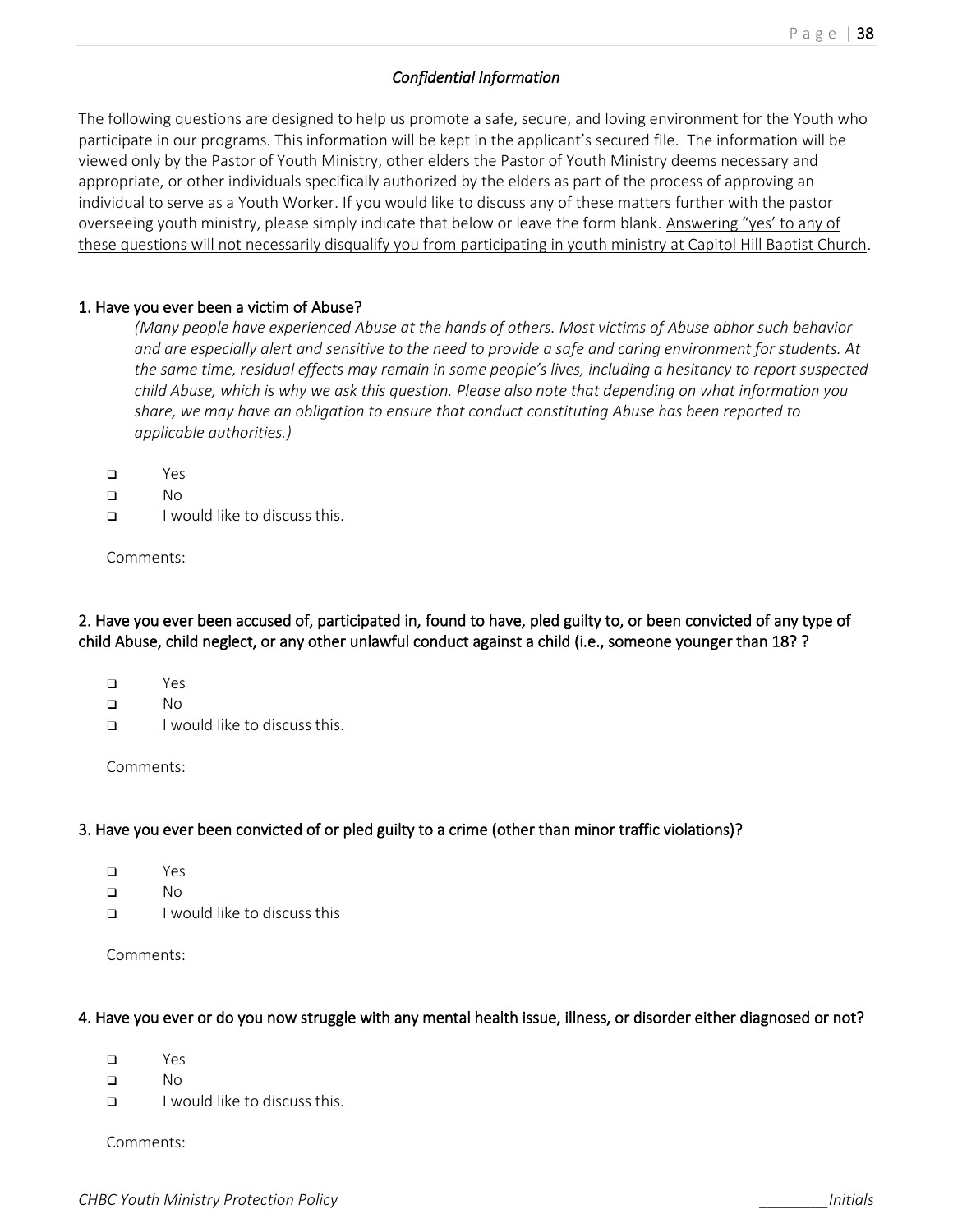*Confidential Information*

The following questions are designed to help us promote a safe, secure, and loving environment for the Youth who participate in our programs. This information will be kept in the applicant's secured file. The information will be viewed only by the Pastor of Youth Ministry, other elders the Pastor of Youth Ministry deems necessary and appropriate, or other individuals specifically authorized by the elders as part of the process of approving an individual to serve as a Youth Worker. If you would like to discuss any of these matters further with the pastor overseeing youth ministry, please simply indicate that below or leave the form blank. <u>Answering "yes' to any of these questions will not necessarily disqualify you from participating in youth ministry at Capitol Hill Baptist Church</u>.

1. Have you ever been a victim of Abuse?

*(Many people have experienced Abuse at the hands of others. Most victims of Abuse abhor such behavior and are especially alert and sensitive to the need to provide a safe and caring environment for students. At the same time, residual effects may remain in some people's lives, including a hesitancy to report suspected child Abuse, which is why we ask this question. Please also note that depending on what information you share, we may have an obligation to ensure that conduct constituting Abuse has been reported to applicable authorities.)*

- ❑ Yes
- ❑ No
- ❑ I would like to discuss this.

Comments:

2. Have you ever been accused of, participated in, found to have, pled guilty to, or been convicted of any type of child Abuse, child neglect, or any other unlawful conduct against a child (i.e., someone younger than 18? ?

- ❑ Yes
- ❑ No
- ❑ I would like to discuss this.

Comments:

3. Have you ever been convicted of or pled guilty to a crime (other than minor traffic violations)?

- ❑ Yes
- ❑ No
- ❑ I would like to discuss this

Comments:

4. Have you ever or do you now struggle with any mental health issue, illness, or disorder either diagnosed or not?

- ❑ Yes
- ❑ No
- ❑ I would like to discuss this.

Comments:

*CHBC Youth Ministry Protection Policy* ________*Initials*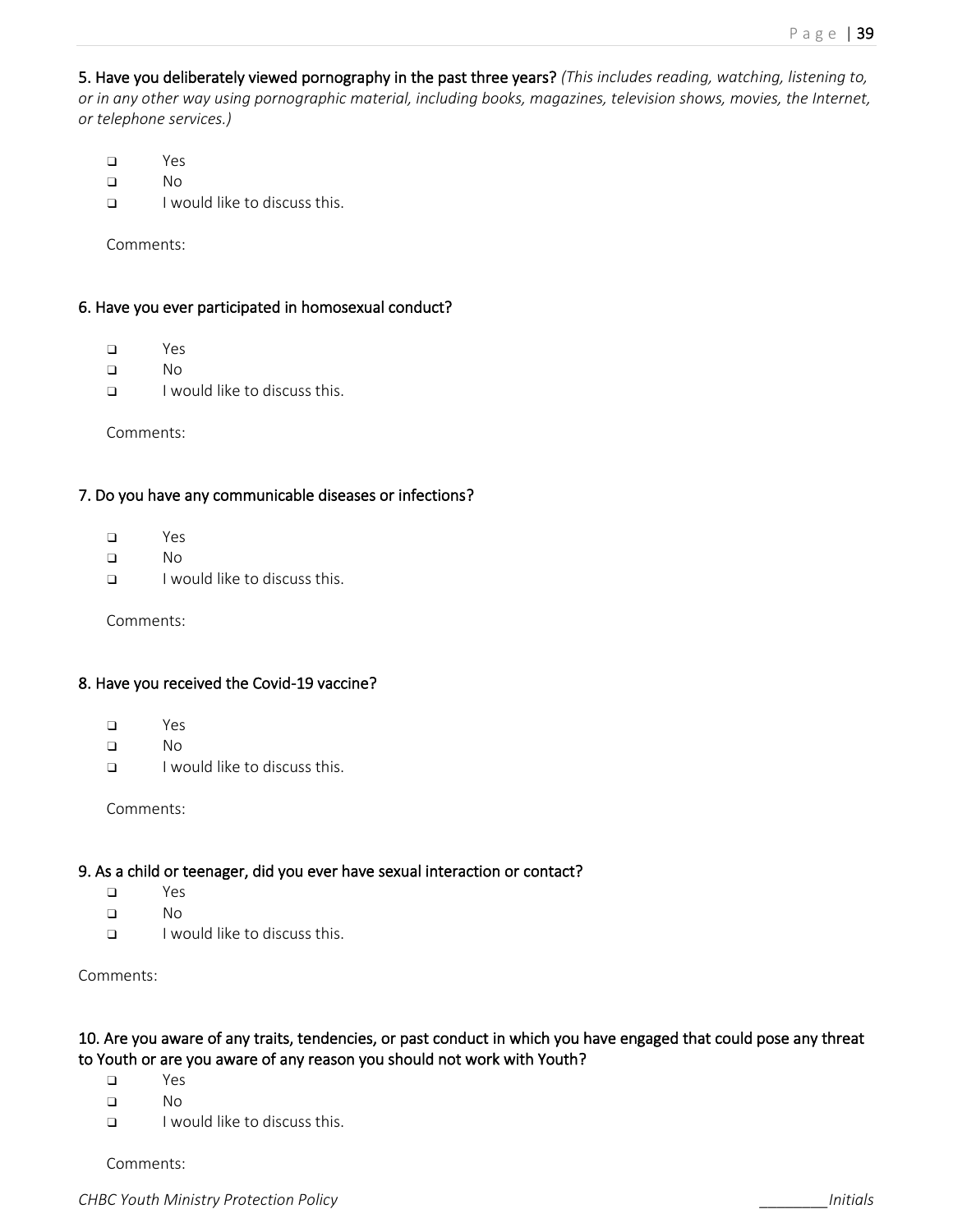5. Have you deliberately viewed pornography in the past three years? *(This includes reading, watching, listening to, or in any other way using pornographic material, including books, magazines, television shows, movies, the Internet, or telephone services.)*

- ❑ Yes
- ❑ No
- ❑ I would like to discuss this.

Comments:

6. Have you ever participated in homosexual conduct?

- ❑ Yes
- ❑ No
- ❑ I would like to discuss this.

Comments:

7. Do you have any communicable diseases or infections?

- ❑ Yes
- ❑ No
- ❑ I would like to discuss this.

Comments:

8. Have you received the Covid-19 vaccine?

- ❑ Yes
- ❑ No
- ❑ I would like to discuss this.

Comments:

9. As a child or teenager, did you ever have sexual interaction or contact?

- ❑ Yes
- ❑ No
- ❑ I would like to discuss this.

Comments:

10. Are you aware of any traits, tendencies, or past conduct in which you have engaged that could pose any threat to Youth or are you aware of any reason you should not work with Youth?

- ❑ Yes
- ❑ No
- ❑ I would like to discuss this.

Comments:

*CHBC Youth Ministry Protection Policy* ________*Initials*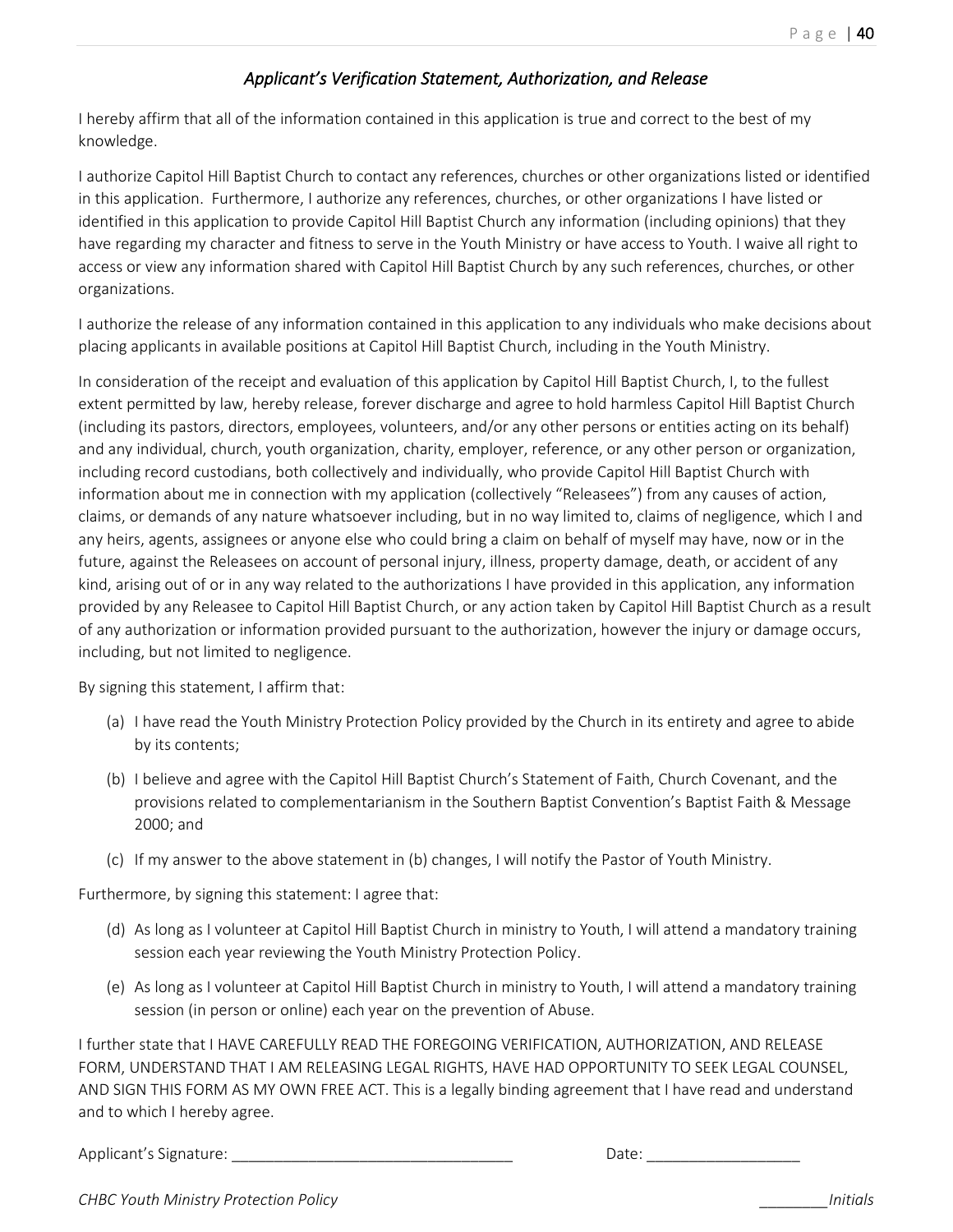## *Applicant's Verification Statement, Authorization, and Release*

I hereby affirm that all of the information contained in this application is true and correct to the best of my knowledge.

I authorize Capitol Hill Baptist Church to contact any references, churches or other organizations listed or identified in this application. Furthermore, I authorize any references, churches, or other organizations I have listed or identified in this application to provide Capitol Hill Baptist Church any information (including opinions) that they have regarding my character and fitness to serve in the Youth Ministry or have access to Youth. I waive all right to access or view any information shared with Capitol Hill Baptist Church by any such references, churches, or other organizations.

I authorize the release of any information contained in this application to any individuals who make decisions about placing applicants in available positions at Capitol Hill Baptist Church, including in the Youth Ministry.

In consideration of the receipt and evaluation of this application by Capitol Hill Baptist Church, I, to the fullest extent permitted by law, hereby release, forever discharge and agree to hold harmless Capitol Hill Baptist Church (including its pastors, directors, employees, volunteers, and/or any other persons or entities acting on its behalf) and any individual, church, youth organization, charity, employer, reference, or any other person or organization, including record custodians, both collectively and individually, who provide Capitol Hill Baptist Church with information about me in connection with my application (collectively "Releasees") from any causes of action, claims, or demands of any nature whatsoever including, but in no way limited to, claims of negligence, which I and any heirs, agents, assignees or anyone else who could bring a claim on behalf of myself may have, now or in the future, against the Releasees on account of personal injury, illness, property damage, death, or accident of any kind, arising out of or in any way related to the authorizations I have provided in this application, any information provided by any Releasee to Capitol Hill Baptist Church, or any action taken by Capitol Hill Baptist Church as a result of any authorization or information provided pursuant to the authorization, however the injury or damage occurs, including, but not limited to negligence.

By signing this statement, I affirm that:

(a) I have read the Youth Ministry Protection Policy provided by the Church in its entirety and agree to abide by its contents;

(b) I believe and agree with the Capitol Hill Baptist Church's Statement of Faith, Church Covenant, and the provisions related to complementarianism in the Southern Baptist Convention's Baptist Faith & Message 2000; and

(c) If my answer to the above statement in (b) changes, I will notify the Pastor of Youth Ministry.

Furthermore, by signing this statement: I agree that:

(d) As long as I volunteer at Capitol Hill Baptist Church in ministry to Youth, I will attend a mandatory training session each year reviewing the Youth Ministry Protection Policy.

(e) As long as I volunteer at Capitol Hill Baptist Church in ministry to Youth, I will attend a mandatory training session (in person or online) each year on the prevention of Abuse.

I further state that I HAVE CAREFULLY READ THE FOREGOING VERIFICATION, AUTHORIZATION, AND RELEASE FORM, UNDERSTAND THAT I AM RELEASING LEGAL RIGHTS, HAVE HAD OPPORTUNITY TO SEEK LEGAL COUNSEL, AND SIGN THIS FORM AS MY OWN FREE ACT. This is a legally binding agreement that I have read and understand and to which I hereby agree.

Applicant's Signature: \_\_\_\_\_\_\_\_\_\_\_\_\_\_\_\_\_\_\_\_\_\_\_\_\_\_\_\_\_\_\_\_\_ Date: \_\_\_\_\_\_\_\_\_\_\_\_\_\_\_\_\_\_

\_\_\_\_\_\_\_\_*Initials*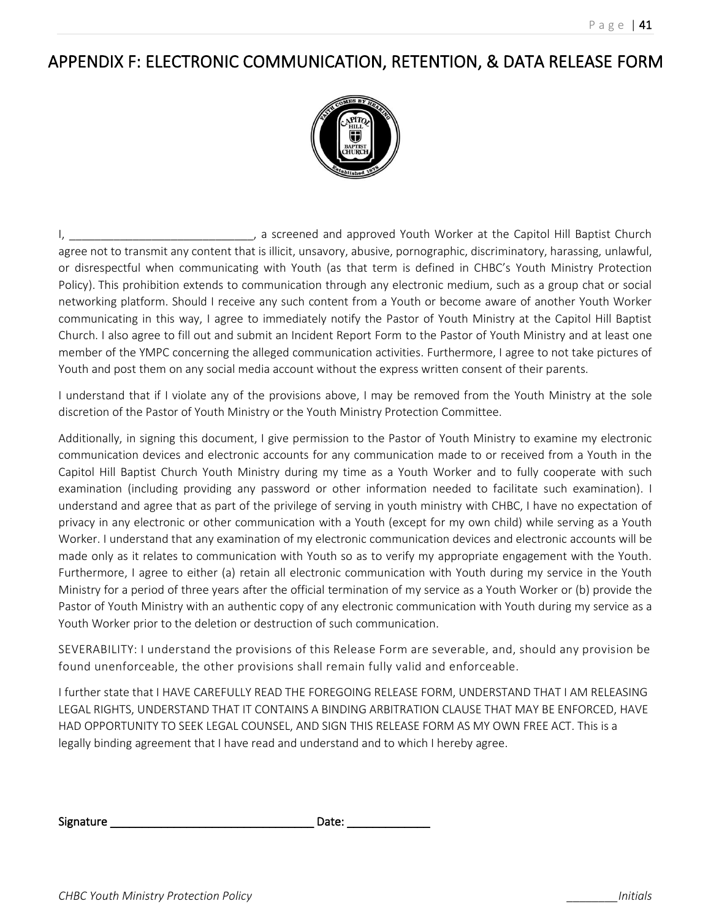# APPENDIX F: ELECTRONIC COMMUNICATION, RETENTION, & DATA RELEASE FORM

I, _____________________________, a screened and approved Youth Worker at the Capitol Hill Baptist Church agree not to transmit any content that is illicit, unsavory, abusive, pornographic, discriminatory, harassing, unlawful, or disrespectful when communicating with Youth (as that term is defined in CHBC's Youth Ministry Protection Policy). This prohibition extends to communication through any electronic medium, such as a group chat or social networking platform. Should I receive any such content from a Youth or become aware of another Youth Worker communicating in this way, I agree to immediately notify the Pastor of Youth Ministry at the Capitol Hill Baptist Church. I also agree to fill out and submit an Incident Report Form to the Pastor of Youth Ministry and at least one member of the YMPC concerning the alleged communication activities. Furthermore, I agree to not take pictures of Youth and post them on any social media account without the express written consent of their parents.

I understand that if I violate any of the provisions above, I may be removed from the Youth Ministry at the sole discretion of the Pastor of Youth Ministry or the Youth Ministry Protection Committee.

Additionally, in signing this document, I give permission to the Pastor of Youth Ministry to examine my electronic communication devices and electronic accounts for any communication made to or received from a Youth in the Capitol Hill Baptist Church Youth Ministry during my time as a Youth Worker and to fully cooperate with such examination (including providing any password or other information needed to facilitate such examination). I understand and agree that as part of the privilege of serving in youth ministry with CHBC, I have no expectation of privacy in any electronic or other communication with a Youth (except for my own child) while serving as a Youth Worker. I understand that any examination of my electronic communication devices and electronic accounts will be made only as it relates to communication with Youth so as to verify my appropriate engagement with the Youth. Furthermore, I agree to either (a) retain all electronic communication with Youth during my service in the Youth Ministry for a period of three years after the official termination of my service as a Youth Worker or (b) provide the Pastor of Youth Ministry with an authentic copy of any electronic communication with Youth during my service as a Youth Worker prior to the deletion or destruction of such communication.

SEVERABILITY: I understand the provisions of this Release Form are severable, and, should any provision be found unenforceable, the other provisions shall remain fully valid and enforceable.

I further state that I HAVE CAREFULLY READ THE FOREGOING RELEASE FORM, UNDERSTAND THAT I AM RELEASING LEGAL RIGHTS, UNDERSTAND THAT IT CONTAINS A BINDING ARBITRATION CLAUSE THAT MAY BE ENFORCED, HAVE HAD OPPORTUNITY TO SEEK LEGAL COUNSEL, AND SIGN THIS RELEASE FORM AS MY OWN FREE ACT. This is a legally binding agreement that I have read and understand and to which I hereby agree.

**Signature _________________________________ Date: _____________**

________*Initials*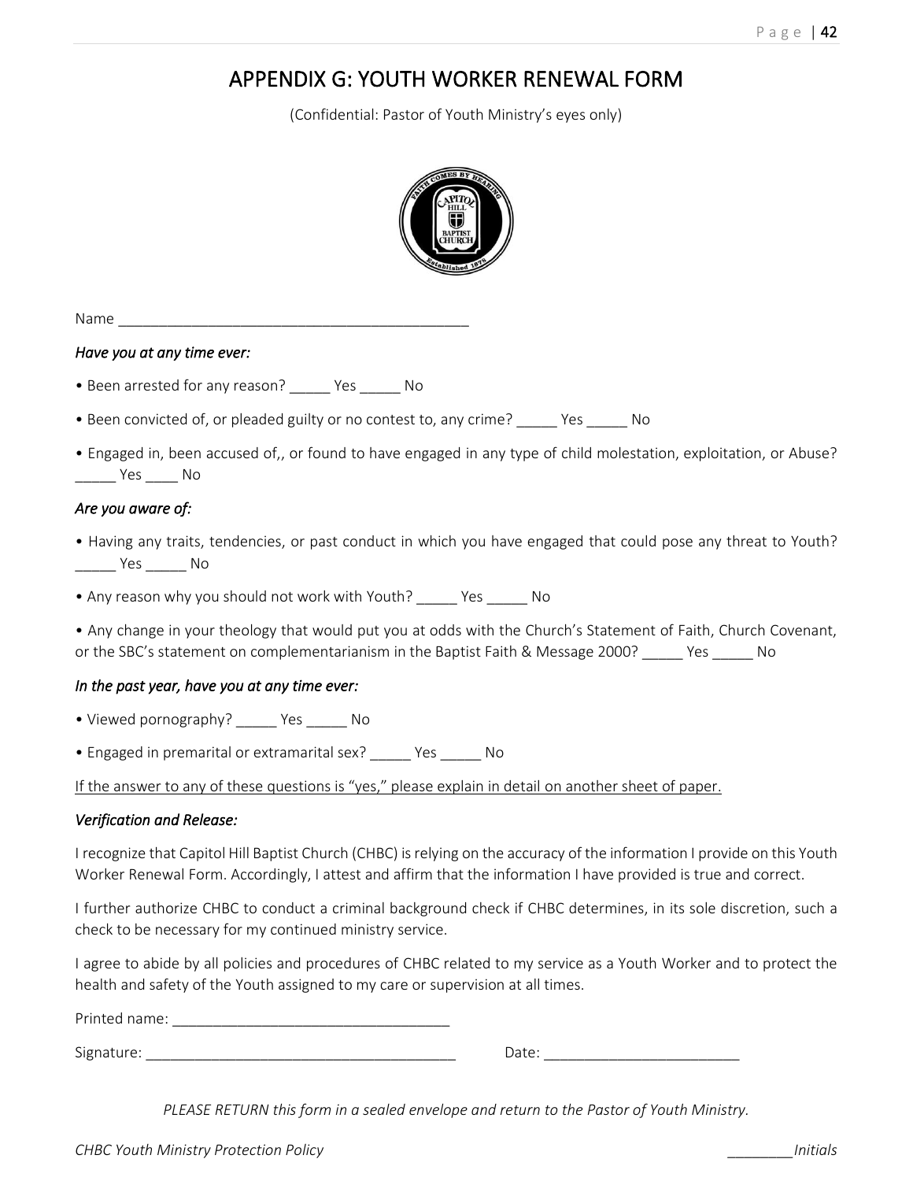# APPENDIX G: YOUTH WORKER RENEWAL FORM

(Confidential: Pastor of Youth Ministry's eyes only)

Name ___________________________________________

*Have you at any time ever:*

• Been arrested for any reason? _____ Yes _____ No

• Been convicted of, or pleaded guilty or no contest to, any crime? _____ Yes _____ No

• Engaged in, been accused of,, or found to have engaged in any type of child molestation, exploitation, or Abuse? _____ Yes ____ No

*Are you aware of:*

• Having any traits, tendencies, or past conduct in which you have engaged that could pose any threat to Youth? _____ Yes _____ No

• Any reason why you should not work with Youth? _____ Yes _____ No

• Any change in your theology that would put you at odds with the Church's Statement of Faith, Church Covenant, or the SBC's statement on complementarianism in the Baptist Faith & Message 2000? _____ Yes _____ No

*In the past year, have you at any time ever:*

• Viewed pornography? _____ Yes _____ No

• Engaged in premarital or extramarital sex? _____ Yes _____ No

<u>If the answer to any of these questions is "yes," please explain in detail on another sheet of paper.</u>

*Verification and Release:*

I recognize that Capitol Hill Baptist Church (CHBC) is relying on the accuracy of the information I provide on this Youth Worker Renewal Form. Accordingly, I attest and affirm that the information I have provided is true and correct.

I further authorize CHBC to conduct a criminal background check if CHBC determines, in its sole discretion, such a check to be necessary for my continued ministry service.

I agree to abide by all policies and procedures of CHBC related to my service as a Youth Worker and to protect the health and safety of the Youth assigned to my care or supervision at all times.

Printed name: __________________________________

Signature: ______________________________________ Date: ________________________

*PLEASE RETURN this form in a sealed envelope and return to the Pastor of Youth Ministry.*

________*Initials*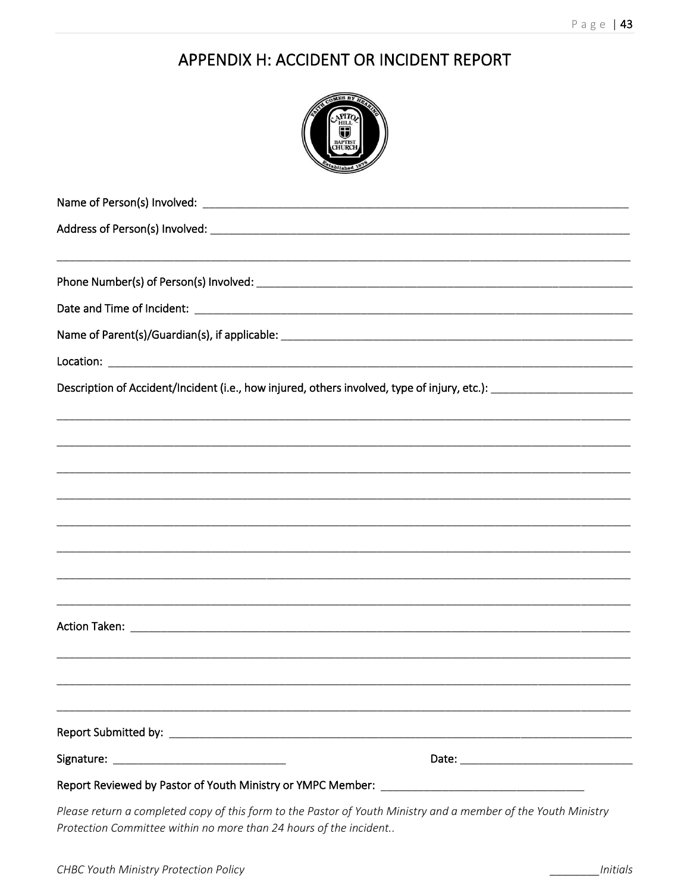# APPENDIX H: ACCIDENT OR INCIDENT REPORT

Name of Person(s) Involved: ____________________________________________________________________

Address of Person(s) Involved: __________________________________________________________________

______________________________________________________________________________________________

Phone Number(s) of Person(s) Involved: ___________________________________________________________

Date and Time of Incident: _______________________________________________________________________

Name of Parent(s)/Guardian(s), if applicable: ______________________________________________________

Location: ______________________________________________________________________________________

Description of Accident/Incident (i.e., how injured, others involved, type of injury, etc.): _______________________

______________________________________________________________________________________________

______________________________________________________________________________________________

______________________________________________________________________________________________

______________________________________________________________________________________________

______________________________________________________________________________________________

______________________________________________________________________________________________

______________________________________________________________________________________________

______________________________________________________________________________________________

Action Taken: __________________________________________________________________________________

______________________________________________________________________________________________

______________________________________________________________________________________________

______________________________________________________________________________________________

Report Submitted by: ____________________________________________________________________________

Signature: ____________________________ Date: ____________________________

Report Reviewed by Pastor of Youth Ministry or YMPC Member: ________________________________

*Please return a completed copy of this form to the Pastor of Youth Ministry and a member of the Youth Ministry Protection Committee within no more than 24 hours of the incident..*

*CHBC Youth Ministry Protection Policy* ________*Initials*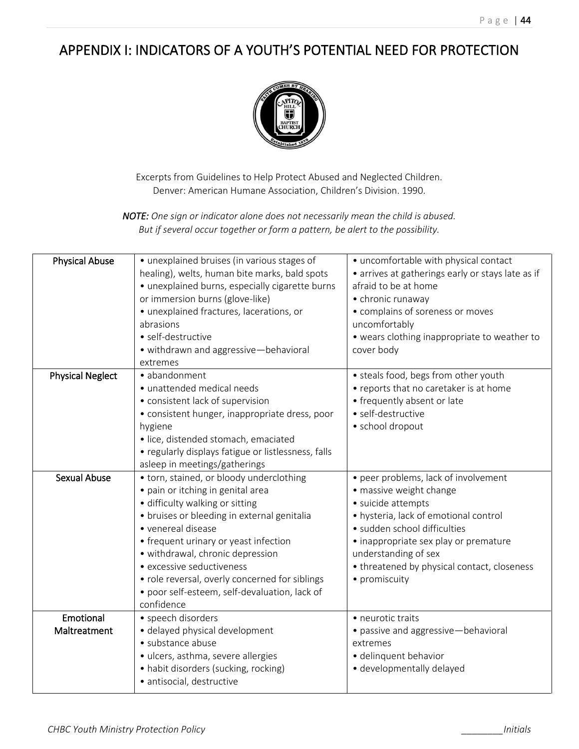# APPENDIX I: INDICATORS OF A YOUTH'S POTENTIAL NEED FOR PROTECTION

Excerpts from Guidelines to Help Protect Abused and Neglected Children.
Denver: American Humane Association, Children's Division. 1990.

***NOTE:*** *One sign or indicator alone does not necessarily mean the child is abused. But if several occur together or form a pattern, be alert to the possibility.*

| | | |
|---|---|---|
| Physical Abuse | • unexplained bruises (in various stages of healing), welts, human bite marks, bald spots<br>• unexplained burns, especially cigarette burns or immersion burns (glove-like)<br>• unexplained fractures, lacerations, or abrasions<br>• self-destructive<br>• withdrawn and aggressive—behavioral extremes | • uncomfortable with physical contact<br>• arrives at gatherings early or stays late as if afraid to be at home<br>• chronic runaway<br>• complains of soreness or moves uncomfortably<br>• wears clothing inappropriate to weather to cover body |
| Physical Neglect | • abandonment<br>• unattended medical needs<br>• consistent lack of supervision<br>• consistent hunger, inappropriate dress, poor hygiene<br>• lice, distended stomach, emaciated<br>• regularly displays fatigue or listlessness, falls asleep in meetings/gatherings | • steals food, begs from other youth<br>• reports that no caretaker is at home<br>• frequently absent or late<br>• self-destructive<br>• school dropout |
| Sexual Abuse | • torn, stained, or bloody underclothing<br>• pain or itching in genital area<br>• difficulty walking or sitting<br>• bruises or bleeding in external genitalia<br>• venereal disease<br>• frequent urinary or yeast infection<br>• withdrawal, chronic depression<br>• excessive seductiveness<br>• role reversal, overly concerned for siblings<br>• poor self-esteem, self-devaluation, lack of confidence | • peer problems, lack of involvement<br>• massive weight change<br>• suicide attempts<br>• hysteria, lack of emotional control<br>• sudden school difficulties<br>• inappropriate sex play or premature understanding of sex<br>• threatened by physical contact, closeness<br>• promiscuity |
| Emotional Maltreatment | • speech disorders<br>• delayed physical development<br>• substance abuse<br>• ulcers, asthma, severe allergies<br>• habit disorders (sucking, rocking)<br>• antisocial, destructive | • neurotic traits<br>• passive and aggressive—behavioral extremes<br>• delinquent behavior<br>• developmentally delayed |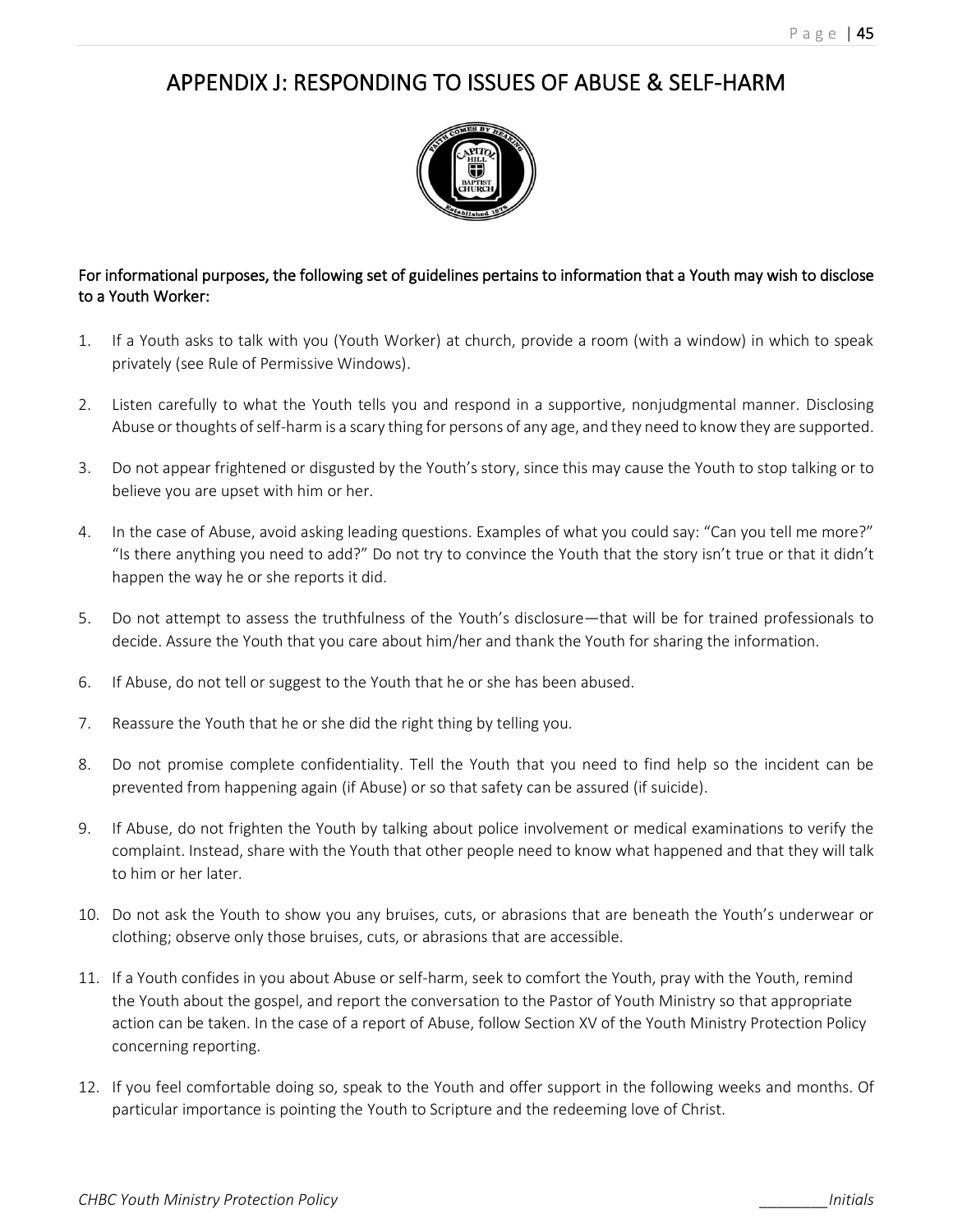# APPENDIX J: RESPONDING TO ISSUES OF ABUSE & SELF-HARM

For informational purposes, the following set of guidelines pertains to information that a Youth may wish to disclose to a Youth Worker:

1. If a Youth asks to talk with you (Youth Worker) at church, provide a room (with a window) in which to speak privately (see Rule of Permissive Windows).

2. Listen carefully to what the Youth tells you and respond in a supportive, nonjudgmental manner. Disclosing Abuse or thoughts of self-harm is a scary thing for persons of any age, and they need to know they are supported.

3. Do not appear frightened or disgusted by the Youth's story, since this may cause the Youth to stop talking or to believe you are upset with him or her.

4. In the case of Abuse, avoid asking leading questions. Examples of what you could say: "Can you tell me more?" "Is there anything you need to add?" Do not try to convince the Youth that the story isn't true or that it didn't happen the way he or she reports it did.

5. Do not attempt to assess the truthfulness of the Youth's disclosure—that will be for trained professionals to decide. Assure the Youth that you care about him/her and thank the Youth for sharing the information.

6. If Abuse, do not tell or suggest to the Youth that he or she has been abused.

7. Reassure the Youth that he or she did the right thing by telling you.

8. Do not promise complete confidentiality. Tell the Youth that you need to find help so the incident can be prevented from happening again (if Abuse) or so that safety can be assured (if suicide).

9. If Abuse, do not frighten the Youth by talking about police involvement or medical examinations to verify the complaint. Instead, share with the Youth that other people need to know what happened and that they will talk to him or her later.

10. Do not ask the Youth to show you any bruises, cuts, or abrasions that are beneath the Youth's underwear or clothing; observe only those bruises, cuts, or abrasions that are accessible.

11. If a Youth confides in you about Abuse or self-harm, seek to comfort the Youth, pray with the Youth, remind the Youth about the gospel, and report the conversation to the Pastor of Youth Ministry so that appropriate action can be taken. In the case of a report of Abuse, follow Section XV of the Youth Ministry Protection Policy concerning reporting.

12. If you feel comfortable doing so, speak to the Youth and offer support in the following weeks and months. Of particular importance is pointing the Youth to Scripture and the redeeming love of Christ.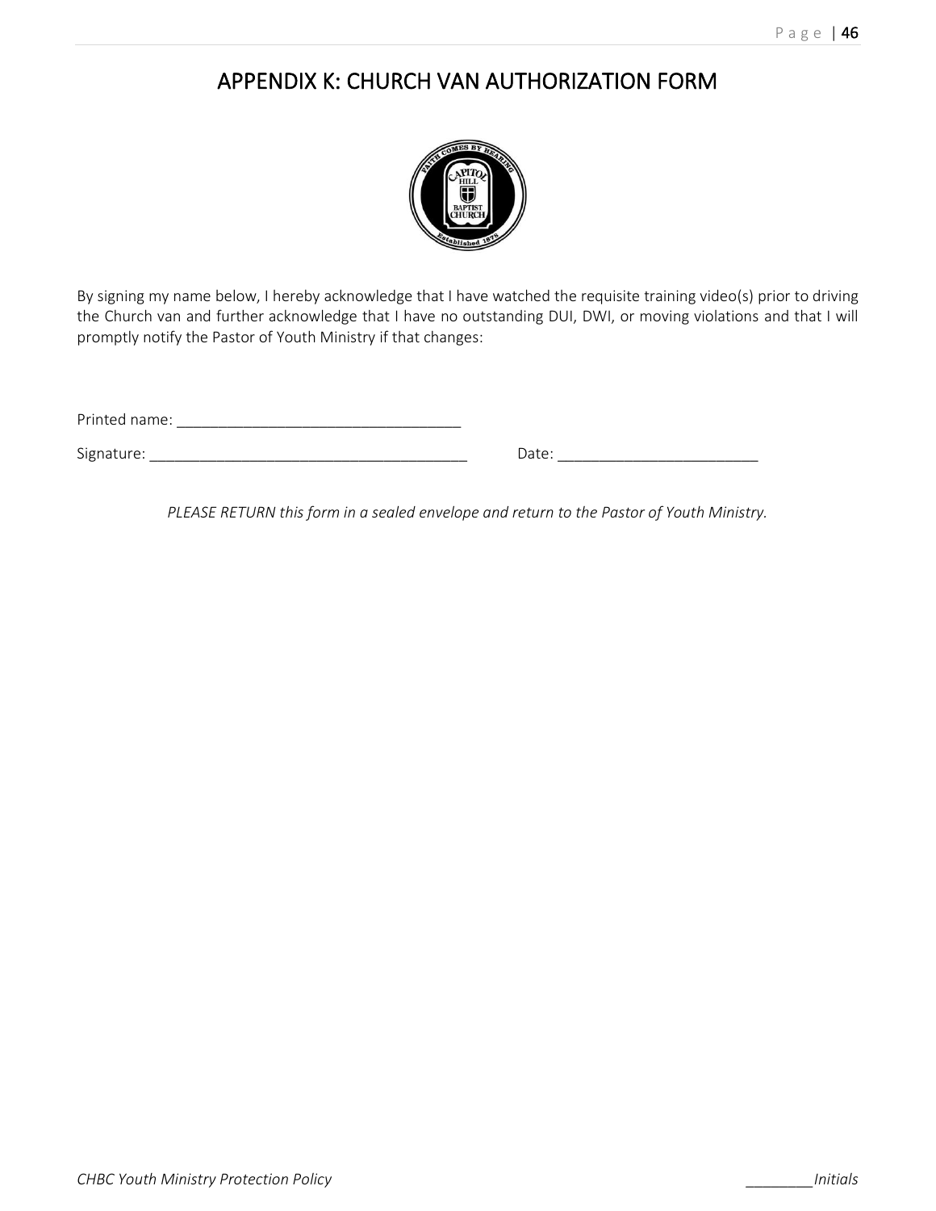# APPENDIX K: CHURCH VAN AUTHORIZATION FORM

By signing my name below, I hereby acknowledge that I have watched the requisite training video(s) prior to driving the Church van and further acknowledge that I have no outstanding DUI, DWI, or moving violations and that I will promptly notify the Pastor of Youth Ministry if that changes:

Printed name: __________________________________

Signature: ______________________________________ Date: ________________________

*PLEASE RETURN this form in a sealed envelope and return to the Pastor of Youth Ministry.*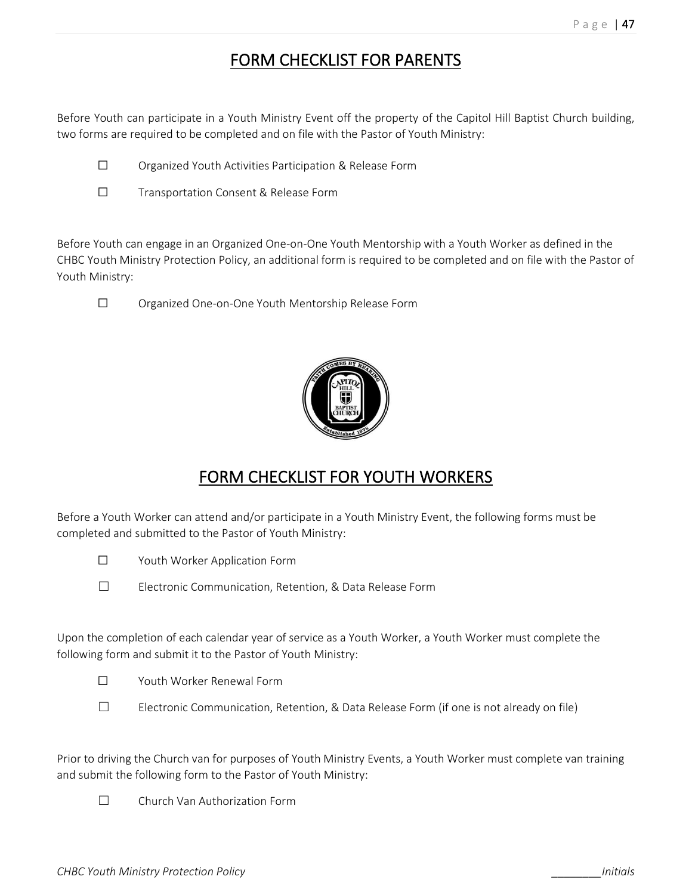# FORM CHECKLIST FOR PARENTS

Before Youth can participate in a Youth Ministry Event off the property of the Capitol Hill Baptist Church building, two forms are required to be completed and on file with the Pastor of Youth Ministry:

- ☐ Organized Youth Activities Participation & Release Form
- ☐ Transportation Consent & Release Form

Before Youth can engage in an Organized One-on-One Youth Mentorship with a Youth Worker as defined in the CHBC Youth Ministry Protection Policy, an additional form is required to be completed and on file with the Pastor of Youth Ministry:

- ☐ Organized One-on-One Youth Mentorship Release Form

# FORM CHECKLIST FOR YOUTH WORKERS

Before a Youth Worker can attend and/or participate in a Youth Ministry Event, the following forms must be completed and submitted to the Pastor of Youth Ministry:

- ☐ Youth Worker Application Form
- ☐ Electronic Communication, Retention, & Data Release Form

Upon the completion of each calendar year of service as a Youth Worker, a Youth Worker must complete the following form and submit it to the Pastor of Youth Ministry:

- ☐ Youth Worker Renewal Form
- ☐ Electronic Communication, Retention, & Data Release Form (if one is not already on file)

Prior to driving the Church van for purposes of Youth Ministry Events, a Youth Worker must complete van training and submit the following form to the Pastor of Youth Ministry:

- ☐ Church Van Authorization Form